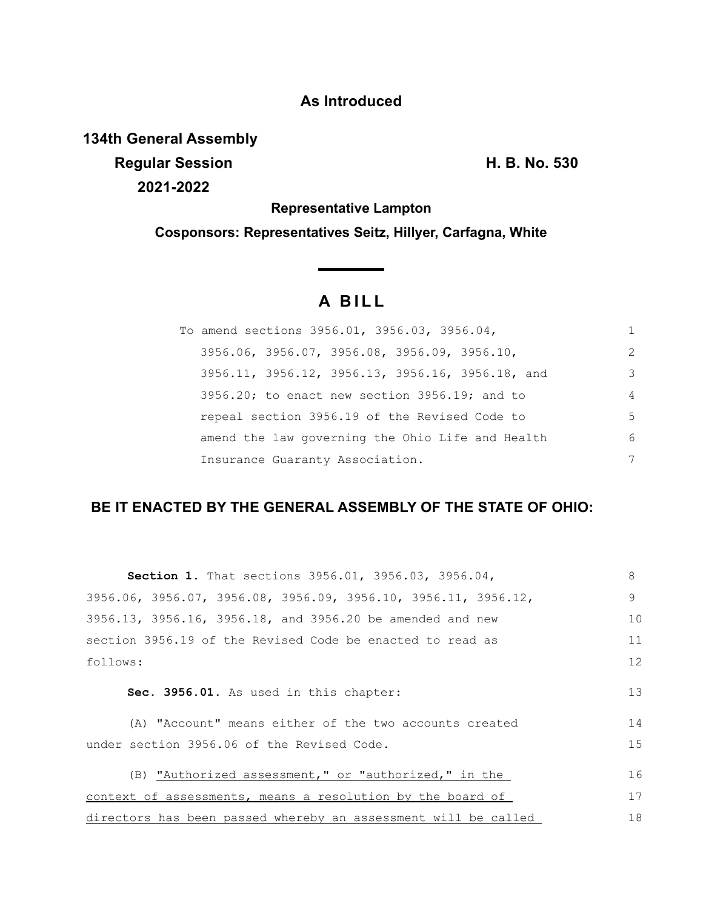**As Introduced**

**134th General Assembly**
**Regular Session**
**2021-2022**

**H. B. No. 530**

**Representative Lampton**

**Cosponsors: Representatives Seitz, Hillyer, Carfagna, White**

# A BILL

To amend sections 3956.01, 3956.03, 3956.04, 3956.06, 3956.07, 3956.08, 3956.09, 3956.10, 3956.11, 3956.12, 3956.13, 3956.16, 3956.18, and 3956.20; to enact new section 3956.19; and to repeal section 3956.19 of the Revised Code to amend the law governing the Ohio Life and Health Insurance Guaranty Association.

**BE IT ENACTED BY THE GENERAL ASSEMBLY OF THE STATE OF OHIO:**

**Section 1.** That sections 3956.01, 3956.03, 3956.04, 3956.06, 3956.07, 3956.08, 3956.09, 3956.10, 3956.11, 3956.12, 3956.13, 3956.16, 3956.18, and 3956.20 be amended and new section 3956.19 of the Revised Code be enacted to read as follows:

**Sec. 3956.01.** As used in this chapter:

(A) "Account" means either of the two accounts created under section 3956.06 of the Revised Code.

(B) <u>"Authorized assessment," or "authorized," in the context of assessments, means a resolution by the board of directors has been passed whereby an assessment will be called</u>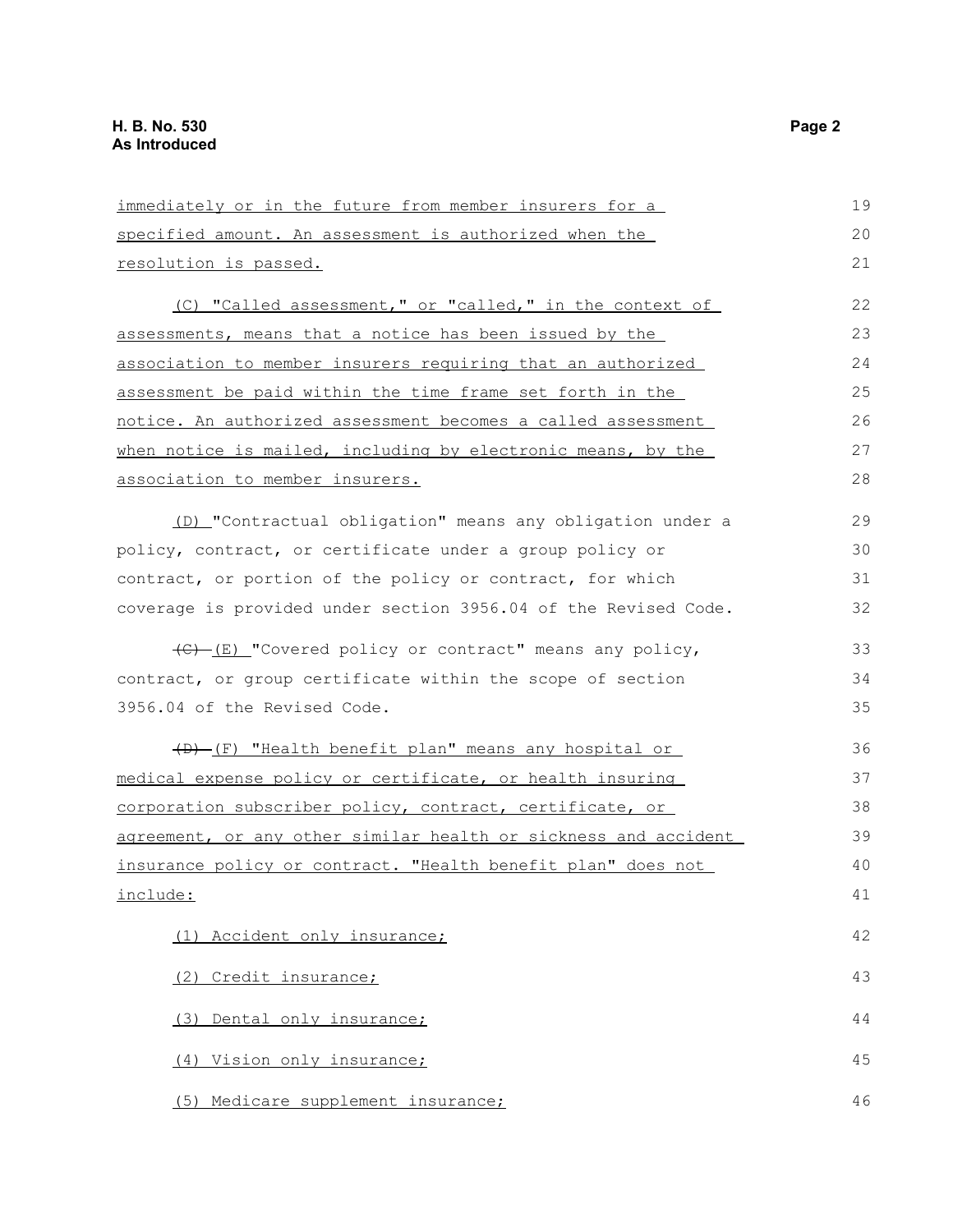immediately or in the future from member insurers for a specified amount. An assessment is authorized when the resolution is passed.

(C) "Called assessment," or "called," in the context of assessments, means that a notice has been issued by the association to member insurers requiring that an authorized assessment be paid within the time frame set forth in the notice. An authorized assessment becomes a called assessment when notice is mailed, including by electronic means, by the association to member insurers.

(D) "Contractual obligation" means any obligation under a policy, contract, or certificate under a group policy or contract, or portion of the policy or contract, for which coverage is provided under section 3956.04 of the Revised Code.

~~(C)~~ (E) "Covered policy or contract" means any policy, contract, or group certificate within the scope of section 3956.04 of the Revised Code.

~~(D)~~ (F) "Health benefit plan" means any hospital or medical expense policy or certificate, or health insuring corporation subscriber policy, contract, certificate, or agreement, or any other similar health or sickness and accident insurance policy or contract. "Health benefit plan" does not include:

(1) Accident only insurance;

(2) Credit insurance;

(3) Dental only insurance;

(4) Vision only insurance;

(5) Medicare supplement insurance;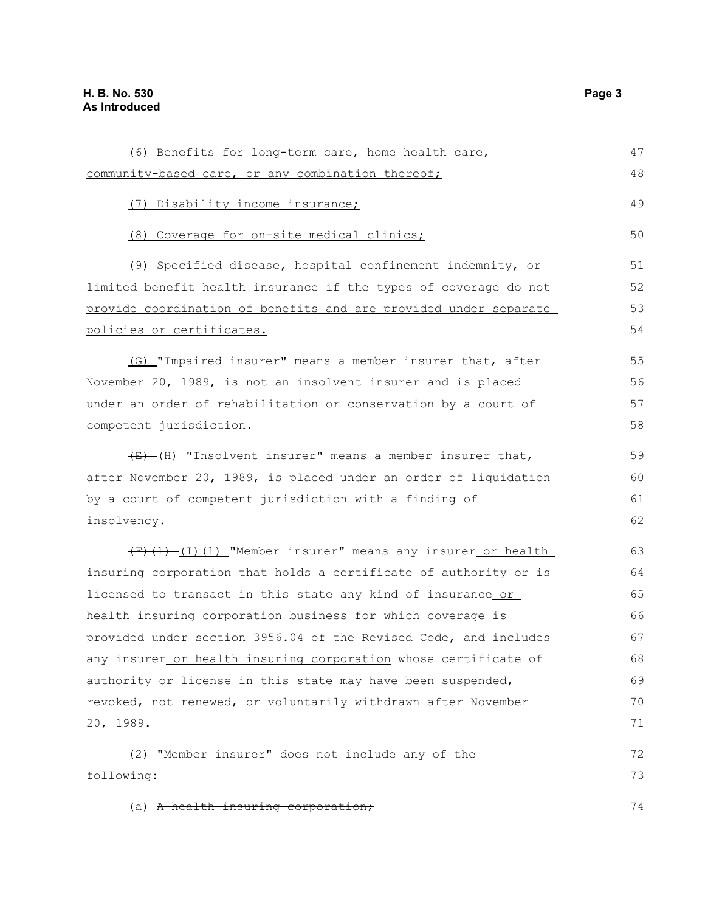(6) Benefits for long-term care, home health care, community-based care, or any combination thereof;

(7) Disability income insurance;

(8) Coverage for on-site medical clinics;

(9) Specified disease, hospital confinement indemnity, or limited benefit health insurance if the types of coverage do not provide coordination of benefits and are provided under separate policies or certificates.

(G) "Impaired insurer" means a member insurer that, after November 20, 1989, is not an insolvent insurer and is placed under an order of rehabilitation or conservation by a court of competent jurisdiction.

~~(E)~~ (H) "Insolvent insurer" means a member insurer that, after November 20, 1989, is placed under an order of liquidation by a court of competent jurisdiction with a finding of insolvency.

~~(F)(1)~~ (I)(1) "Member insurer" means any insurer or health insuring corporation that holds a certificate of authority or is licensed to transact in this state any kind of insurance or health insuring corporation business for which coverage is provided under section 3956.04 of the Revised Code, and includes any insurer or health insuring corporation whose certificate of authority or license in this state may have been suspended, revoked, not renewed, or voluntarily withdrawn after November 20, 1989.

(2) "Member insurer" does not include any of the following:

(a) ~~A health insuring corporation;~~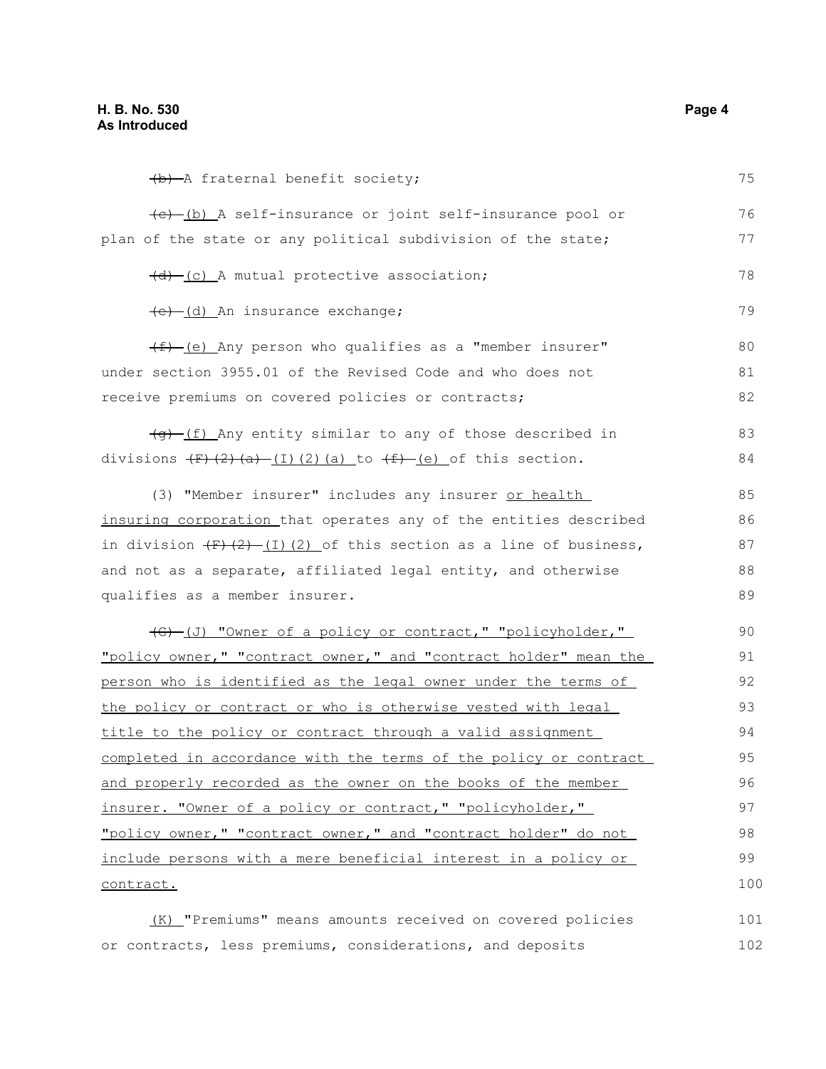~~(b)~~ A fraternal benefit society;

~~(c)~~ (b) A self-insurance or joint self-insurance pool or plan of the state or any political subdivision of the state;

~~(d)~~ (c) A mutual protective association;

~~(e)~~ (d) An insurance exchange;

~~(f)~~ (e) Any person who qualifies as a "member insurer" under section 3955.01 of the Revised Code and who does not receive premiums on covered policies or contracts;

~~(g)~~ (f) Any entity similar to any of those described in divisions ~~(F)(2)(a)~~ (I)(2)(a) to ~~(f)~~ (e) of this section.

(3) "Member insurer" includes any insurer <u>or health insuring corporation</u> that operates any of the entities described in division ~~(F)(2)~~ (I)(2) of this section as a line of business, and not as a separate, affiliated legal entity, and otherwise qualifies as a member insurer.

~~(G)~~ <u>(J) "Owner of a policy or contract," "policyholder," "policy owner," "contract owner," and "contract holder" mean the person who is identified as the legal owner under the terms of the policy or contract or who is otherwise vested with legal title to the policy or contract through a valid assignment completed in accordance with the terms of the policy or contract and properly recorded as the owner on the books of the member insurer. "Owner of a policy or contract," "policyholder," "policy owner," "contract owner," and "contract holder" do not include persons with a mere beneficial interest in a policy or contract.</u>

<u>(K)</u> "Premiums" means amounts received on covered policies or contracts, less premiums, considerations, and deposits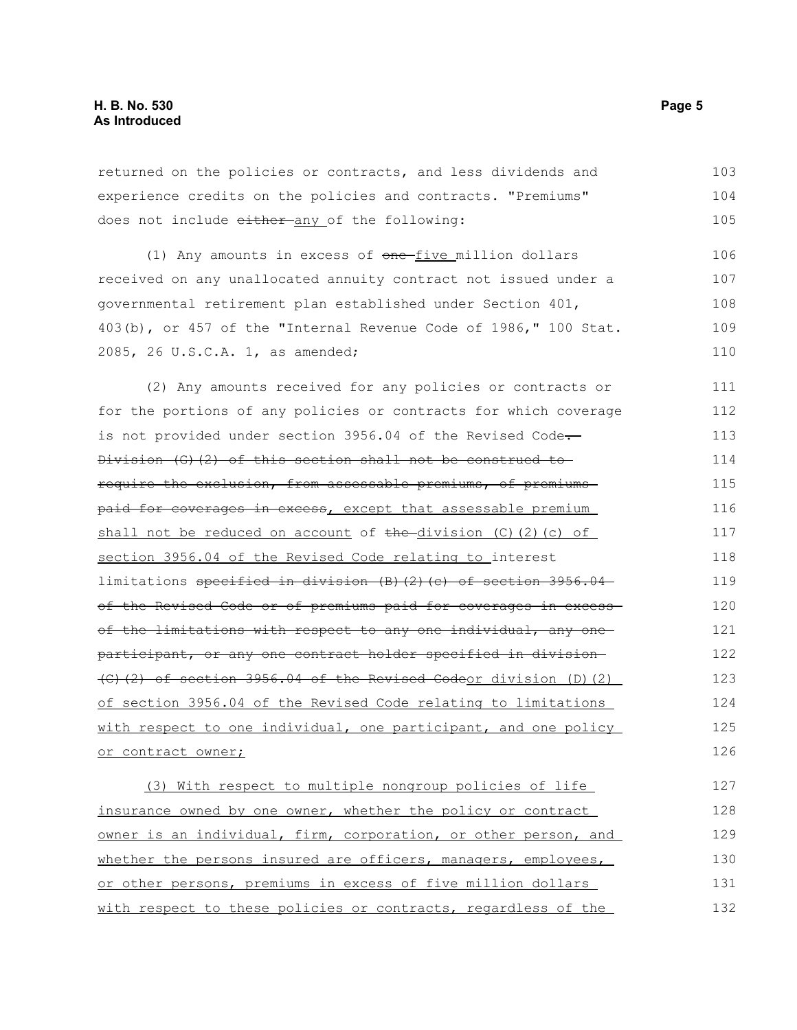returned on the policies or contracts, and less dividends and experience credits on the policies and contracts. "Premiums" does not include ~~either~~ <u>any</u> of the following:

(1) Any amounts in excess of ~~one~~ <u>five</u> million dollars received on any unallocated annuity contract not issued under a governmental retirement plan established under Section 401, 403(b), or 457 of the "Internal Revenue Code of 1986," 100 Stat. 2085, 26 U.S.C.A. 1, as amended;

(2) Any amounts received for any policies or contracts or for the portions of any policies or contracts for which coverage is not provided under section 3956.04 of the Revised Code~~. Division (G)(2) of this section shall not be construed to require the exclusion, from assessable premiums, of premiums paid for coverages in excess~~<u>, except that assessable premium shall not be reduced on account</u> of ~~the~~ <u>division (C)(2)(c) of section 3956.04 of the Revised Code relating to</u> interest limitations ~~specified in division (B)(2)(c) of section 3956.04 of the Revised Code or of premiums paid for coverages in excess of the limitations with respect to any one individual, any one participant, or any one contract holder specified in division (C)(2) of section 3956.04 of the Revised Code~~<u>or division (D)(2) of section 3956.04 of the Revised Code relating to limitations with respect to one individual, one participant, and one policy or contract owner;</u>

<u>(3) With respect to multiple nongroup policies of life insurance owned by one owner, whether the policy or contract owner is an individual, firm, corporation, or other person, and whether the persons insured are officers, managers, employees, or other persons, premiums in excess of five million dollars with respect to these policies or contracts, regardless of the</u>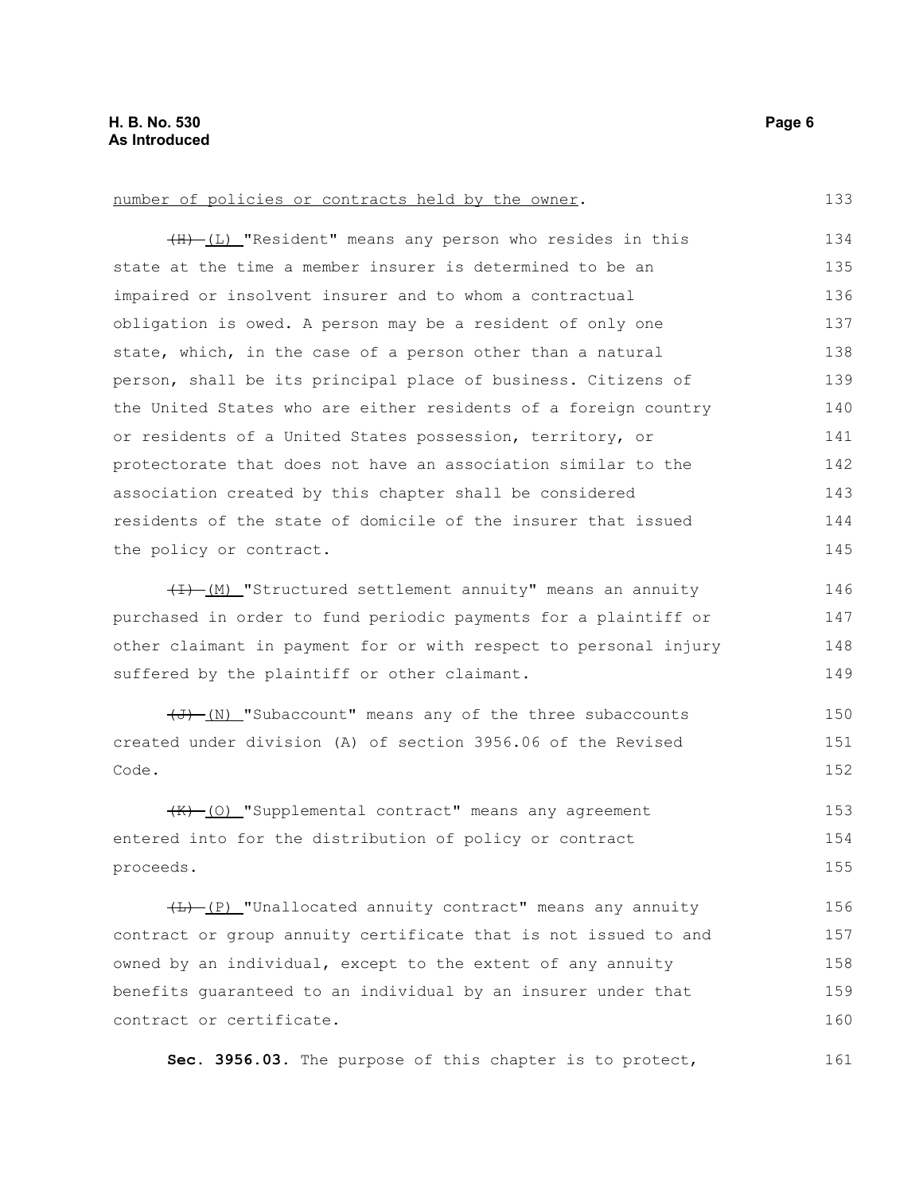number of policies or contracts held by the owner.

~~(H)~~ (L) "Resident" means any person who resides in this state at the time a member insurer is determined to be an impaired or insolvent insurer and to whom a contractual obligation is owed. A person may be a resident of only one state, which, in the case of a person other than a natural person, shall be its principal place of business. Citizens of the United States who are either residents of a foreign country or residents of a United States possession, territory, or protectorate that does not have an association similar to the association created by this chapter shall be considered residents of the state of domicile of the insurer that issued the policy or contract.

~~(I)~~ (M) "Structured settlement annuity" means an annuity purchased in order to fund periodic payments for a plaintiff or other claimant in payment for or with respect to personal injury suffered by the plaintiff or other claimant.

~~(J)~~ (N) "Subaccount" means any of the three subaccounts created under division (A) of section 3956.06 of the Revised Code.

~~(K)~~ (O) "Supplemental contract" means any agreement entered into for the distribution of policy or contract proceeds.

~~(L)~~ (P) "Unallocated annuity contract" means any annuity contract or group annuity certificate that is not issued to and owned by an individual, except to the extent of any annuity benefits guaranteed to an individual by an insurer under that contract or certificate.

**Sec. 3956.03.** The purpose of this chapter is to protect,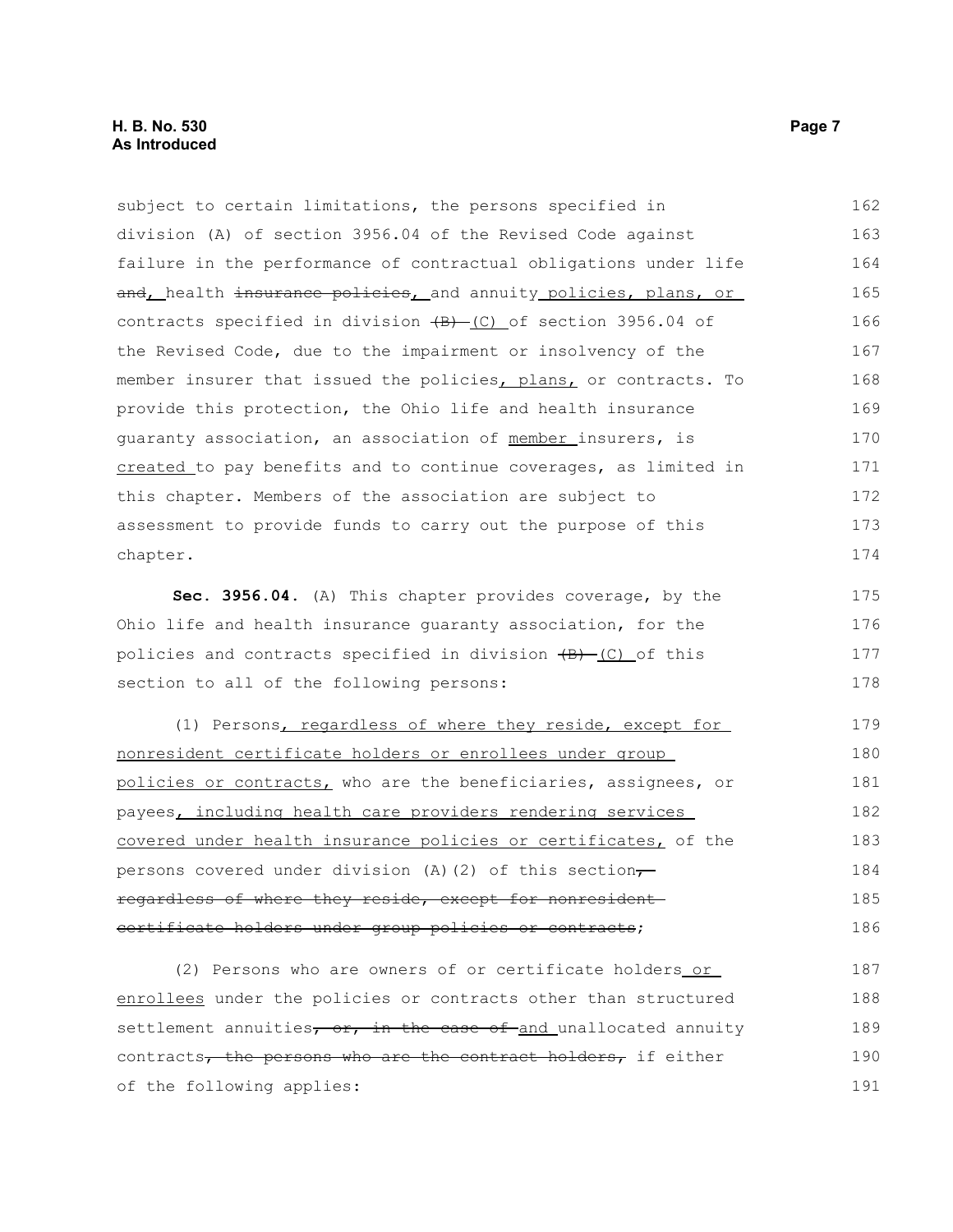subject to certain limitations, the persons specified in division (A) of section 3956.04 of the Revised Code against failure in the performance of contractual obligations under life ~~and~~<u>,</u> health ~~insurance policies,~~ <u>,</u> and annuity <u>policies, plans, or</u> contracts specified in division ~~(B)~~ <u>(C)</u> of section 3956.04 of the Revised Code, due to the impairment or insolvency of the member insurer that issued the policies<u>, plans,</u> or contracts. To provide this protection, the Ohio life and health insurance guaranty association, an association of <u>member</u> insurers, is <u>created</u> to pay benefits and to continue coverages, as limited in this chapter. Members of the association are subject to assessment to provide funds to carry out the purpose of this chapter.

**Sec. 3956.04.** (A) This chapter provides coverage, by the Ohio life and health insurance guaranty association, for the policies and contracts specified in division ~~(B)~~ <u>(C)</u> of this section to all of the following persons:

(1) Persons<u>, regardless of where they reside, except for nonresident certificate holders or enrollees under group policies or contracts,</u> who are the beneficiaries, assignees, or payees<u>, including health care providers rendering services covered under health insurance policies or certificates,</u> of the persons covered under division (A)(2) of this section~~, regardless of where they reside, except for nonresident certificate holders under group policies or contracts~~;

(2) Persons who are owners of or certificate holders <u>or enrollees</u> under the policies or contracts other than structured settlement annuities~~, or, in the case of~~ <u>and</u> unallocated annuity contracts~~, the persons who are the contract holders,~~ if either of the following applies: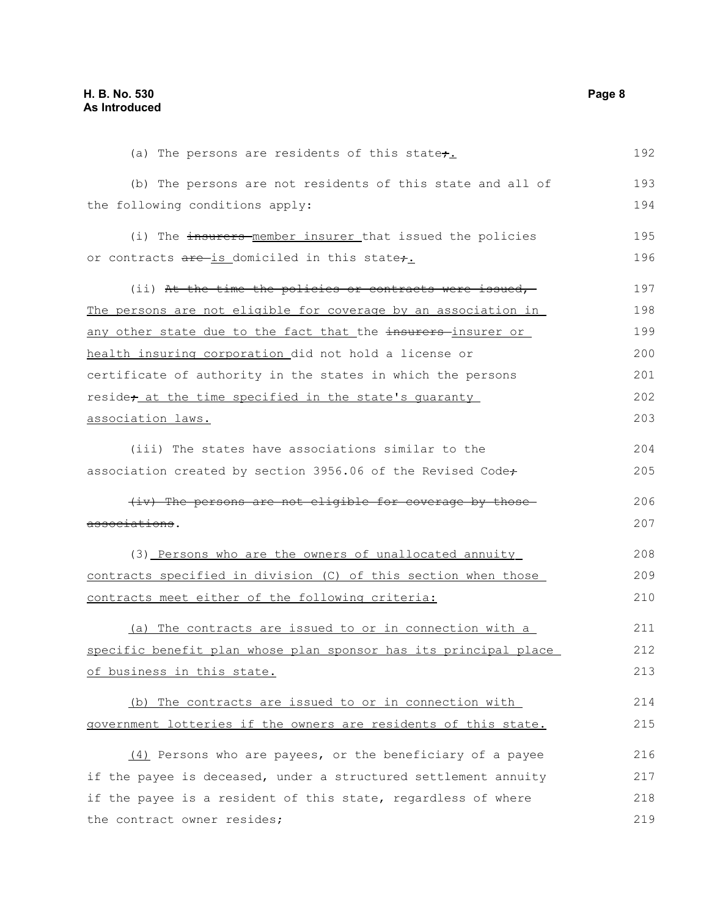(a) The persons are residents of this state;.

(b) The persons are not residents of this state and all of the following conditions apply:

(i) The insurers member insurer that issued the policies or contracts are is domiciled in this state;.

(ii) At the time the policies or contracts were issued, The persons are not eligible for coverage by an association in any other state due to the fact that the insurers insurer or health insuring corporation did not hold a license or certificate of authority in the states in which the persons reside; at the time specified in the state's guaranty association laws.

(iii) The states have associations similar to the association created by section 3956.06 of the Revised Code;

(iv) The persons are not eligible for coverage by those associations.

(3) Persons who are the owners of unallocated annuity contracts specified in division (C) of this section when those contracts meet either of the following criteria:

(a) The contracts are issued to or in connection with a specific benefit plan whose plan sponsor has its principal place of business in this state.

(b) The contracts are issued to or in connection with government lotteries if the owners are residents of this state.

(4) Persons who are payees, or the beneficiary of a payee if the payee is deceased, under a structured settlement annuity if the payee is a resident of this state, regardless of where the contract owner resides;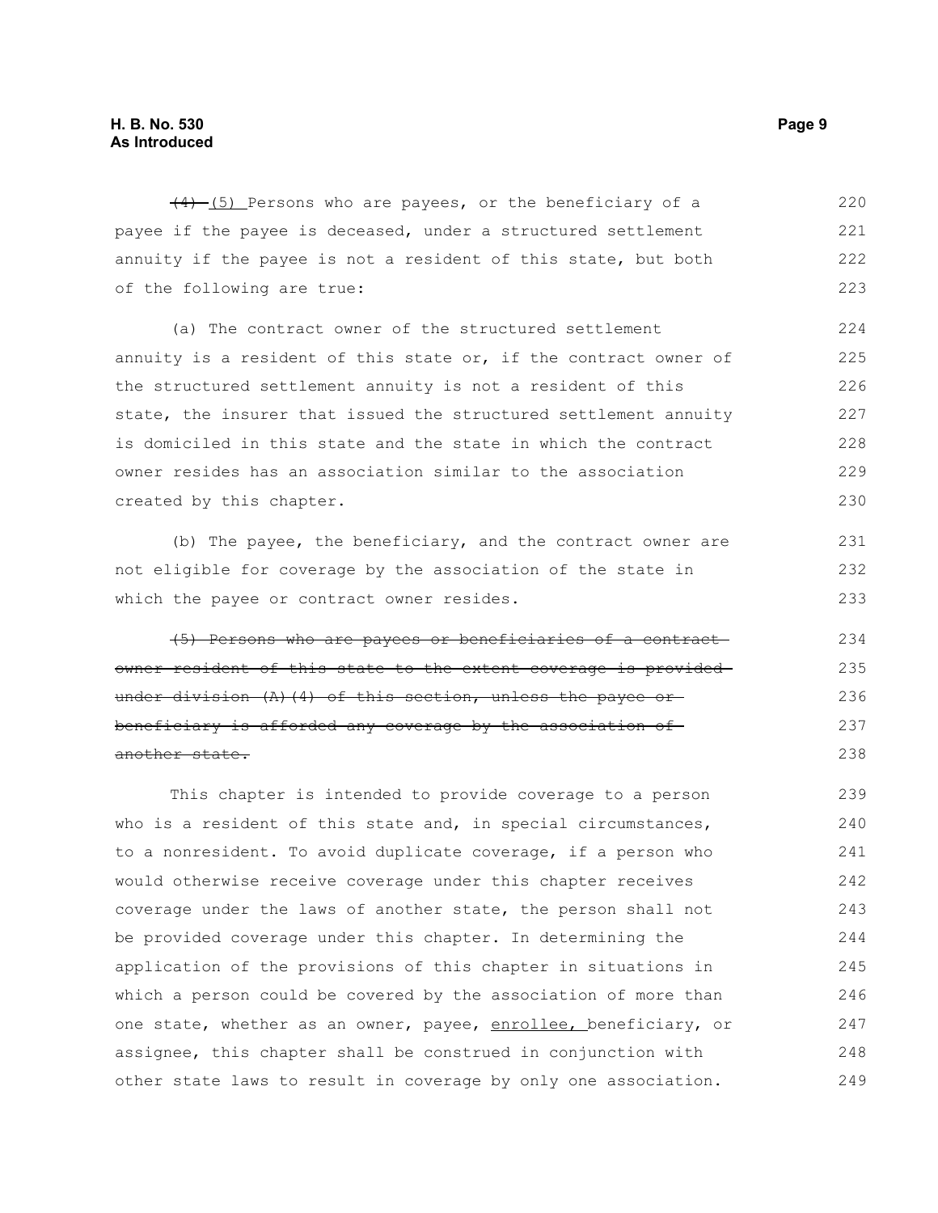~~(4)~~ (5) Persons who are payees, or the beneficiary of a payee if the payee is deceased, under a structured settlement annuity if the payee is not a resident of this state, but both of the following are true:

(a) The contract owner of the structured settlement annuity is a resident of this state or, if the contract owner of the structured settlement annuity is not a resident of this state, the insurer that issued the structured settlement annuity is domiciled in this state and the state in which the contract owner resides has an association similar to the association created by this chapter.

(b) The payee, the beneficiary, and the contract owner are not eligible for coverage by the association of the state in which the payee or contract owner resides.

~~(5) Persons who are payees or beneficiaries of a contract owner resident of this state to the extent coverage is provided under division (A)(4) of this section, unless the payee or beneficiary is afforded any coverage by the association of another state.~~

This chapter is intended to provide coverage to a person who is a resident of this state and, in special circumstances, to a nonresident. To avoid duplicate coverage, if a person who would otherwise receive coverage under this chapter receives coverage under the laws of another state, the person shall not be provided coverage under this chapter. In determining the application of the provisions of this chapter in situations in which a person could be covered by the association of more than one state, whether as an owner, payee, enrollee, beneficiary, or assignee, this chapter shall be construed in conjunction with other state laws to result in coverage by only one association.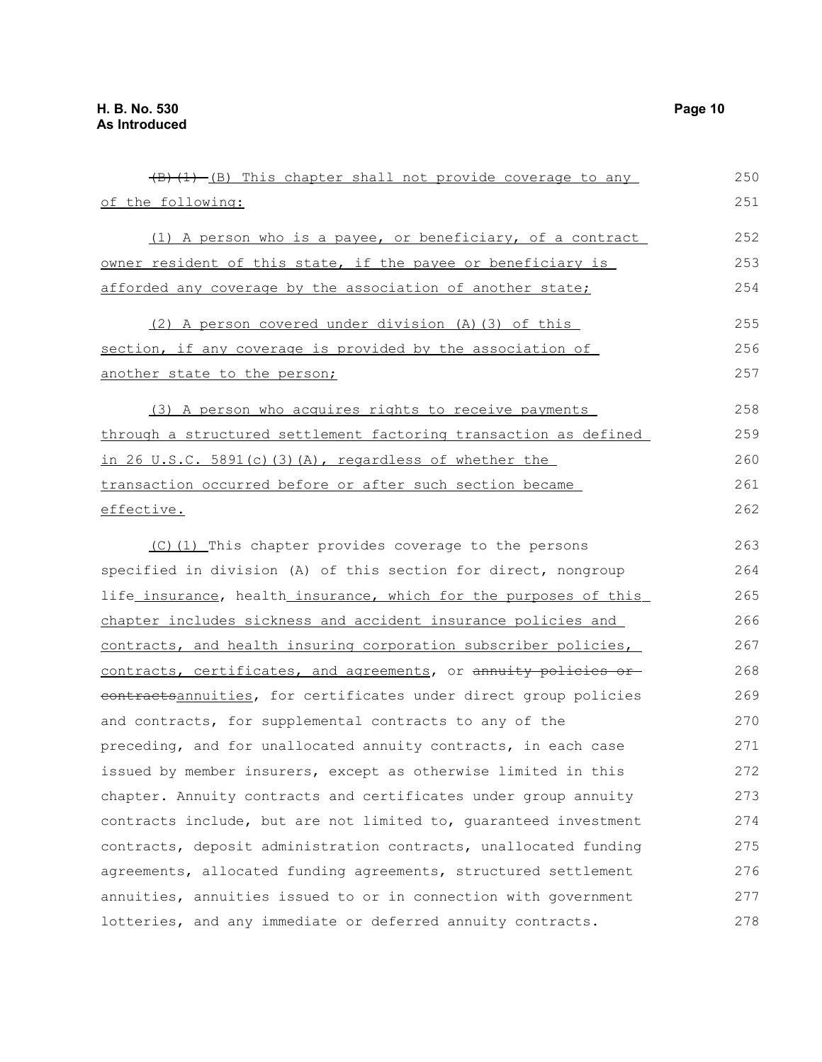~~(B)(1)~~ (B) This chapter shall not provide coverage to any of the following:

(1) A person who is a payee, or beneficiary, of a contract owner resident of this state, if the payee or beneficiary is afforded any coverage by the association of another state;

(2) A person covered under division (A)(3) of this section, if any coverage is provided by the association of another state to the person;

(3) A person who acquires rights to receive payments through a structured settlement factoring transaction as defined in 26 U.S.C. 5891(c)(3)(A), regardless of whether the transaction occurred before or after such section became effective.

(C)(1) This chapter provides coverage to the persons specified in division (A) of this section for direct, nongroup life insurance, health insurance, which for the purposes of this chapter includes sickness and accident insurance policies and contracts, and health insuring corporation subscriber policies, contracts, certificates, and agreements, or ~~annuity policies or contracts~~annuities, for certificates under direct group policies and contracts, for supplemental contracts to any of the preceding, and for unallocated annuity contracts, in each case issued by member insurers, except as otherwise limited in this chapter. Annuity contracts and certificates under group annuity contracts include, but are not limited to, guaranteed investment contracts, deposit administration contracts, unallocated funding agreements, allocated funding agreements, structured settlement annuities, annuities issued to or in connection with government lotteries, and any immediate or deferred annuity contracts.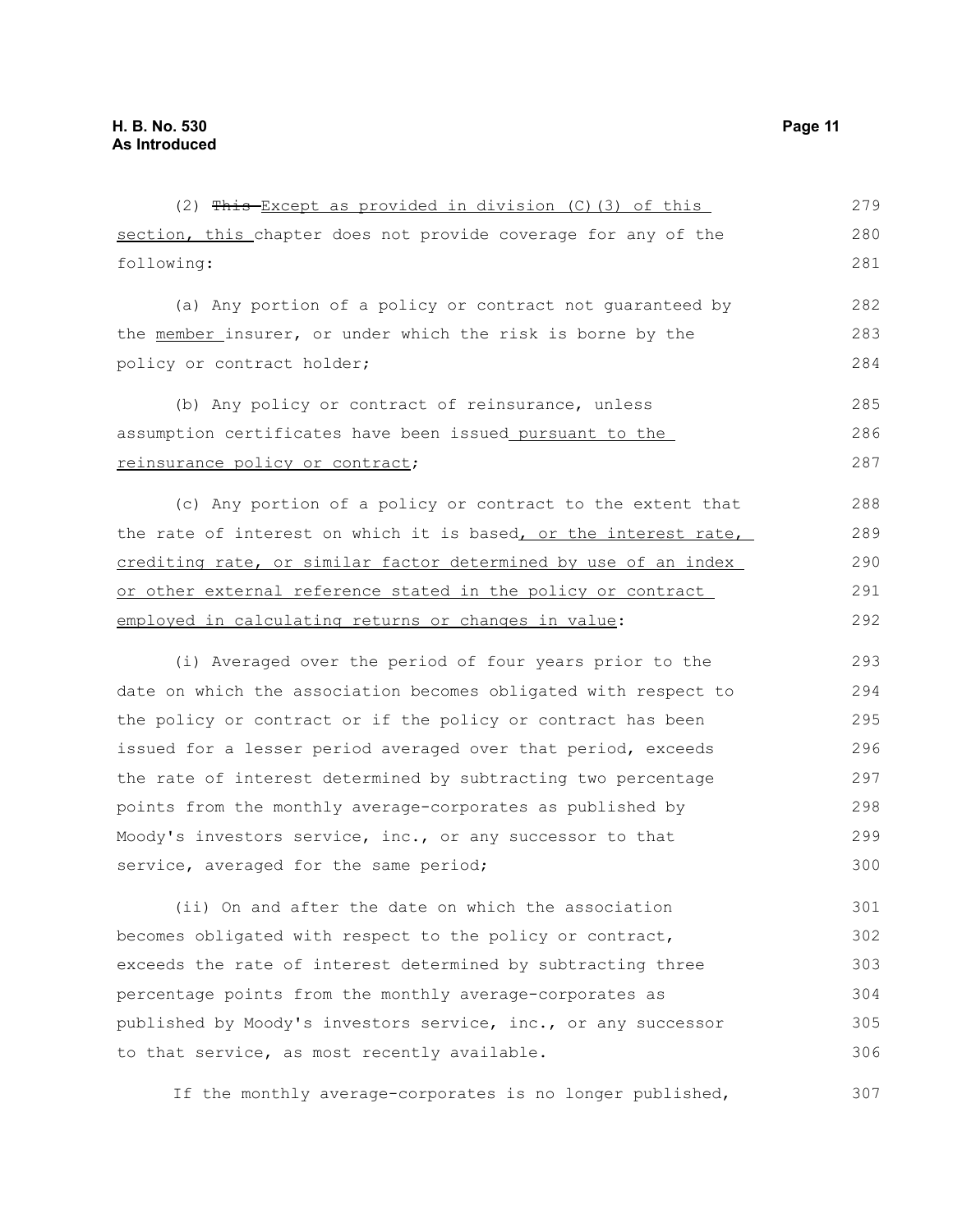(2) ~~This~~ Except as provided in division (C)(3) of this section, this chapter does not provide coverage for any of the following:

(a) Any portion of a policy or contract not guaranteed by the member insurer, or under which the risk is borne by the policy or contract holder;

(b) Any policy or contract of reinsurance, unless assumption certificates have been issued pursuant to the reinsurance policy or contract;

(c) Any portion of a policy or contract to the extent that the rate of interest on which it is based, or the interest rate, crediting rate, or similar factor determined by use of an index or other external reference stated in the policy or contract employed in calculating returns or changes in value:

(i) Averaged over the period of four years prior to the date on which the association becomes obligated with respect to the policy or contract or if the policy or contract has been issued for a lesser period averaged over that period, exceeds the rate of interest determined by subtracting two percentage points from the monthly average-corporates as published by Moody's investors service, inc., or any successor to that service, averaged for the same period;

(ii) On and after the date on which the association becomes obligated with respect to the policy or contract, exceeds the rate of interest determined by subtracting three percentage points from the monthly average-corporates as published by Moody's investors service, inc., or any successor to that service, as most recently available.

If the monthly average-corporates is no longer published,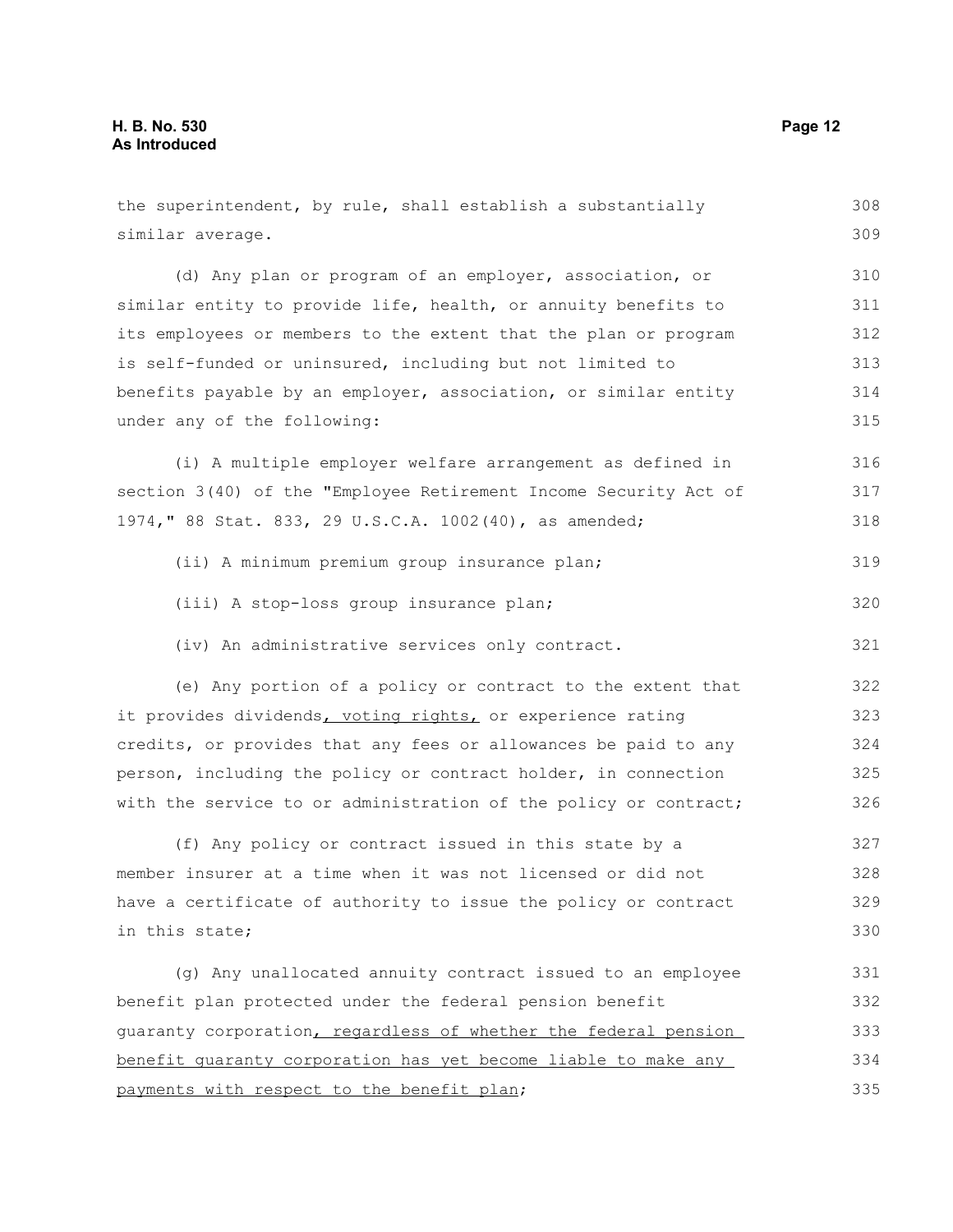the superintendent, by rule, shall establish a substantially similar average.

(d) Any plan or program of an employer, association, or similar entity to provide life, health, or annuity benefits to its employees or members to the extent that the plan or program is self-funded or uninsured, including but not limited to benefits payable by an employer, association, or similar entity under any of the following:

(i) A multiple employer welfare arrangement as defined in section 3(40) of the "Employee Retirement Income Security Act of 1974," 88 Stat. 833, 29 U.S.C.A. 1002(40), as amended;

(ii) A minimum premium group insurance plan;

(iii) A stop-loss group insurance plan;

(iv) An administrative services only contract.

(e) Any portion of a policy or contract to the extent that it provides dividends<u>, voting rights,</u> or experience rating credits, or provides that any fees or allowances be paid to any person, including the policy or contract holder, in connection with the service to or administration of the policy or contract;

(f) Any policy or contract issued in this state by a member insurer at a time when it was not licensed or did not have a certificate of authority to issue the policy or contract in this state;

(g) Any unallocated annuity contract issued to an employee benefit plan protected under the federal pension benefit guaranty corporation<u>, regardless of whether the federal pension benefit guaranty corporation has yet become liable to make any payments with respect to the benefit plan</u>;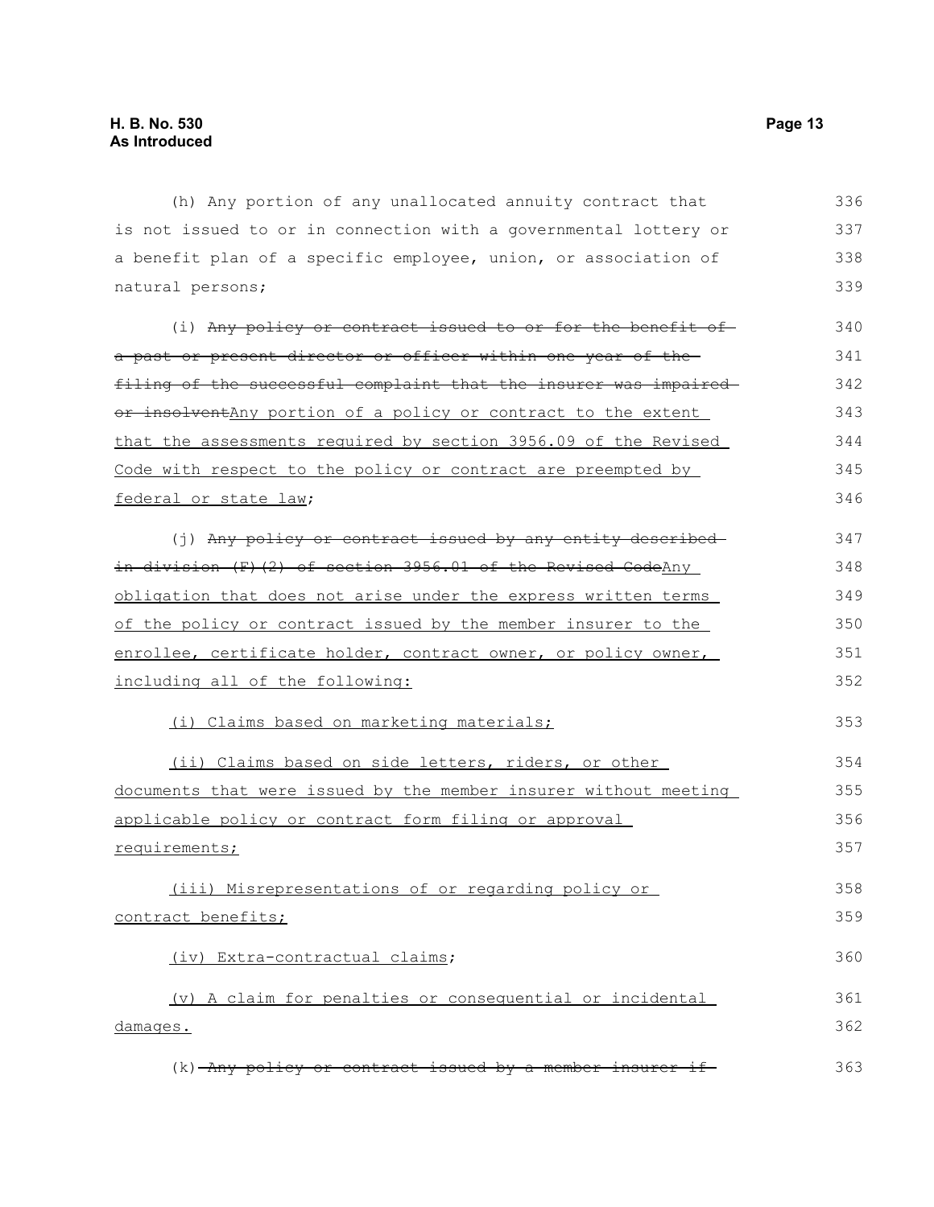(h) Any portion of any unallocated annuity contract that is not issued to or in connection with a governmental lottery or a benefit plan of a specific employee, union, or association of natural persons;

(i) ~~Any policy or contract issued to or for the benefit of a past or present director or officer within one year of the filing of the successful complaint that the insurer was impaired or insolvent~~Any portion of a policy or contract to the extent that the assessments required by section 3956.09 of the Revised Code with respect to the policy or contract are preempted by federal or state law;

(j) ~~Any policy or contract issued by any entity described in division (F)(2) of section 3956.01 of the Revised Code~~Any obligation that does not arise under the express written terms of the policy or contract issued by the member insurer to the enrollee, certificate holder, contract owner, or policy owner, including all of the following:

(i) Claims based on marketing materials;

(ii) Claims based on side letters, riders, or other documents that were issued by the member insurer without meeting applicable policy or contract form filing or approval requirements;

(iii) Misrepresentations of or regarding policy or contract benefits;

(iv) Extra-contractual claims;

(v) A claim for penalties or consequential or incidental damages.

(k) ~~Any policy or contract issued by a member insurer if~~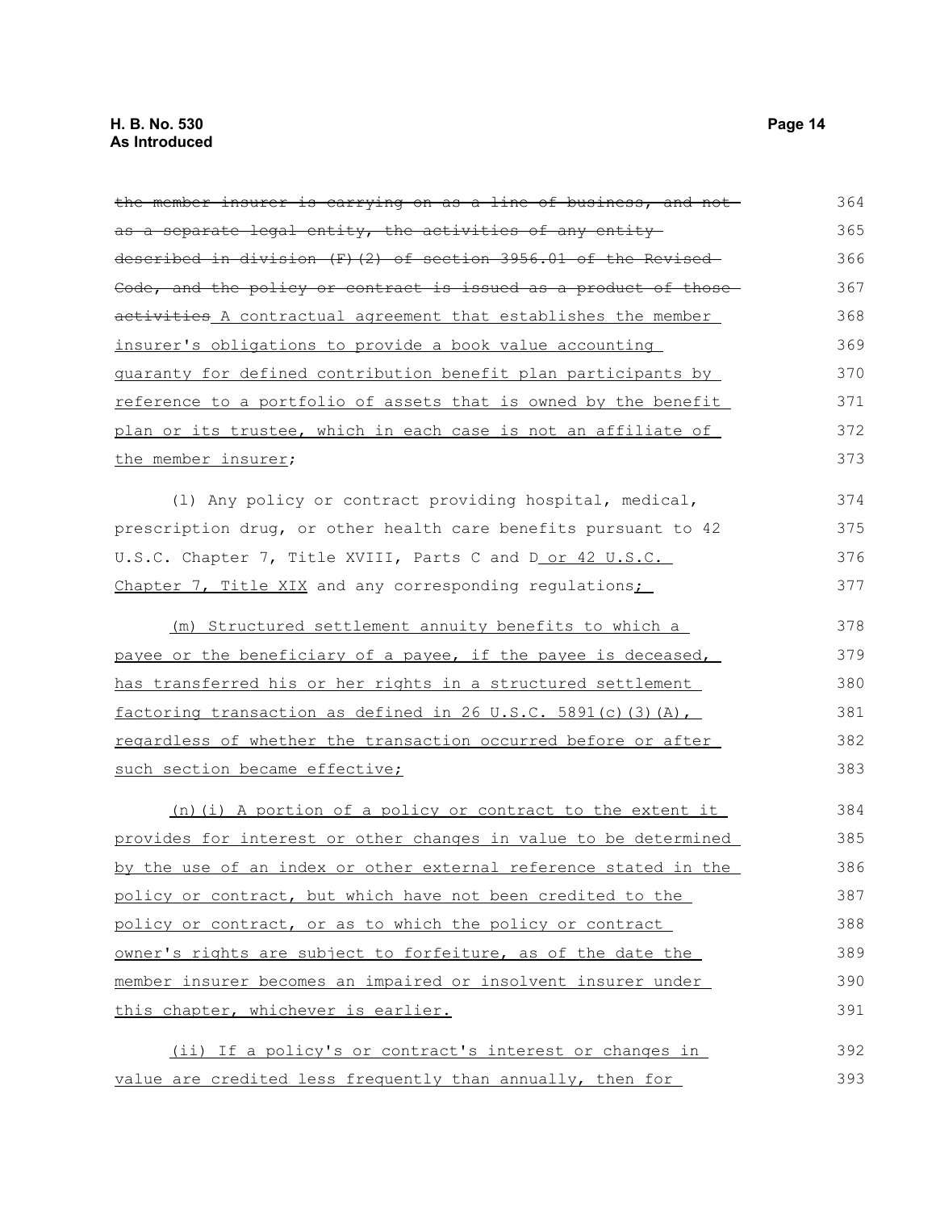~~the member insurer is carrying on as a line of business, and not as a separate legal entity, the activities of any entity described in division (F)(2) of section 3956.01 of the Revised Code, and the policy or contract is issued as a product of those activities~~ A contractual agreement that establishes the member insurer's obligations to provide a book value accounting guaranty for defined contribution benefit plan participants by reference to a portfolio of assets that is owned by the benefit plan or its trustee, which in each case is not an affiliate of the member insurer;

(l) Any policy or contract providing hospital, medical, prescription drug, or other health care benefits pursuant to 42 U.S.C. Chapter 7, Title XVIII, Parts C and D or 42 U.S.C. Chapter 7, Title XIX and any corresponding regulations;

(m) Structured settlement annuity benefits to which a payee or the beneficiary of a payee, if the payee is deceased, has transferred his or her rights in a structured settlement factoring transaction as defined in 26 U.S.C. 5891(c)(3)(A), regardless of whether the transaction occurred before or after such section became effective;

(n)(i) A portion of a policy or contract to the extent it provides for interest or other changes in value to be determined by the use of an index or other external reference stated in the policy or contract, but which have not been credited to the policy or contract, or as to which the policy or contract owner's rights are subject to forfeiture, as of the date the member insurer becomes an impaired or insolvent insurer under this chapter, whichever is earlier.

(ii) If a policy's or contract's interest or changes in value are credited less frequently than annually, then for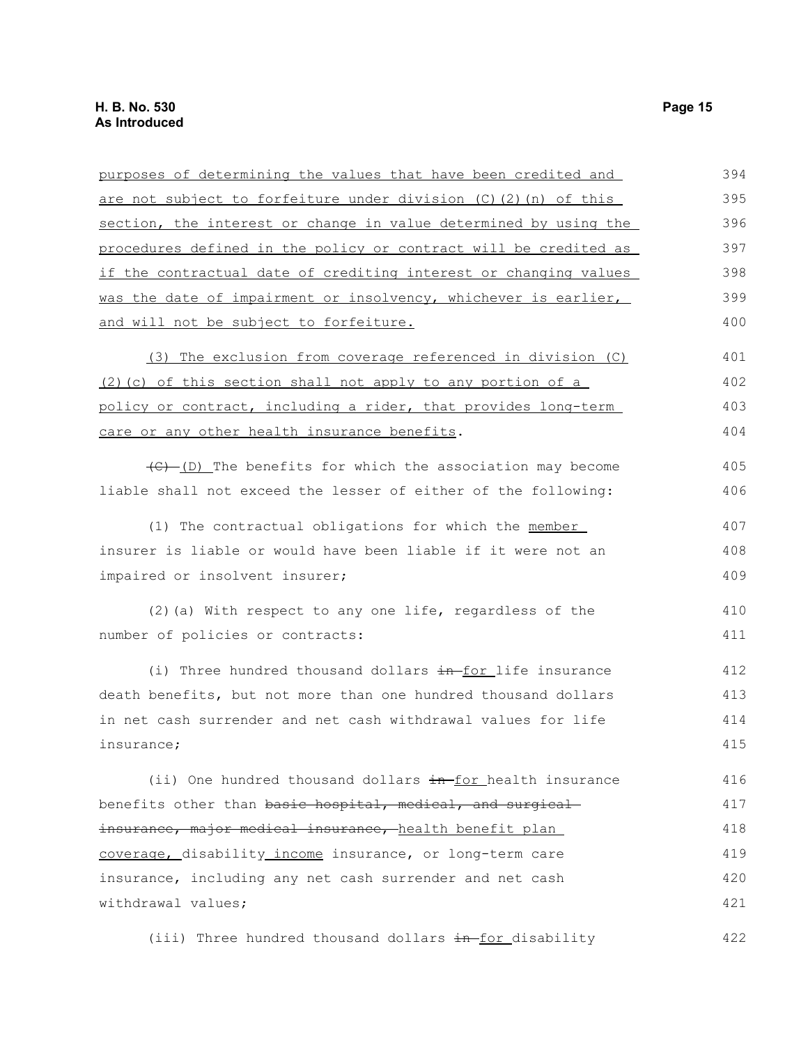purposes of determining the values that have been credited and are not subject to forfeiture under division (C)(2)(n) of this section, the interest or change in value determined by using the procedures defined in the policy or contract will be credited as if the contractual date of crediting interest or changing values was the date of impairment or insolvency, whichever is earlier, and will not be subject to forfeiture.

(3) The exclusion from coverage referenced in division (C)(2)(c) of this section shall not apply to any portion of a policy or contract, including a rider, that provides long-term care or any other health insurance benefits.

~~(C)~~ (D) The benefits for which the association may become liable shall not exceed the lesser of either of the following:

(1) The contractual obligations for which the member insurer is liable or would have been liable if it were not an impaired or insolvent insurer;

(2)(a) With respect to any one life, regardless of the number of policies or contracts:

(i) Three hundred thousand dollars ~~in~~ for life insurance death benefits, but not more than one hundred thousand dollars in net cash surrender and net cash withdrawal values for life insurance;

(ii) One hundred thousand dollars ~~in~~ for health insurance benefits other than ~~basic hospital, medical, and surgical insurance, major medical insurance,~~ health benefit plan coverage, disability income insurance, or long-term care insurance, including any net cash surrender and net cash withdrawal values;

(iii) Three hundred thousand dollars ~~in~~ for disability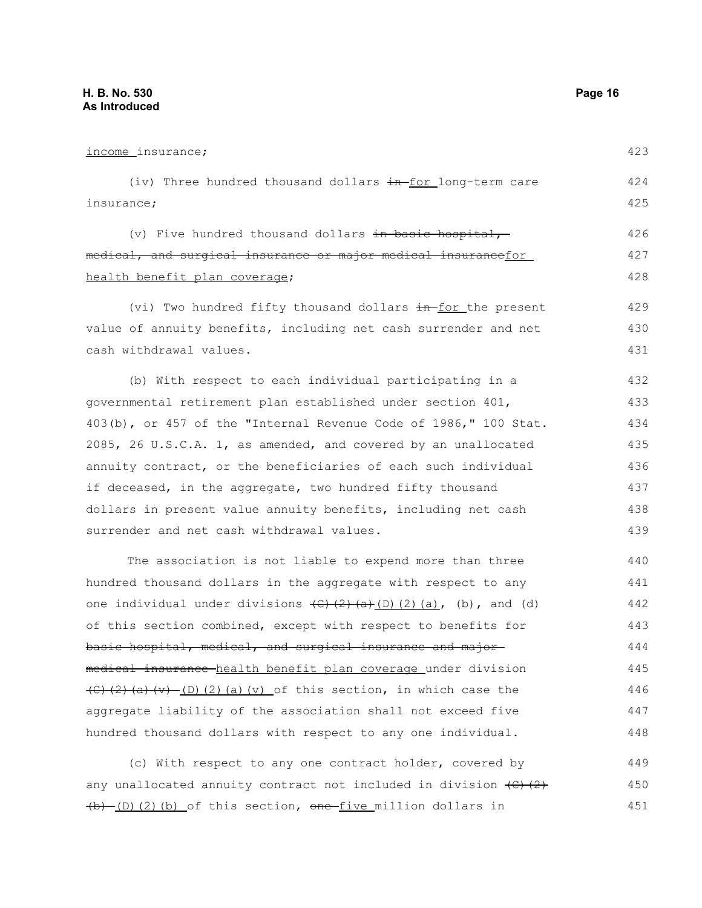income insurance;

(iv) Three hundred thousand dollars ~~in~~ for long-term care insurance;

(v) Five hundred thousand dollars ~~in basic hospital, medical, and surgical insurance or major medical insurance~~for health benefit plan coverage;

(vi) Two hundred fifty thousand dollars ~~in~~ for the present value of annuity benefits, including net cash surrender and net cash withdrawal values.

(b) With respect to each individual participating in a governmental retirement plan established under section 401, 403(b), or 457 of the "Internal Revenue Code of 1986," 100 Stat. 2085, 26 U.S.C.A. 1, as amended, and covered by an unallocated annuity contract, or the beneficiaries of each such individual if deceased, in the aggregate, two hundred fifty thousand dollars in present value annuity benefits, including net cash surrender and net cash withdrawal values.

The association is not liable to expend more than three hundred thousand dollars in the aggregate with respect to any one individual under divisions ~~(C)(2)(a)~~(D)(2)(a), (b), and (d) of this section combined, except with respect to benefits for ~~basic hospital, medical, and surgical insurance and major medical insurance~~ health benefit plan coverage under division ~~(C)(2)(a)(v)~~ (D)(2)(a)(v) of this section, in which case the aggregate liability of the association shall not exceed five hundred thousand dollars with respect to any one individual.

(c) With respect to any one contract holder, covered by any unallocated annuity contract not included in division ~~(C)(2)(b)~~ (D)(2)(b) of this section, ~~one~~ five million dollars in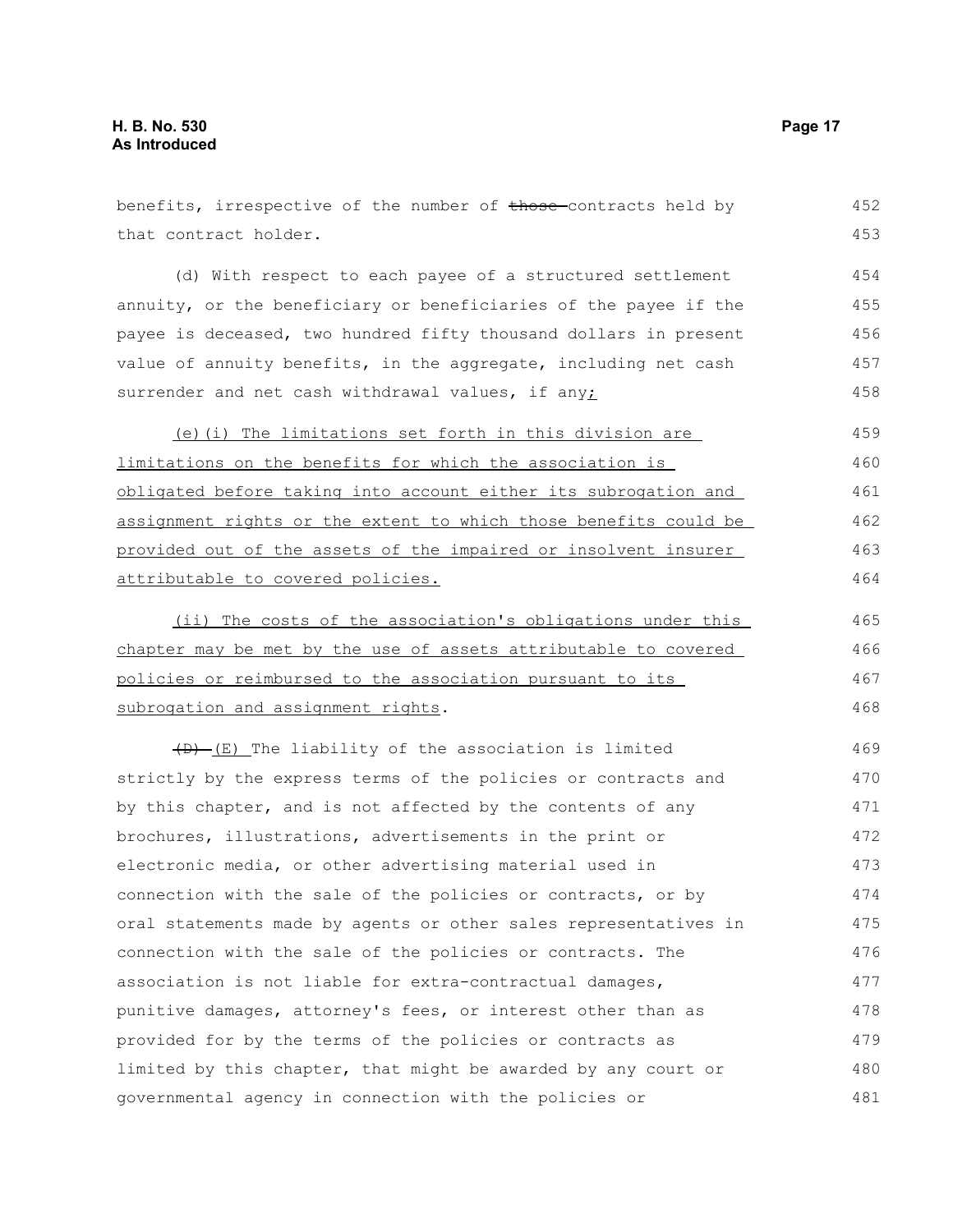benefits, irrespective of the number of ~~those~~ contracts held by that contract holder.

(d) With respect to each payee of a structured settlement annuity, or the beneficiary or beneficiaries of the payee if the payee is deceased, two hundred fifty thousand dollars in present value of annuity benefits, in the aggregate, including net cash surrender and net cash withdrawal values, if any;

(e)(i) The limitations set forth in this division are limitations on the benefits for which the association is obligated before taking into account either its subrogation and assignment rights or the extent to which those benefits could be provided out of the assets of the impaired or insolvent insurer attributable to covered policies.

(ii) The costs of the association's obligations under this chapter may be met by the use of assets attributable to covered policies or reimbursed to the association pursuant to its subrogation and assignment rights.

~~(D)~~ (E) The liability of the association is limited strictly by the express terms of the policies or contracts and by this chapter, and is not affected by the contents of any brochures, illustrations, advertisements in the print or electronic media, or other advertising material used in connection with the sale of the policies or contracts, or by oral statements made by agents or other sales representatives in connection with the sale of the policies or contracts. The association is not liable for extra-contractual damages, punitive damages, attorney's fees, or interest other than as provided for by the terms of the policies or contracts as limited by this chapter, that might be awarded by any court or governmental agency in connection with the policies or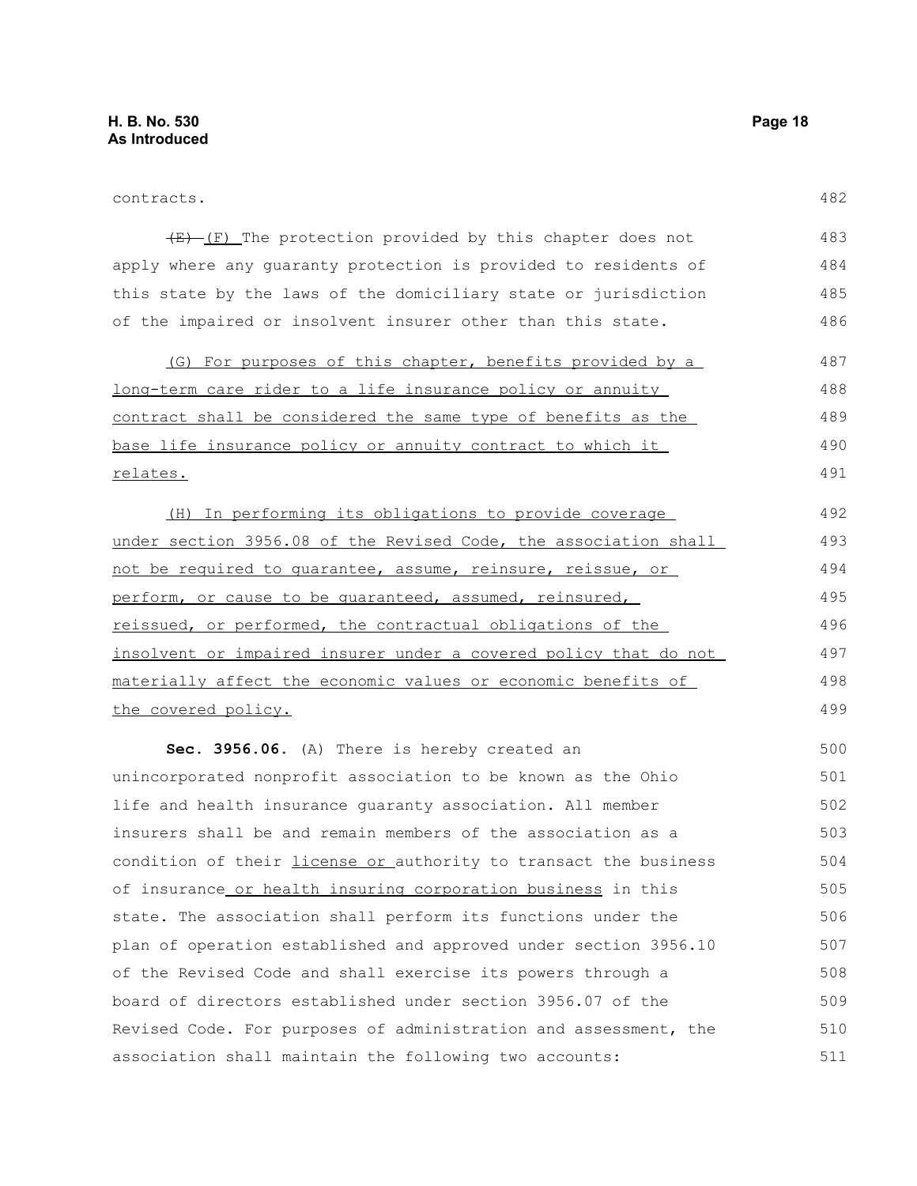contracts.

~~(E)~~ (F) The protection provided by this chapter does not apply where any guaranty protection is provided to residents of this state by the laws of the domiciliary state or jurisdiction of the impaired or insolvent insurer other than this state.

(G) For purposes of this chapter, benefits provided by a long-term care rider to a life insurance policy or annuity contract shall be considered the same type of benefits as the base life insurance policy or annuity contract to which it relates.

(H) In performing its obligations to provide coverage under section 3956.08 of the Revised Code, the association shall not be required to guarantee, assume, reinsure, reissue, or perform, or cause to be guaranteed, assumed, reinsured, reissued, or performed, the contractual obligations of the insolvent or impaired insurer under a covered policy that do not materially affect the economic values or economic benefits of the covered policy.

**Sec. 3956.06.** (A) There is hereby created an unincorporated nonprofit association to be known as the Ohio life and health insurance guaranty association. All member insurers shall be and remain members of the association as a condition of their license or authority to transact the business of insurance or health insuring corporation business in this state. The association shall perform its functions under the plan of operation established and approved under section 3956.10 of the Revised Code and shall exercise its powers through a board of directors established under section 3956.07 of the Revised Code. For purposes of administration and assessment, the association shall maintain the following two accounts: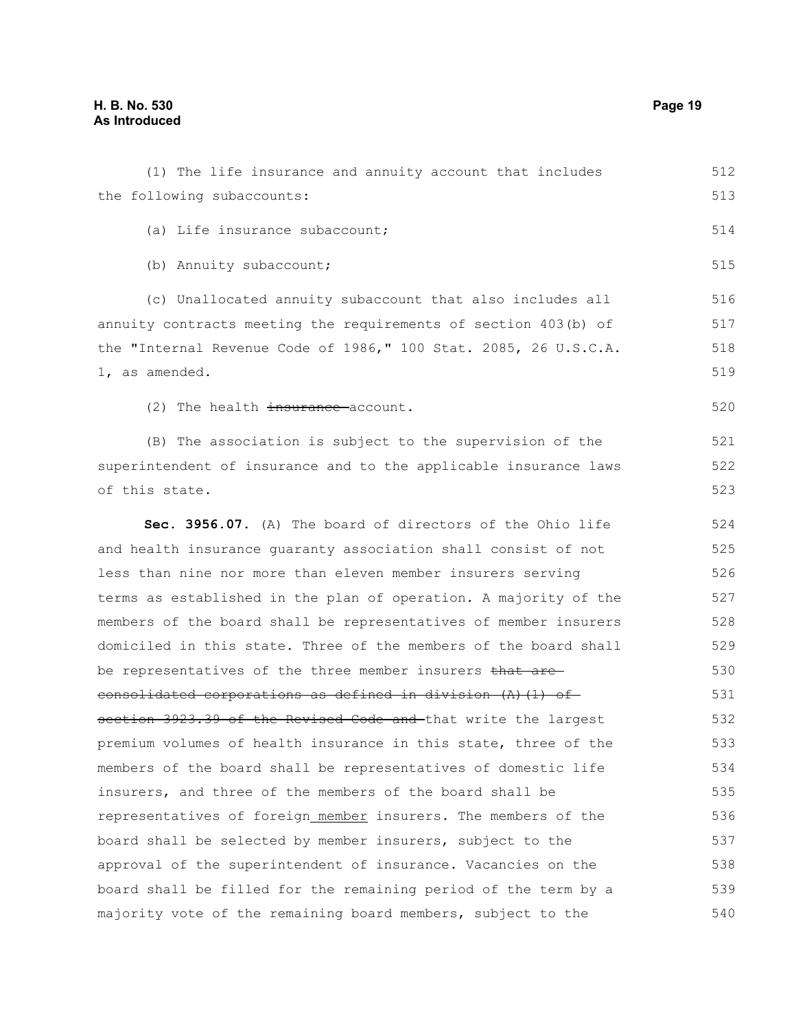(1) The life insurance and annuity account that includes the following subaccounts:

(a) Life insurance subaccount;

(b) Annuity subaccount;

(c) Unallocated annuity subaccount that also includes all annuity contracts meeting the requirements of section 403(b) of the "Internal Revenue Code of 1986," 100 Stat. 2085, 26 U.S.C.A. 1, as amended.

(2) The health ~~insurance~~ account.

(B) The association is subject to the supervision of the superintendent of insurance and to the applicable insurance laws of this state.

**Sec. 3956.07.** (A) The board of directors of the Ohio life and health insurance guaranty association shall consist of not less than nine nor more than eleven member insurers serving terms as established in the plan of operation. A majority of the members of the board shall be representatives of member insurers domiciled in this state. Three of the members of the board shall be representatives of the three member insurers ~~that are consolidated corporations as defined in division (A)(1) of section 3923.39 of the Revised Code and~~ that write the largest premium volumes of health insurance in this state, three of the members of the board shall be representatives of domestic life insurers, and three of the members of the board shall be representatives of foreign member insurers. The members of the board shall be selected by member insurers, subject to the approval of the superintendent of insurance. Vacancies on the board shall be filled for the remaining period of the term by a majority vote of the remaining board members, subject to the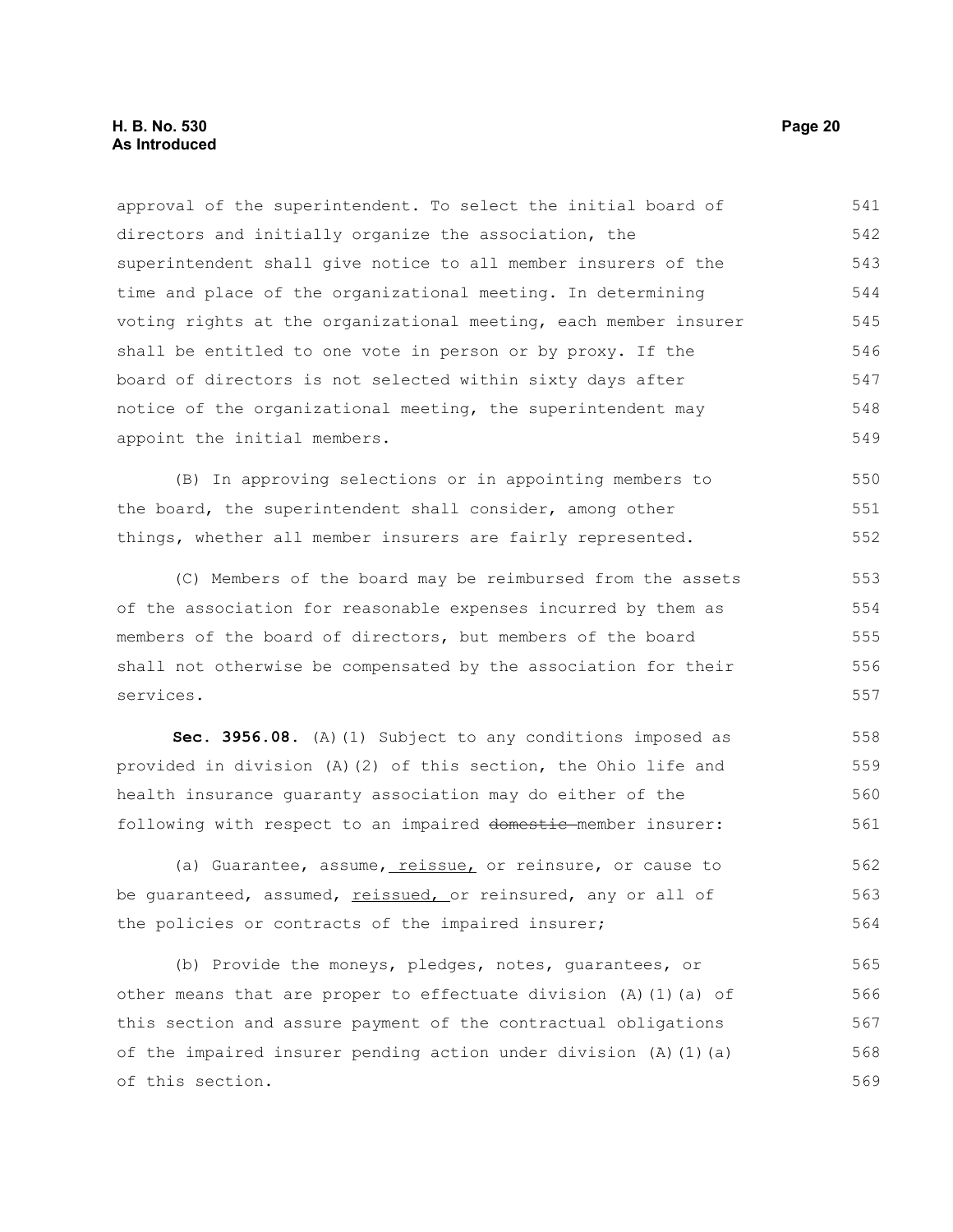approval of the superintendent. To select the initial board of directors and initially organize the association, the superintendent shall give notice to all member insurers of the time and place of the organizational meeting. In determining voting rights at the organizational meeting, each member insurer shall be entitled to one vote in person or by proxy. If the board of directors is not selected within sixty days after notice of the organizational meeting, the superintendent may appoint the initial members.

(B) In approving selections or in appointing members to the board, the superintendent shall consider, among other things, whether all member insurers are fairly represented.

(C) Members of the board may be reimbursed from the assets of the association for reasonable expenses incurred by them as members of the board of directors, but members of the board shall not otherwise be compensated by the association for their services.

**Sec. 3956.08.** (A)(1) Subject to any conditions imposed as provided in division (A)(2) of this section, the Ohio life and health insurance guaranty association may do either of the following with respect to an impaired ~~domestic~~ member insurer:

(a) Guarantee, assume, reissue, or reinsure, or cause to be guaranteed, assumed, reissued, or reinsured, any or all of the policies or contracts of the impaired insurer;

(b) Provide the moneys, pledges, notes, guarantees, or other means that are proper to effectuate division (A)(1)(a) of this section and assure payment of the contractual obligations of the impaired insurer pending action under division (A)(1)(a) of this section.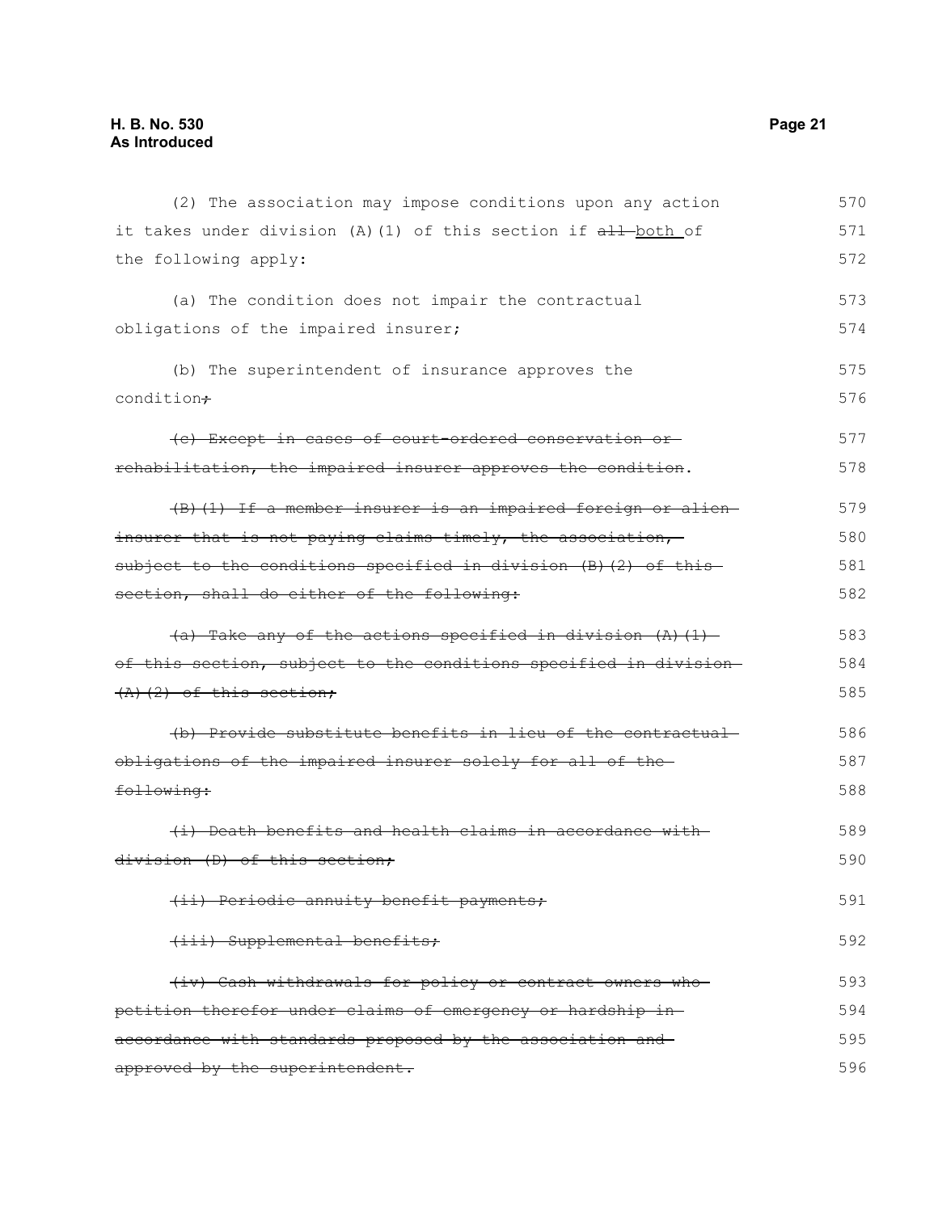(2) The association may impose conditions upon any action it takes under division (A)(1) of this section if ~~all~~ both of the following apply:

(a) The condition does not impair the contractual obligations of the impaired insurer;

(b) The superintendent of insurance approves the condition~~;~~

~~(c) Except in cases of court-ordered conservation or rehabilitation, the impaired insurer approves the condition~~.

~~(B)(1) If a member insurer is an impaired foreign or alien insurer that is not paying claims timely, the association, subject to the conditions specified in division (B)(2) of this section, shall do either of the following:~~

~~(a) Take any of the actions specified in division (A)(1) of this section, subject to the conditions specified in division (A)(2) of this section;~~

~~(b) Provide substitute benefits in lieu of the contractual obligations of the impaired insurer solely for all of the following:~~

~~(i) Death benefits and health claims in accordance with division (D) of this section;~~

~~(ii) Periodic annuity benefit payments;~~

~~(iii) Supplemental benefits;~~

~~(iv) Cash withdrawals for policy or contract owners who petition therefor under claims of emergency or hardship in accordance with standards proposed by the association and approved by the superintendent.~~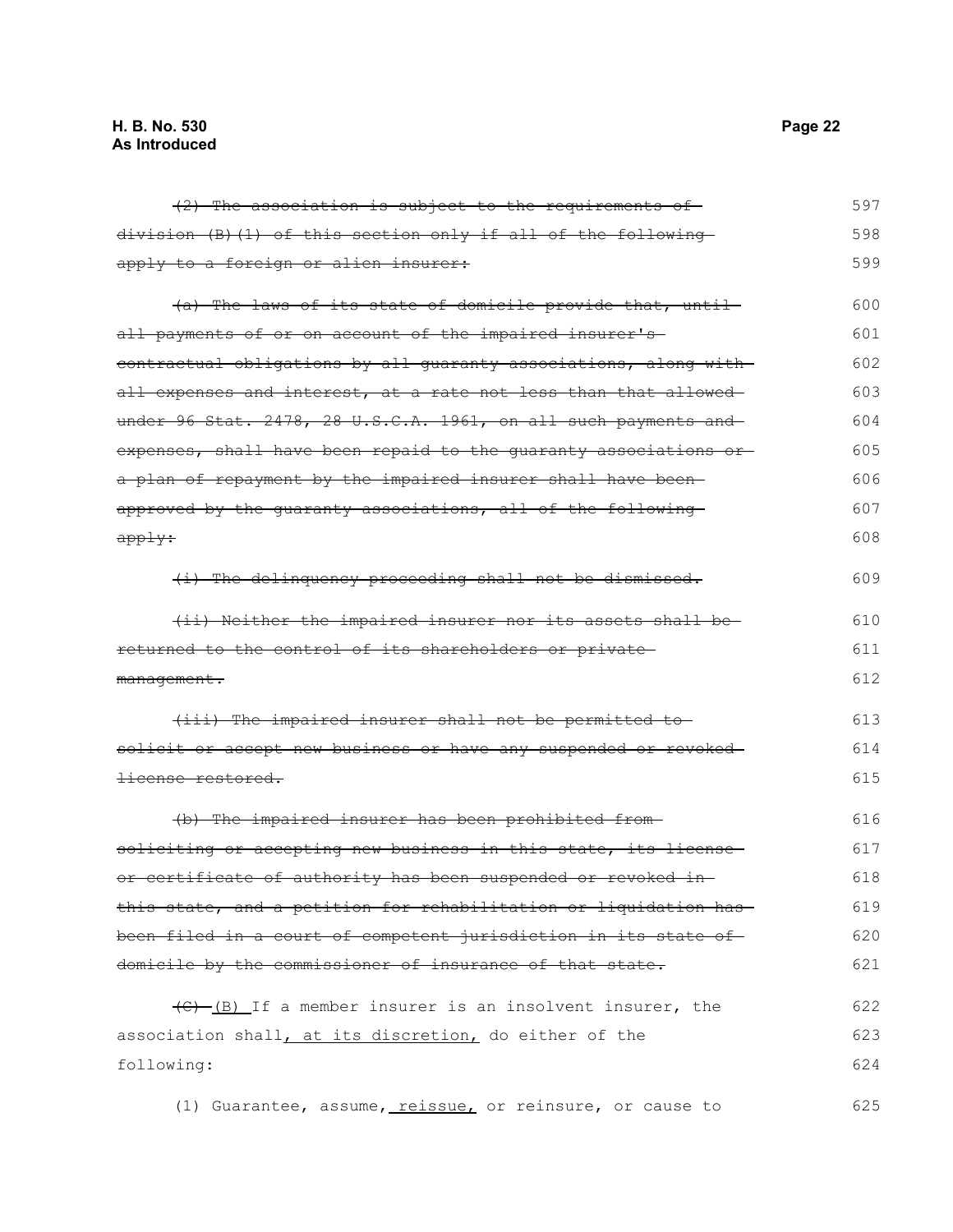~~(2) The association is subject to the requirements of division (B)(1) of this section only if all of the following apply to a foreign or alien insurer:~~ 597 598 599

~~(a) The laws of its state of domicile provide that, until all payments of or on account of the impaired insurer's contractual obligations by all guaranty associations, along with all expenses and interest, at a rate not less than that allowed under 96 Stat. 2478, 28 U.S.C.A. 1961, on all such payments and expenses, shall have been repaid to the guaranty associations or a plan of repayment by the impaired insurer shall have been approved by the guaranty associations, all of the following apply:~~ 600 601 602 603 604 605 606 607 608

~~(i) The delinquency proceeding shall not be dismissed.~~ 609

~~(ii) Neither the impaired insurer nor its assets shall be returned to the control of its shareholders or private management.~~ 610 611 612

~~(iii) The impaired insurer shall not be permitted to solicit or accept new business or have any suspended or revoked license restored.~~ 613 614 615

~~(b) The impaired insurer has been prohibited from soliciting or accepting new business in this state, its license or certificate of authority has been suspended or revoked in this state, and a petition for rehabilitation or liquidation has been filed in a court of competent jurisdiction in its state of domicile by the commissioner of insurance of that state.~~ 616 617 618 619 620 621

~~(C)~~ (B) If a member insurer is an insolvent insurer, the association shall, at its discretion, do either of the following: 622 623 624

(1) Guarantee, assume, reissue, or reinsure, or cause to 625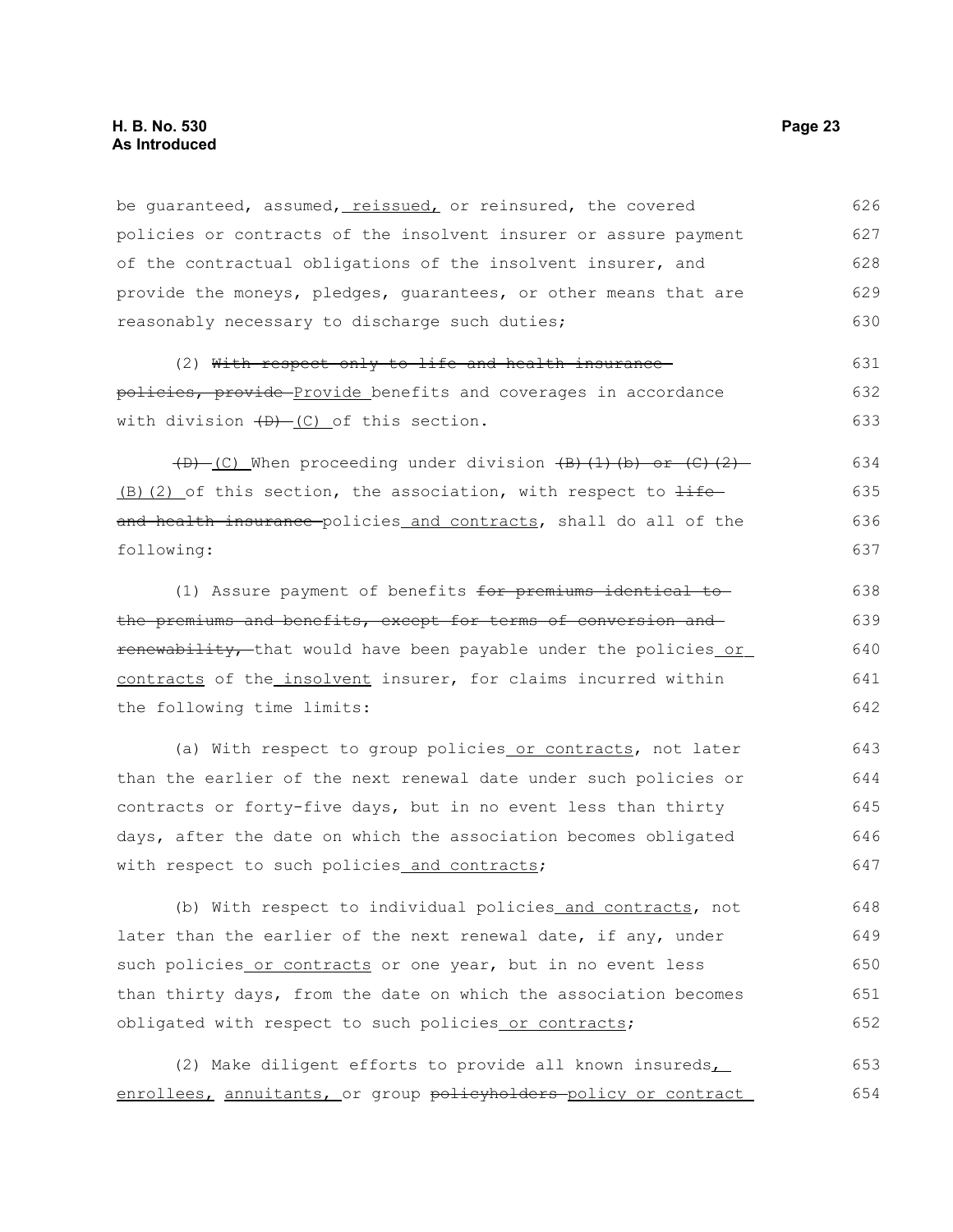be guaranteed, assumed, reissued, or reinsured, the covered policies or contracts of the insolvent insurer or assure payment of the contractual obligations of the insolvent insurer, and provide the moneys, pledges, guarantees, or other means that are reasonably necessary to discharge such duties;

(2) ~~With respect only to life and health insurance policies, provide~~ Provide benefits and coverages in accordance with division ~~(D)~~ (C) of this section.

~~(D)~~ (C) When proceeding under division ~~(B)(1)(b) or (C)(2)~~ (B)(2) of this section, the association, with respect to ~~life and health insurance~~ policies and contracts, shall do all of the following:

(1) Assure payment of benefits ~~for premiums identical to the premiums and benefits, except for terms of conversion and renewability,~~ that would have been payable under the policies or contracts of the insolvent insurer, for claims incurred within the following time limits:

(a) With respect to group policies or contracts, not later than the earlier of the next renewal date under such policies or contracts or forty-five days, but in no event less than thirty days, after the date on which the association becomes obligated with respect to such policies and contracts;

(b) With respect to individual policies and contracts, not later than the earlier of the next renewal date, if any, under such policies or contracts or one year, but in no event less than thirty days, from the date on which the association becomes obligated with respect to such policies or contracts;

(2) Make diligent efforts to provide all known insureds, enrollees, annuitants, or group ~~policyholders~~ policy or contract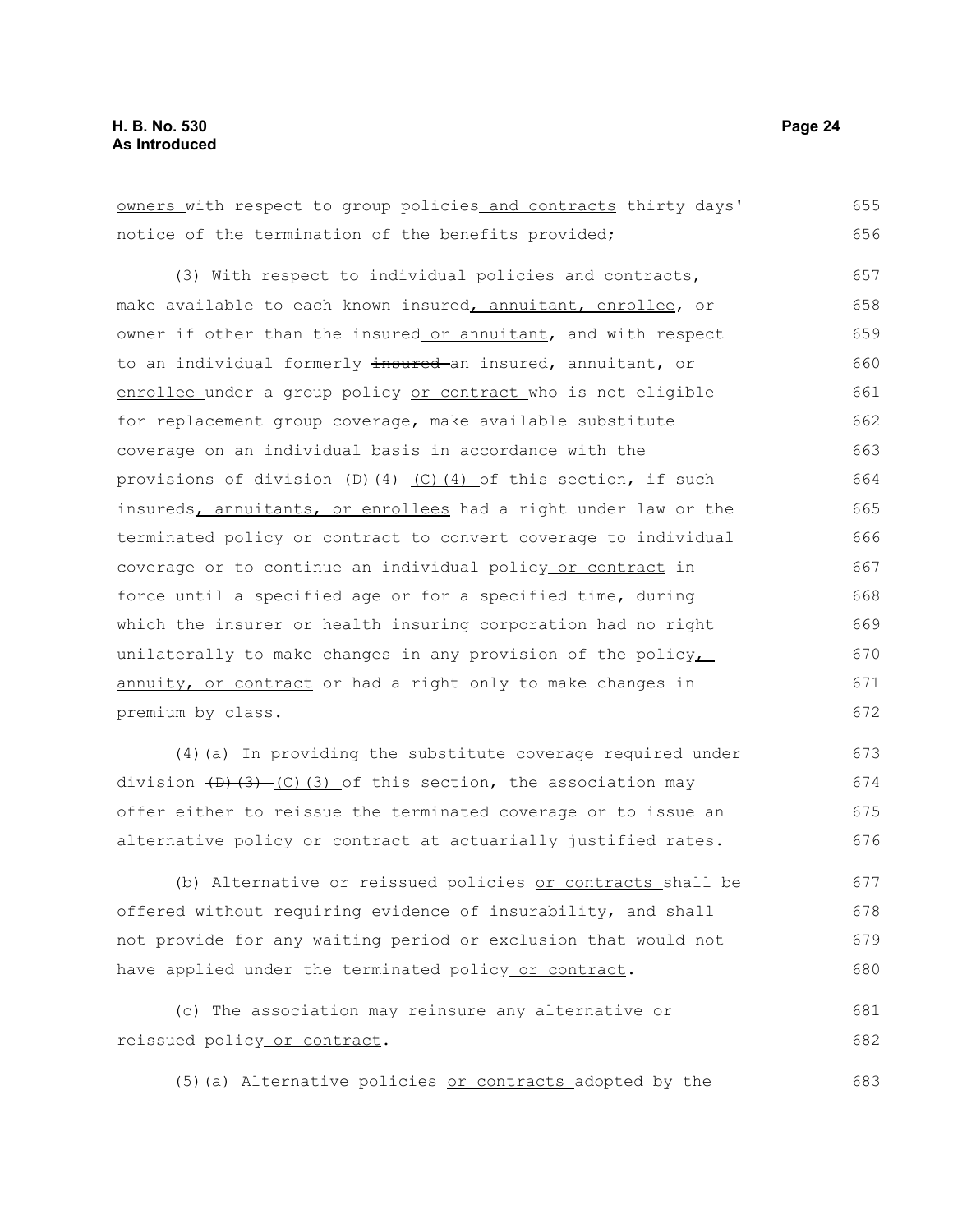owners with respect to group policies and contracts thirty days' notice of the termination of the benefits provided;

(3) With respect to individual policies and contracts, make available to each known insured, annuitant, enrollee, or owner if other than the insured or annuitant, and with respect to an individual formerly insured an insured, annuitant, or enrollee under a group policy or contract who is not eligible for replacement group coverage, make available substitute coverage on an individual basis in accordance with the provisions of division (D)(4) (C)(4) of this section, if such insureds, annuitants, or enrollees had a right under law or the terminated policy or contract to convert coverage to individual coverage or to continue an individual policy or contract in force until a specified age or for a specified time, during which the insurer or health insuring corporation had no right unilaterally to make changes in any provision of the policy, annuity, or contract or had a right only to make changes in premium by class.

(4)(a) In providing the substitute coverage required under division (D)(3) (C)(3) of this section, the association may offer either to reissue the terminated coverage or to issue an alternative policy or contract at actuarially justified rates.

(b) Alternative or reissued policies or contracts shall be offered without requiring evidence of insurability, and shall not provide for any waiting period or exclusion that would not have applied under the terminated policy or contract.

(c) The association may reinsure any alternative or reissued policy or contract.

(5)(a) Alternative policies or contracts adopted by the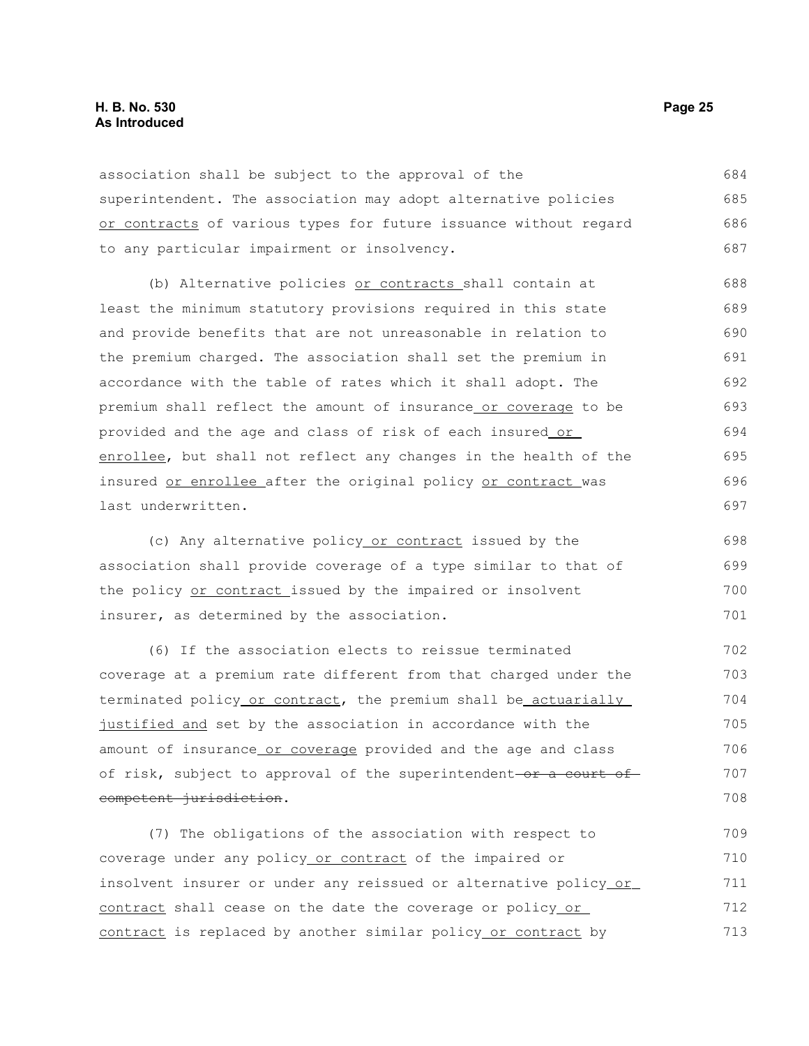association shall be subject to the approval of the superintendent. The association may adopt alternative policies or contracts of various types for future issuance without regard to any particular impairment or insolvency.

(b) Alternative policies or contracts shall contain at least the minimum statutory provisions required in this state and provide benefits that are not unreasonable in relation to the premium charged. The association shall set the premium in accordance with the table of rates which it shall adopt. The premium shall reflect the amount of insurance or coverage to be provided and the age and class of risk of each insured or enrollee, but shall not reflect any changes in the health of the insured or enrollee after the original policy or contract was last underwritten.

(c) Any alternative policy or contract issued by the association shall provide coverage of a type similar to that of the policy or contract issued by the impaired or insolvent insurer, as determined by the association.

(6) If the association elects to reissue terminated coverage at a premium rate different from that charged under the terminated policy or contract, the premium shall be actuarially justified and set by the association in accordance with the amount of insurance or coverage provided and the age and class of risk, subject to approval of the superintendent ~~or a court of competent jurisdiction~~.

(7) The obligations of the association with respect to coverage under any policy or contract of the impaired or insolvent insurer or under any reissued or alternative policy or contract shall cease on the date the coverage or policy or contract is replaced by another similar policy or contract by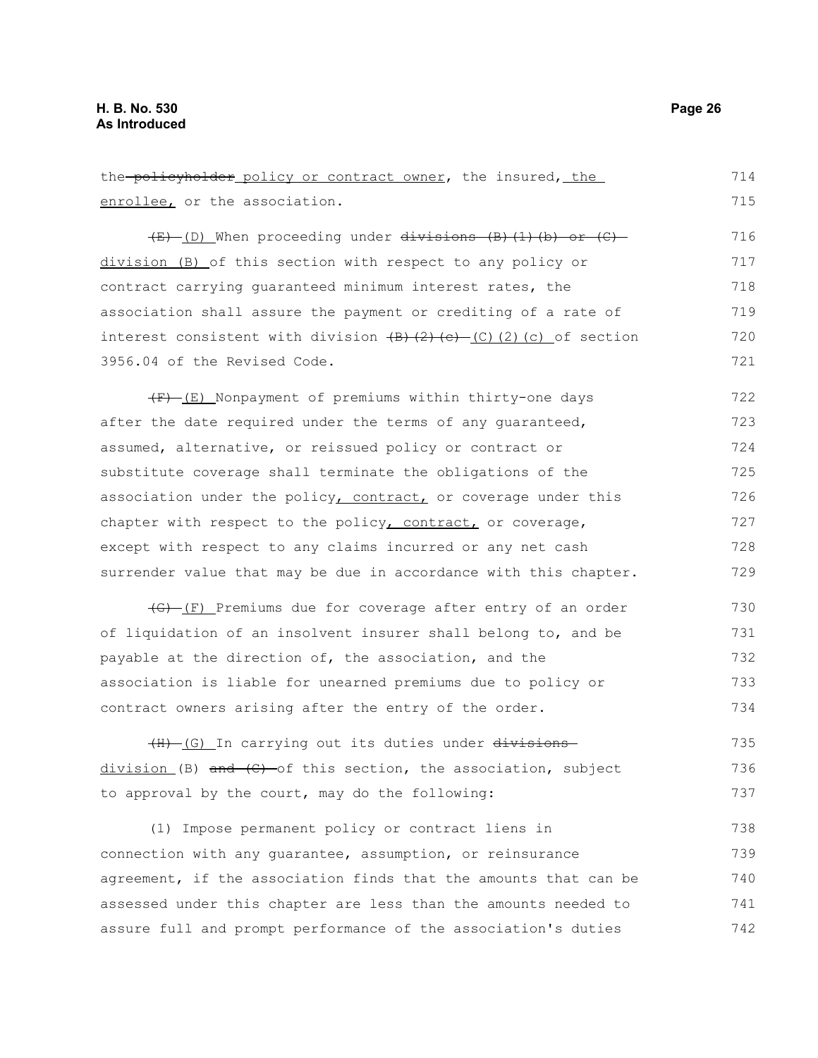the ~~policyholder~~ policy or contract owner, the insured, the enrollee, or the association.

~~(E)~~ (D) When proceeding under ~~divisions (B)(1)(b) or (C)~~ division (B) of this section with respect to any policy or contract carrying guaranteed minimum interest rates, the association shall assure the payment or crediting of a rate of interest consistent with division ~~(B)(2)(c)~~ (C)(2)(c) of section 3956.04 of the Revised Code.

~~(F)~~ (E) Nonpayment of premiums within thirty-one days after the date required under the terms of any guaranteed, assumed, alternative, or reissued policy or contract or substitute coverage shall terminate the obligations of the association under the policy, contract, or coverage under this chapter with respect to the policy, contract, or coverage, except with respect to any claims incurred or any net cash surrender value that may be due in accordance with this chapter.

~~(G)~~ (F) Premiums due for coverage after entry of an order of liquidation of an insolvent insurer shall belong to, and be payable at the direction of, the association, and the association is liable for unearned premiums due to policy or contract owners arising after the entry of the order.

~~(H)~~ (G) In carrying out its duties under ~~divisions~~ division (B) ~~and (C)~~ of this section, the association, subject to approval by the court, may do the following:

(1) Impose permanent policy or contract liens in connection with any guarantee, assumption, or reinsurance agreement, if the association finds that the amounts that can be assessed under this chapter are less than the amounts needed to assure full and prompt performance of the association's duties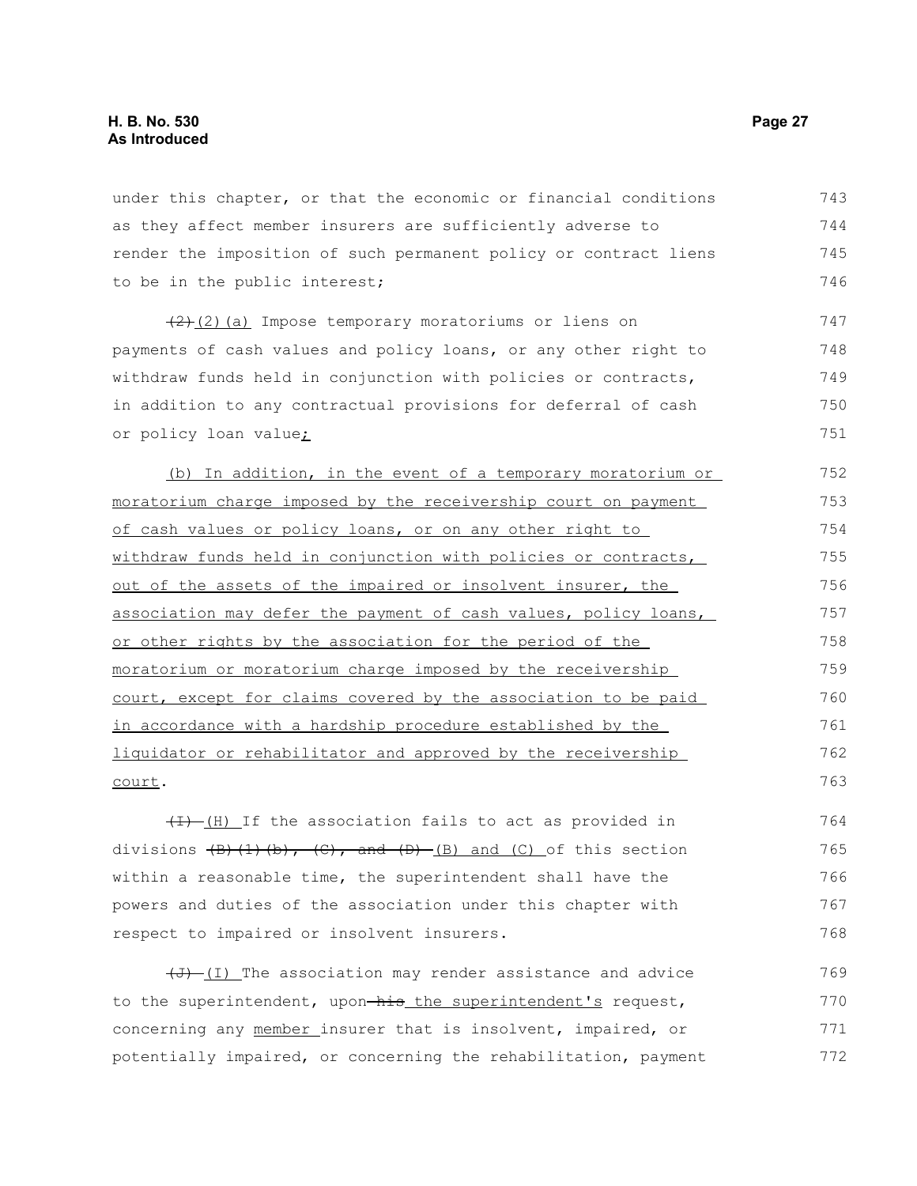under this chapter, or that the economic or financial conditions as they affect member insurers are sufficiently adverse to render the imposition of such permanent policy or contract liens to be in the public interest;

~~(2)~~ (2)(a) Impose temporary moratoriums or liens on payments of cash values and policy loans, or any other right to withdraw funds held in conjunction with policies or contracts, in addition to any contractual provisions for deferral of cash or policy loan value;

(b) In addition, in the event of a temporary moratorium or moratorium charge imposed by the receivership court on payment of cash values or policy loans, or on any other right to withdraw funds held in conjunction with policies or contracts, out of the assets of the impaired or insolvent insurer, the association may defer the payment of cash values, policy loans, or other rights by the association for the period of the moratorium or moratorium charge imposed by the receivership court, except for claims covered by the association to be paid in accordance with a hardship procedure established by the liquidator or rehabilitator and approved by the receivership court.

~~(I)~~ (H) If the association fails to act as provided in divisions ~~(B)(1)(b), (C), and (D)~~ (B) and (C) of this section within a reasonable time, the superintendent shall have the powers and duties of the association under this chapter with respect to impaired or insolvent insurers.

~~(J)~~ (I) The association may render assistance and advice to the superintendent, upon ~~his~~ the superintendent's request, concerning any member insurer that is insolvent, impaired, or potentially impaired, or concerning the rehabilitation, payment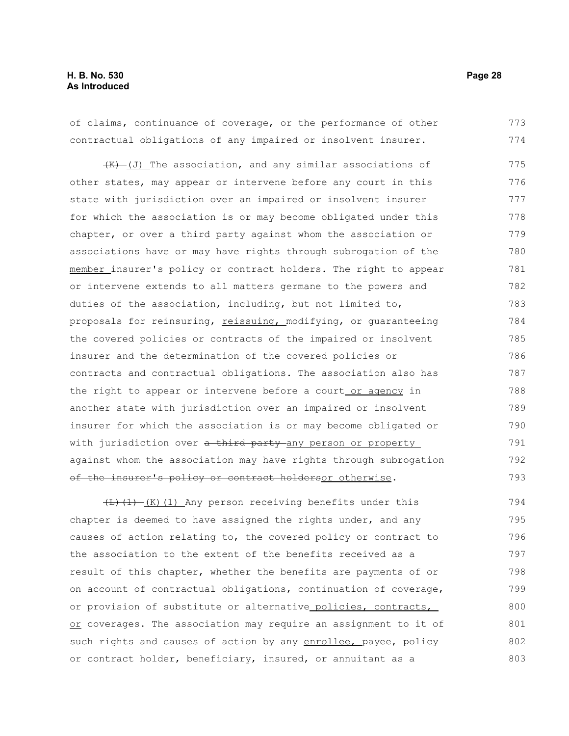of claims, continuance of coverage, or the performance of other contractual obligations of any impaired or insolvent insurer.

~~(K)~~ (J) The association, and any similar associations of other states, may appear or intervene before any court in this state with jurisdiction over an impaired or insolvent insurer for which the association is or may become obligated under this chapter, or over a third party against whom the association or associations have or may have rights through subrogation of the member insurer's policy or contract holders. The right to appear or intervene extends to all matters germane to the powers and duties of the association, including, but not limited to, proposals for reinsuring, reissuing, modifying, or guaranteeing the covered policies or contracts of the impaired or insolvent insurer and the determination of the covered policies or contracts and contractual obligations. The association also has the right to appear or intervene before a court or agency in another state with jurisdiction over an impaired or insolvent insurer for which the association is or may become obligated or with jurisdiction over ~~a third party~~ any person or property against whom the association may have rights through subrogation ~~of the insurer's policy or contract holders~~or otherwise.

~~(L)(1)~~ (K)(1) Any person receiving benefits under this chapter is deemed to have assigned the rights under, and any causes of action relating to, the covered policy or contract to the association to the extent of the benefits received as a result of this chapter, whether the benefits are payments of or on account of contractual obligations, continuation of coverage, or provision of substitute or alternative policies, contracts, or coverages. The association may require an assignment to it of such rights and causes of action by any enrollee, payee, policy or contract holder, beneficiary, insured, or annuitant as a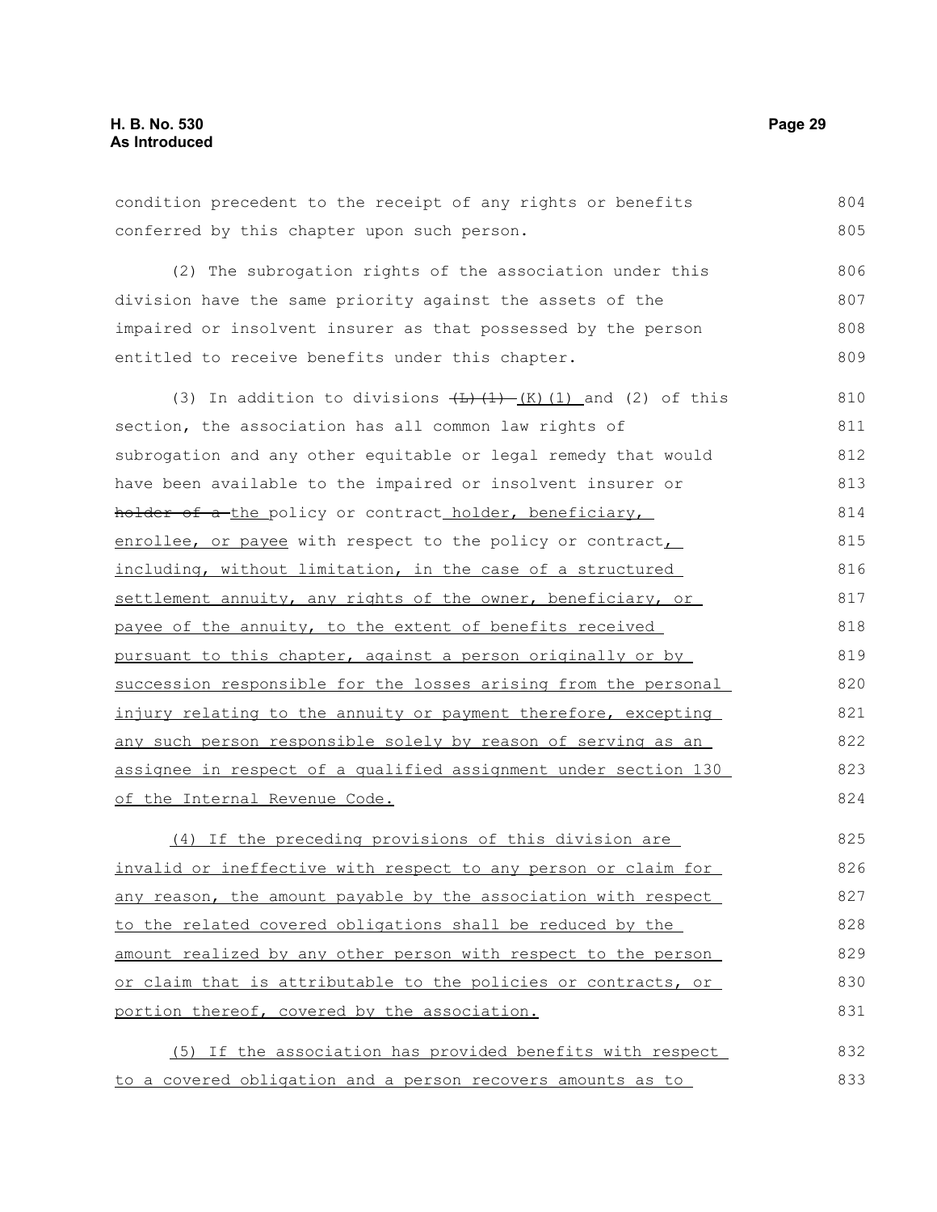condition precedent to the receipt of any rights or benefits conferred by this chapter upon such person.

(2) The subrogation rights of the association under this division have the same priority against the assets of the impaired or insolvent insurer as that possessed by the person entitled to receive benefits under this chapter.

(3) In addition to divisions ~~(L)(1)~~ (K)(1) and (2) of this section, the association has all common law rights of subrogation and any other equitable or legal remedy that would have been available to the impaired or insolvent insurer or ~~holder of a~~ the policy or contract holder, beneficiary, enrollee, or payee with respect to the policy or contract, including, without limitation, in the case of a structured settlement annuity, any rights of the owner, beneficiary, or payee of the annuity, to the extent of benefits received pursuant to this chapter, against a person originally or by succession responsible for the losses arising from the personal injury relating to the annuity or payment therefore, excepting any such person responsible solely by reason of serving as an assignee in respect of a qualified assignment under section 130 of the Internal Revenue Code.

(4) If the preceding provisions of this division are invalid or ineffective with respect to any person or claim for any reason, the amount payable by the association with respect to the related covered obligations shall be reduced by the amount realized by any other person with respect to the person or claim that is attributable to the policies or contracts, or portion thereof, covered by the association.

(5) If the association has provided benefits with respect to a covered obligation and a person recovers amounts as to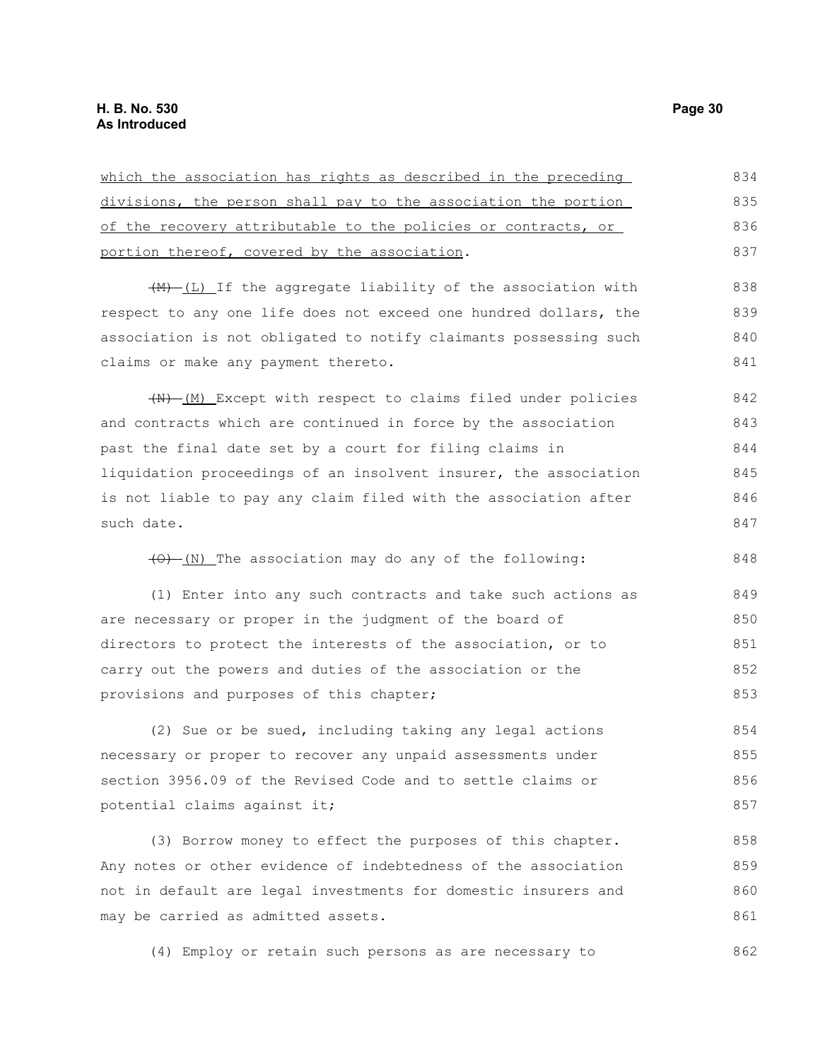which the association has rights as described in the preceding divisions, the person shall pay to the association the portion of the recovery attributable to the policies or contracts, or portion thereof, covered by the association.

~~(M)~~ (L) If the aggregate liability of the association with respect to any one life does not exceed one hundred dollars, the association is not obligated to notify claimants possessing such claims or make any payment thereto.

~~(N)~~ (M) Except with respect to claims filed under policies and contracts which are continued in force by the association past the final date set by a court for filing claims in liquidation proceedings of an insolvent insurer, the association is not liable to pay any claim filed with the association after such date.

~~(O)~~ (N) The association may do any of the following:

(1) Enter into any such contracts and take such actions as are necessary or proper in the judgment of the board of directors to protect the interests of the association, or to carry out the powers and duties of the association or the provisions and purposes of this chapter;

(2) Sue or be sued, including taking any legal actions necessary or proper to recover any unpaid assessments under section 3956.09 of the Revised Code and to settle claims or potential claims against it;

(3) Borrow money to effect the purposes of this chapter. Any notes or other evidence of indebtedness of the association not in default are legal investments for domestic insurers and may be carried as admitted assets.

(4) Employ or retain such persons as are necessary to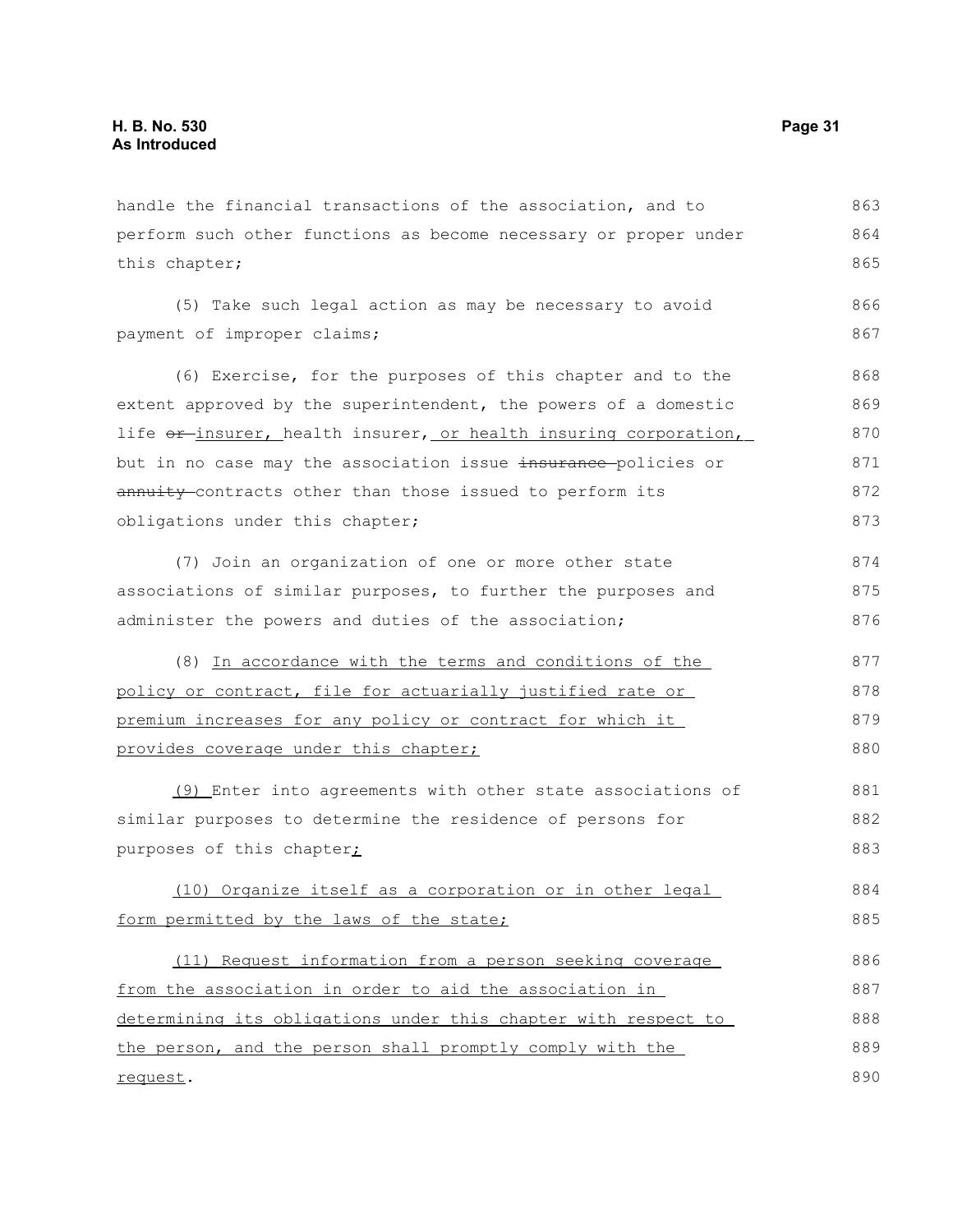handle the financial transactions of the association, and to perform such other functions as become necessary or proper under this chapter;

(5) Take such legal action as may be necessary to avoid payment of improper claims;

(6) Exercise, for the purposes of this chapter and to the extent approved by the superintendent, the powers of a domestic life ~~or~~ insurer, health insurer, or health insuring corporation, but in no case may the association issue ~~insurance~~ policies or ~~annuity~~ contracts other than those issued to perform its obligations under this chapter;

(7) Join an organization of one or more other state associations of similar purposes, to further the purposes and administer the powers and duties of the association;

(8) In accordance with the terms and conditions of the policy or contract, file for actuarially justified rate or premium increases for any policy or contract for which it provides coverage under this chapter;

(9) Enter into agreements with other state associations of similar purposes to determine the residence of persons for purposes of this chapter;

(10) Organize itself as a corporation or in other legal form permitted by the laws of the state;

(11) Request information from a person seeking coverage from the association in order to aid the association in determining its obligations under this chapter with respect to the person, and the person shall promptly comply with the request.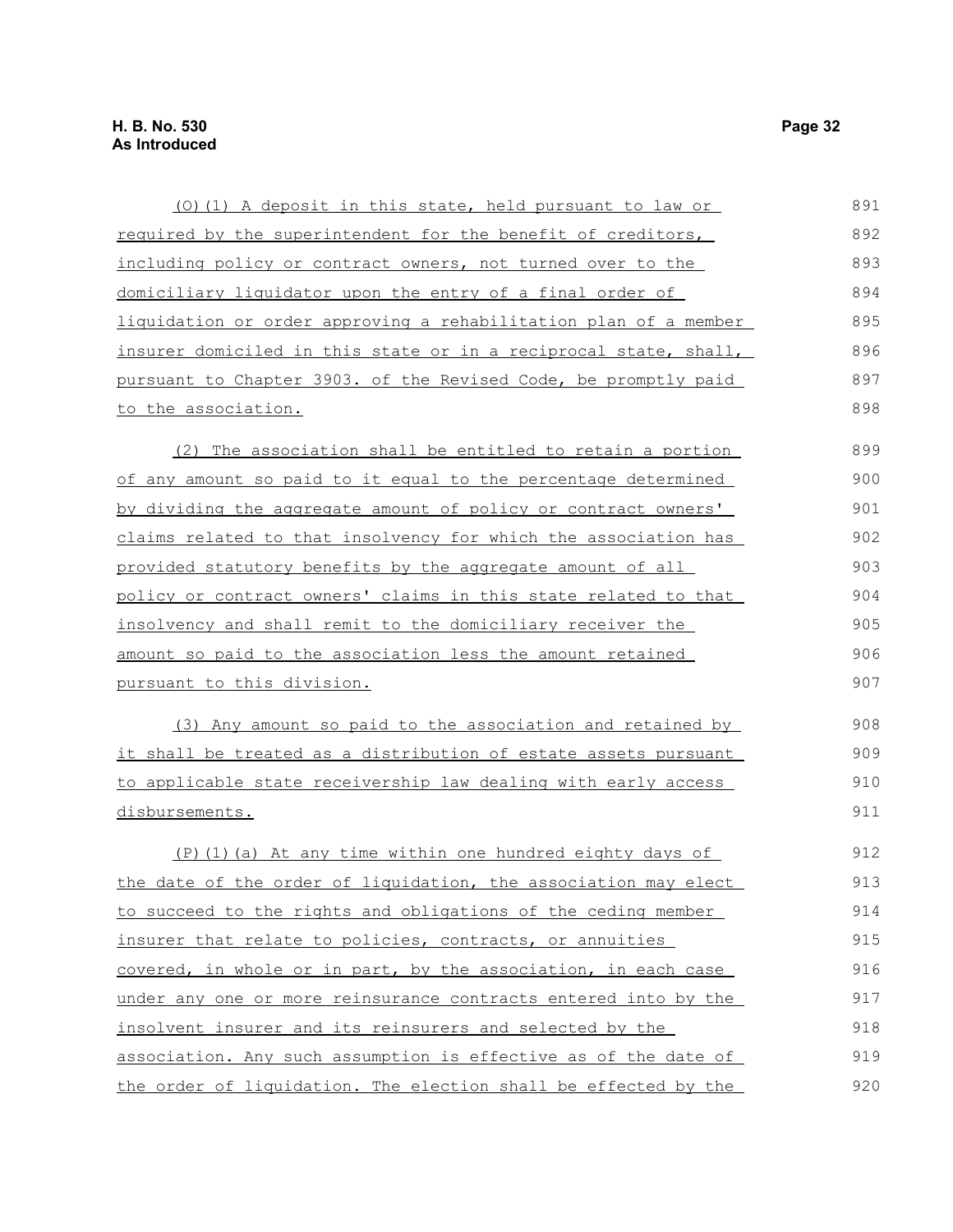(O)(1) A deposit in this state, held pursuant to law or required by the superintendent for the benefit of creditors, including policy or contract owners, not turned over to the domiciliary liquidator upon the entry of a final order of liquidation or order approving a rehabilitation plan of a member insurer domiciled in this state or in a reciprocal state, shall, pursuant to Chapter 3903. of the Revised Code, be promptly paid to the association.

(2) The association shall be entitled to retain a portion of any amount so paid to it equal to the percentage determined by dividing the aggregate amount of policy or contract owners' claims related to that insolvency for which the association has provided statutory benefits by the aggregate amount of all policy or contract owners' claims in this state related to that insolvency and shall remit to the domiciliary receiver the amount so paid to the association less the amount retained pursuant to this division.

(3) Any amount so paid to the association and retained by it shall be treated as a distribution of estate assets pursuant to applicable state receivership law dealing with early access disbursements.

(P)(1)(a) At any time within one hundred eighty days of the date of the order of liquidation, the association may elect to succeed to the rights and obligations of the ceding member insurer that relate to policies, contracts, or annuities covered, in whole or in part, by the association, in each case under any one or more reinsurance contracts entered into by the insolvent insurer and its reinsurers and selected by the association. Any such assumption is effective as of the date of the order of liquidation. The election shall be effected by the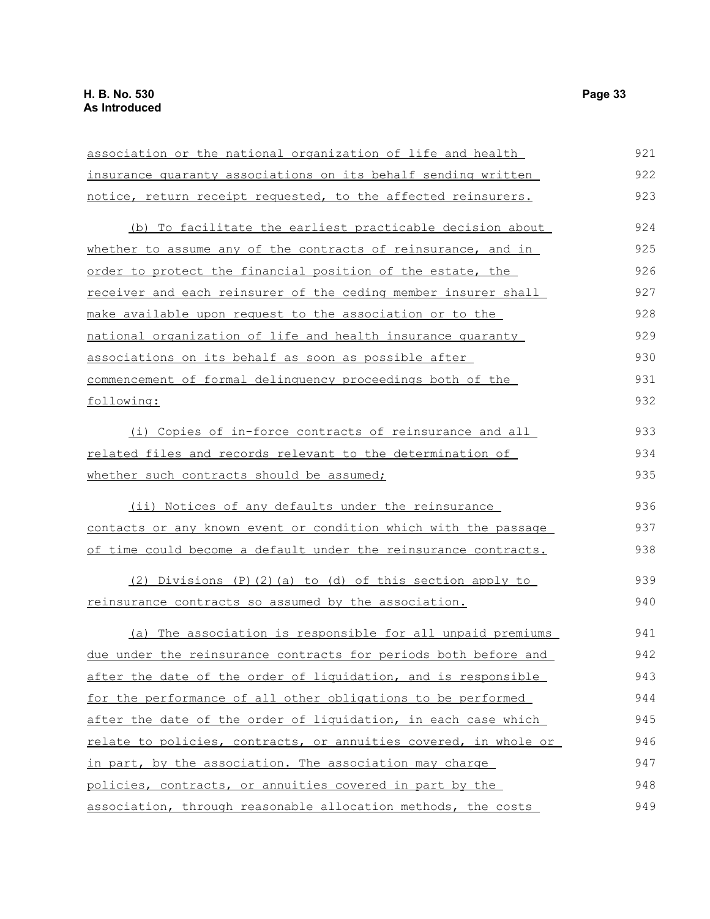association or the national organization of life and health insurance guaranty associations on its behalf sending written notice, return receipt requested, to the affected reinsurers.

(b) To facilitate the earliest practicable decision about whether to assume any of the contracts of reinsurance, and in order to protect the financial position of the estate, the receiver and each reinsurer of the ceding member insurer shall make available upon request to the association or to the national organization of life and health insurance guaranty associations on its behalf as soon as possible after commencement of formal delinquency proceedings both of the following:

(i) Copies of in-force contracts of reinsurance and all related files and records relevant to the determination of whether such contracts should be assumed;

(ii) Notices of any defaults under the reinsurance contacts or any known event or condition which with the passage of time could become a default under the reinsurance contracts.

(2) Divisions (P)(2)(a) to (d) of this section apply to reinsurance contracts so assumed by the association.

(a) The association is responsible for all unpaid premiums due under the reinsurance contracts for periods both before and after the date of the order of liquidation, and is responsible for the performance of all other obligations to be performed after the date of the order of liquidation, in each case which relate to policies, contracts, or annuities covered, in whole or in part, by the association. The association may charge policies, contracts, or annuities covered in part by the association, through reasonable allocation methods, the costs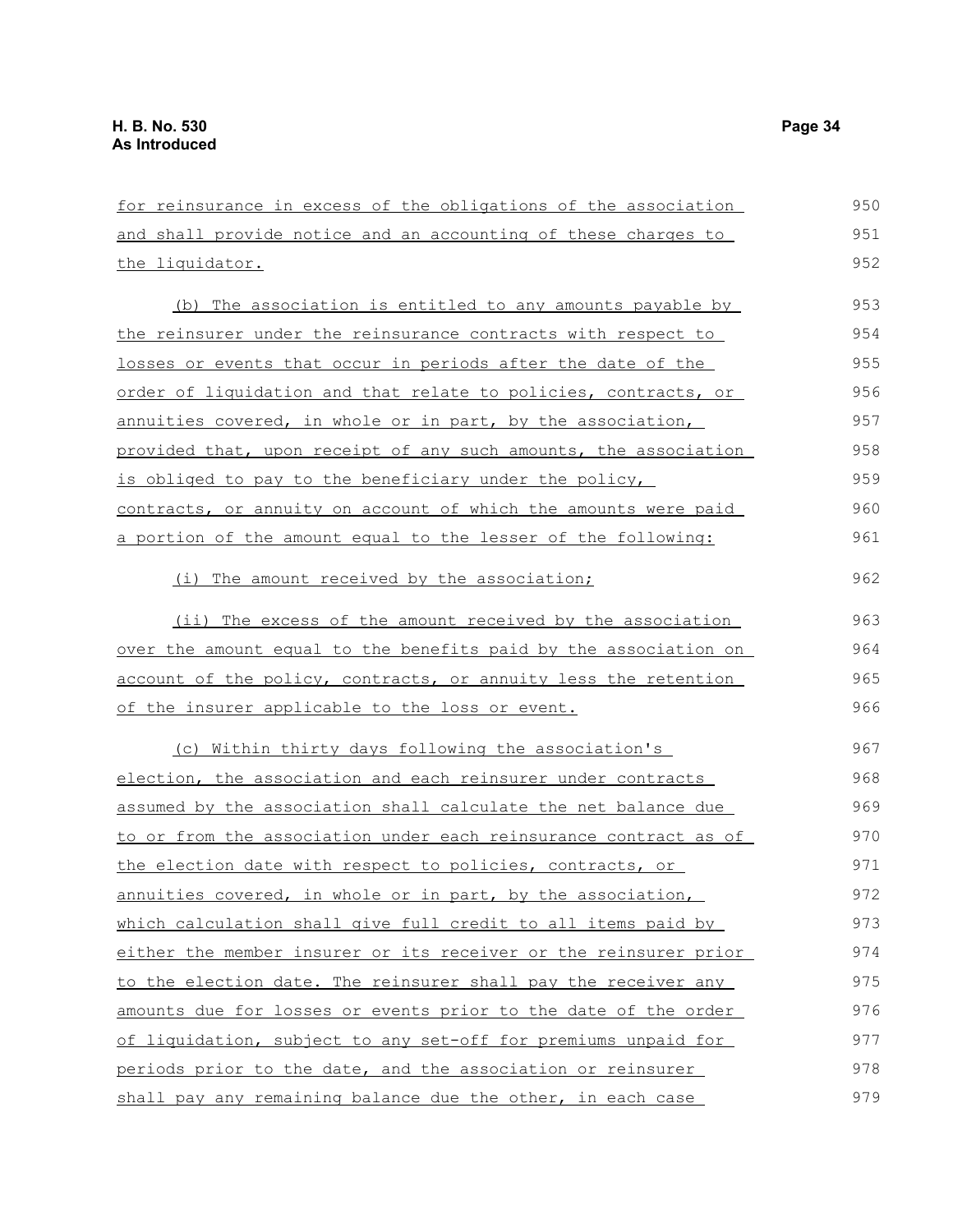for reinsurance in excess of the obligations of the association and shall provide notice and an accounting of these charges to the liquidator.

(b) The association is entitled to any amounts payable by the reinsurer under the reinsurance contracts with respect to losses or events that occur in periods after the date of the order of liquidation and that relate to policies, contracts, or annuities covered, in whole or in part, by the association, provided that, upon receipt of any such amounts, the association is obliged to pay to the beneficiary under the policy, contracts, or annuity on account of which the amounts were paid a portion of the amount equal to the lesser of the following:

(i) The amount received by the association;

(ii) The excess of the amount received by the association over the amount equal to the benefits paid by the association on account of the policy, contracts, or annuity less the retention of the insurer applicable to the loss or event.

(c) Within thirty days following the association's election, the association and each reinsurer under contracts assumed by the association shall calculate the net balance due to or from the association under each reinsurance contract as of the election date with respect to policies, contracts, or annuities covered, in whole or in part, by the association, which calculation shall give full credit to all items paid by either the member insurer or its receiver or the reinsurer prior to the election date. The reinsurer shall pay the receiver any amounts due for losses or events prior to the date of the order of liquidation, subject to any set-off for premiums unpaid for periods prior to the date, and the association or reinsurer shall pay any remaining balance due the other, in each case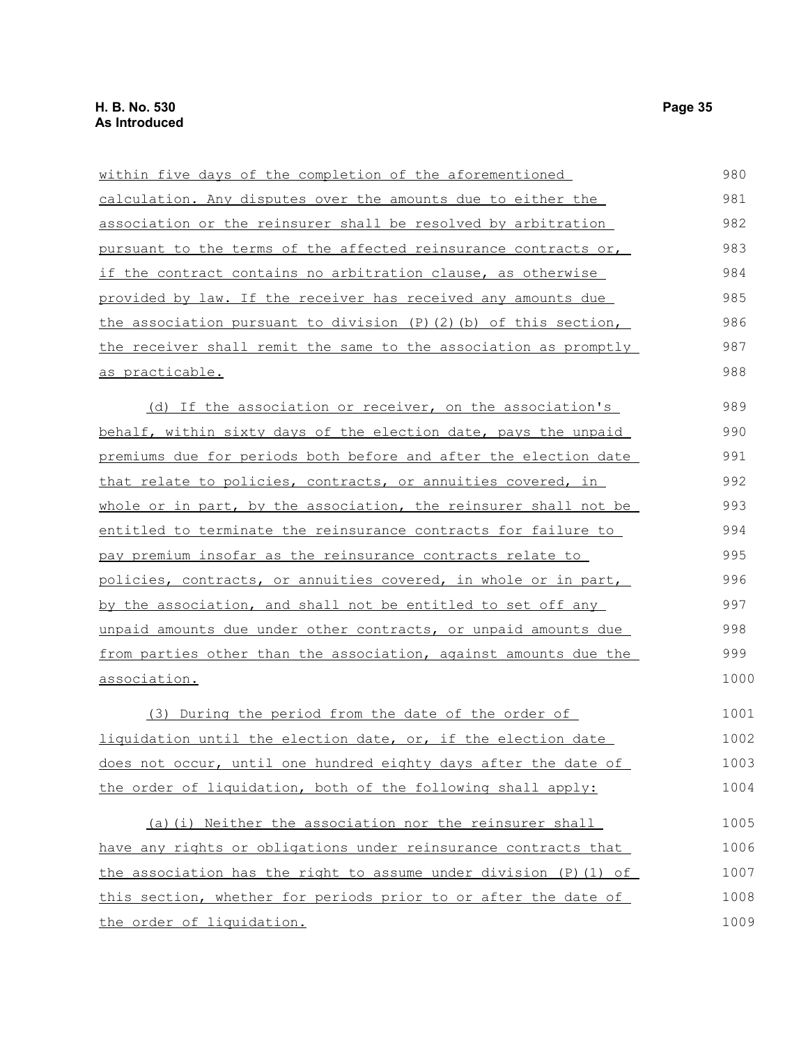within five days of the completion of the aforementioned calculation. Any disputes over the amounts due to either the association or the reinsurer shall be resolved by arbitration pursuant to the terms of the affected reinsurance contracts or, if the contract contains no arbitration clause, as otherwise provided by law. If the receiver has received any amounts due the association pursuant to division (P)(2)(b) of this section, the receiver shall remit the same to the association as promptly as practicable.

(d) If the association or receiver, on the association's behalf, within sixty days of the election date, pays the unpaid premiums due for periods both before and after the election date that relate to policies, contracts, or annuities covered, in whole or in part, by the association, the reinsurer shall not be entitled to terminate the reinsurance contracts for failure to pay premium insofar as the reinsurance contracts relate to policies, contracts, or annuities covered, in whole or in part, by the association, and shall not be entitled to set off any unpaid amounts due under other contracts, or unpaid amounts due from parties other than the association, against amounts due the association.

(3) During the period from the date of the order of liquidation until the election date, or, if the election date does not occur, until one hundred eighty days after the date of the order of liquidation, both of the following shall apply:

(a)(i) Neither the association nor the reinsurer shall have any rights or obligations under reinsurance contracts that the association has the right to assume under division (P)(1) of this section, whether for periods prior to or after the date of the order of liquidation.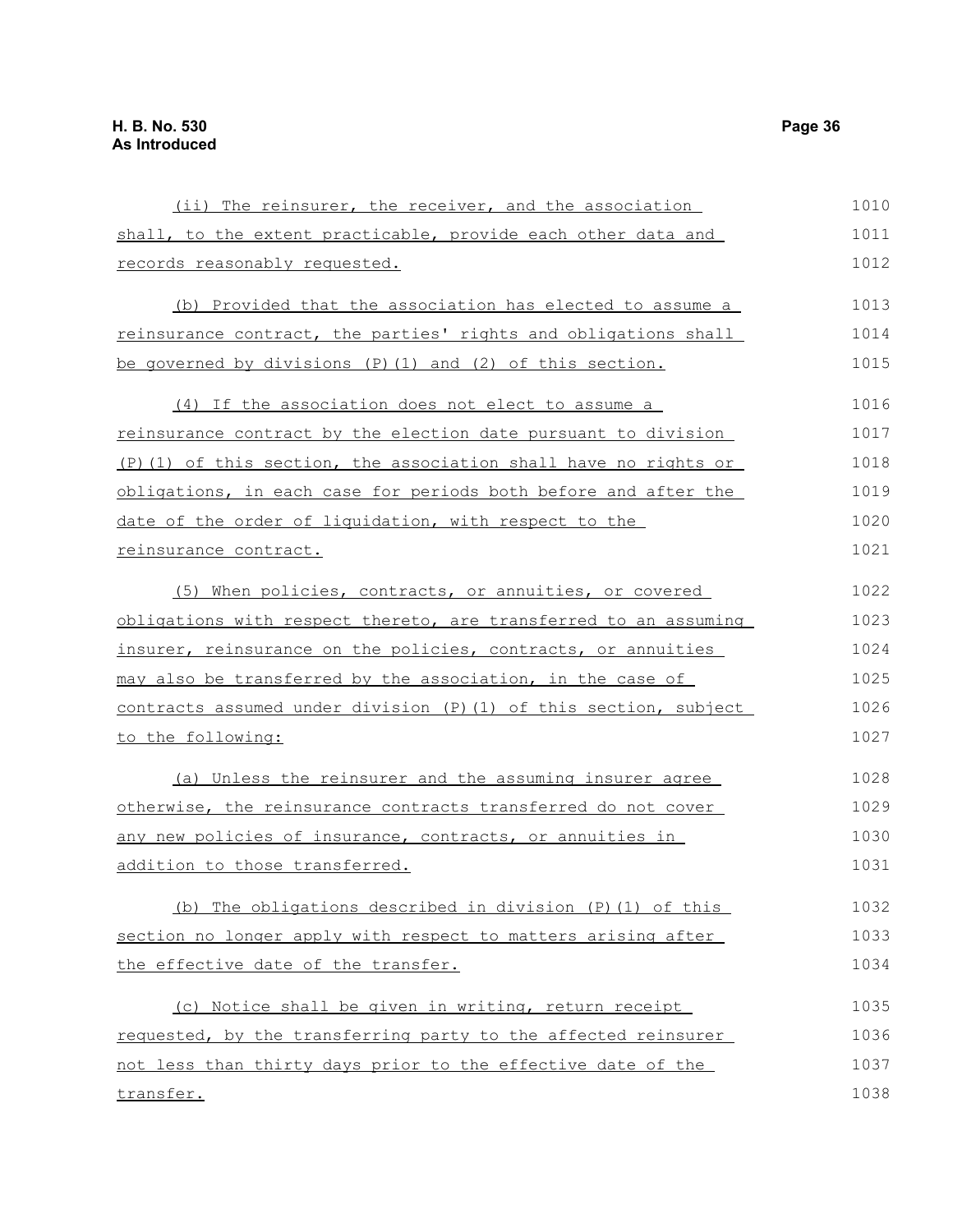(ii) The reinsurer, the receiver, and the association shall, to the extent practicable, provide each other data and records reasonably requested.

(b) Provided that the association has elected to assume a reinsurance contract, the parties' rights and obligations shall be governed by divisions (P)(1) and (2) of this section.

(4) If the association does not elect to assume a reinsurance contract by the election date pursuant to division (P)(1) of this section, the association shall have no rights or obligations, in each case for periods both before and after the date of the order of liquidation, with respect to the reinsurance contract.

(5) When policies, contracts, or annuities, or covered obligations with respect thereto, are transferred to an assuming insurer, reinsurance on the policies, contracts, or annuities may also be transferred by the association, in the case of contracts assumed under division (P)(1) of this section, subject to the following:

(a) Unless the reinsurer and the assuming insurer agree otherwise, the reinsurance contracts transferred do not cover any new policies of insurance, contracts, or annuities in addition to those transferred.

(b) The obligations described in division (P)(1) of this section no longer apply with respect to matters arising after the effective date of the transfer.

(c) Notice shall be given in writing, return receipt requested, by the transferring party to the affected reinsurer not less than thirty days prior to the effective date of the transfer.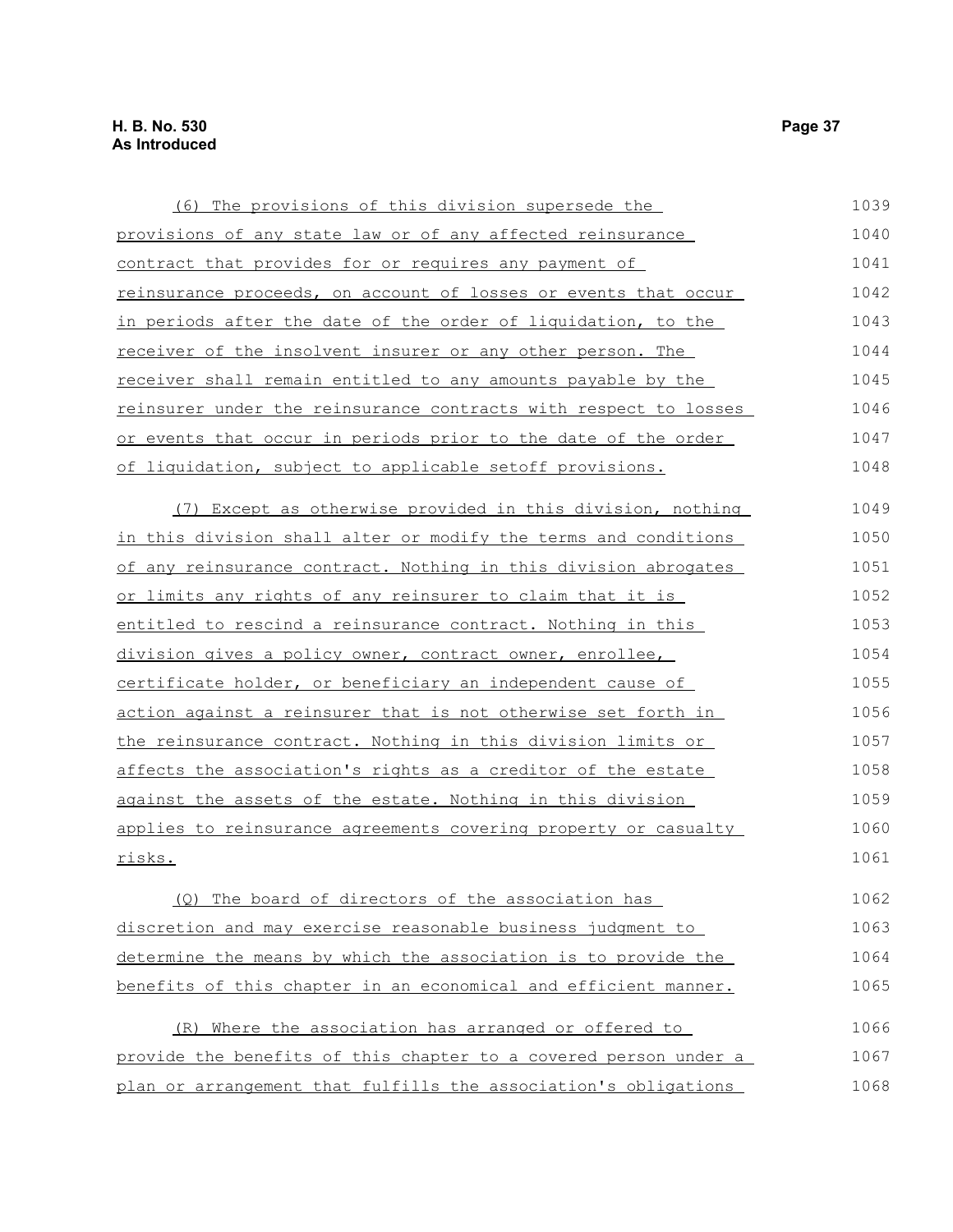(6) The provisions of this division supersede the provisions of any state law or of any affected reinsurance contract that provides for or requires any payment of reinsurance proceeds, on account of losses or events that occur in periods after the date of the order of liquidation, to the receiver of the insolvent insurer or any other person. The receiver shall remain entitled to any amounts payable by the reinsurer under the reinsurance contracts with respect to losses or events that occur in periods prior to the date of the order of liquidation, subject to applicable setoff provisions.

(7) Except as otherwise provided in this division, nothing in this division shall alter or modify the terms and conditions of any reinsurance contract. Nothing in this division abrogates or limits any rights of any reinsurer to claim that it is entitled to rescind a reinsurance contract. Nothing in this division gives a policy owner, contract owner, enrollee, certificate holder, or beneficiary an independent cause of action against a reinsurer that is not otherwise set forth in the reinsurance contract. Nothing in this division limits or affects the association's rights as a creditor of the estate against the assets of the estate. Nothing in this division applies to reinsurance agreements covering property or casualty risks.

(Q) The board of directors of the association has discretion and may exercise reasonable business judgment to determine the means by which the association is to provide the benefits of this chapter in an economical and efficient manner.

(R) Where the association has arranged or offered to provide the benefits of this chapter to a covered person under a plan or arrangement that fulfills the association's obligations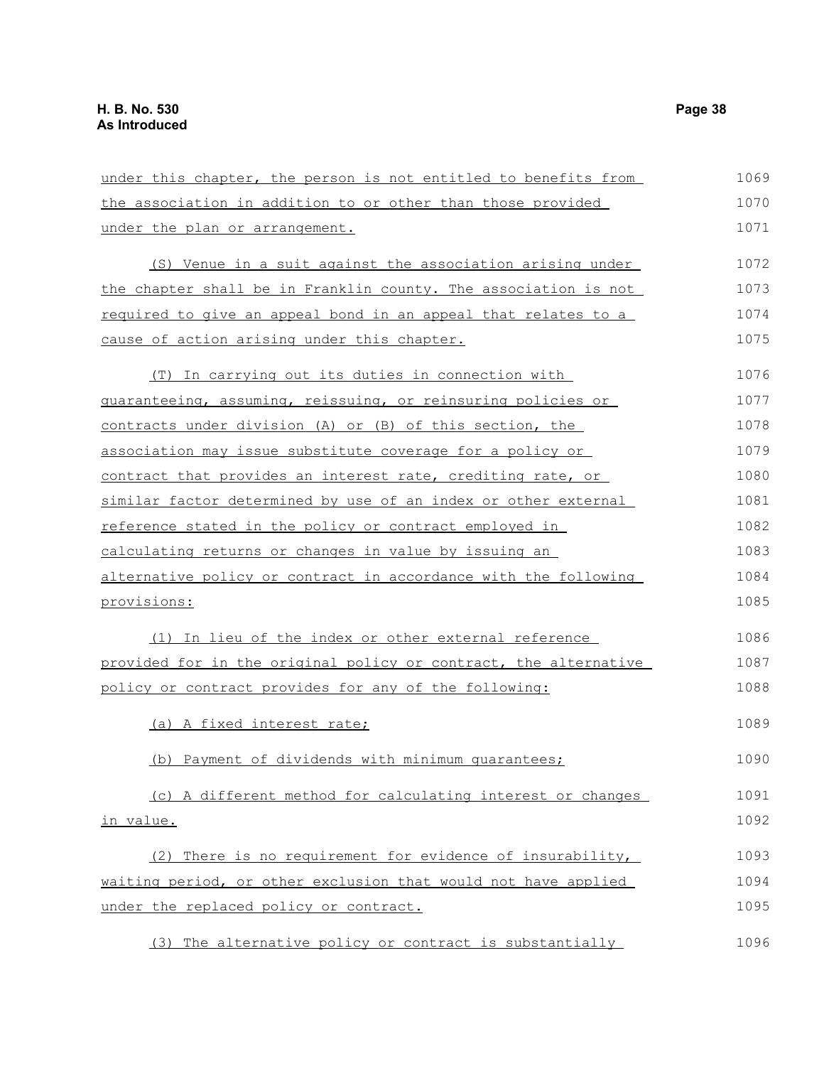under this chapter, the person is not entitled to benefits from the association in addition to or other than those provided under the plan or arrangement.

(S) Venue in a suit against the association arising under the chapter shall be in Franklin county. The association is not required to give an appeal bond in an appeal that relates to a cause of action arising under this chapter.

(T) In carrying out its duties in connection with guaranteeing, assuming, reissuing, or reinsuring policies or contracts under division (A) or (B) of this section, the association may issue substitute coverage for a policy or contract that provides an interest rate, crediting rate, or similar factor determined by use of an index or other external reference stated in the policy or contract employed in calculating returns or changes in value by issuing an alternative policy or contract in accordance with the following provisions:

(1) In lieu of the index or other external reference provided for in the original policy or contract, the alternative policy or contract provides for any of the following:

(a) A fixed interest rate;

(b) Payment of dividends with minimum guarantees;

(c) A different method for calculating interest or changes in value.

(2) There is no requirement for evidence of insurability, waiting period, or other exclusion that would not have applied under the replaced policy or contract.

(3) The alternative policy or contract is substantially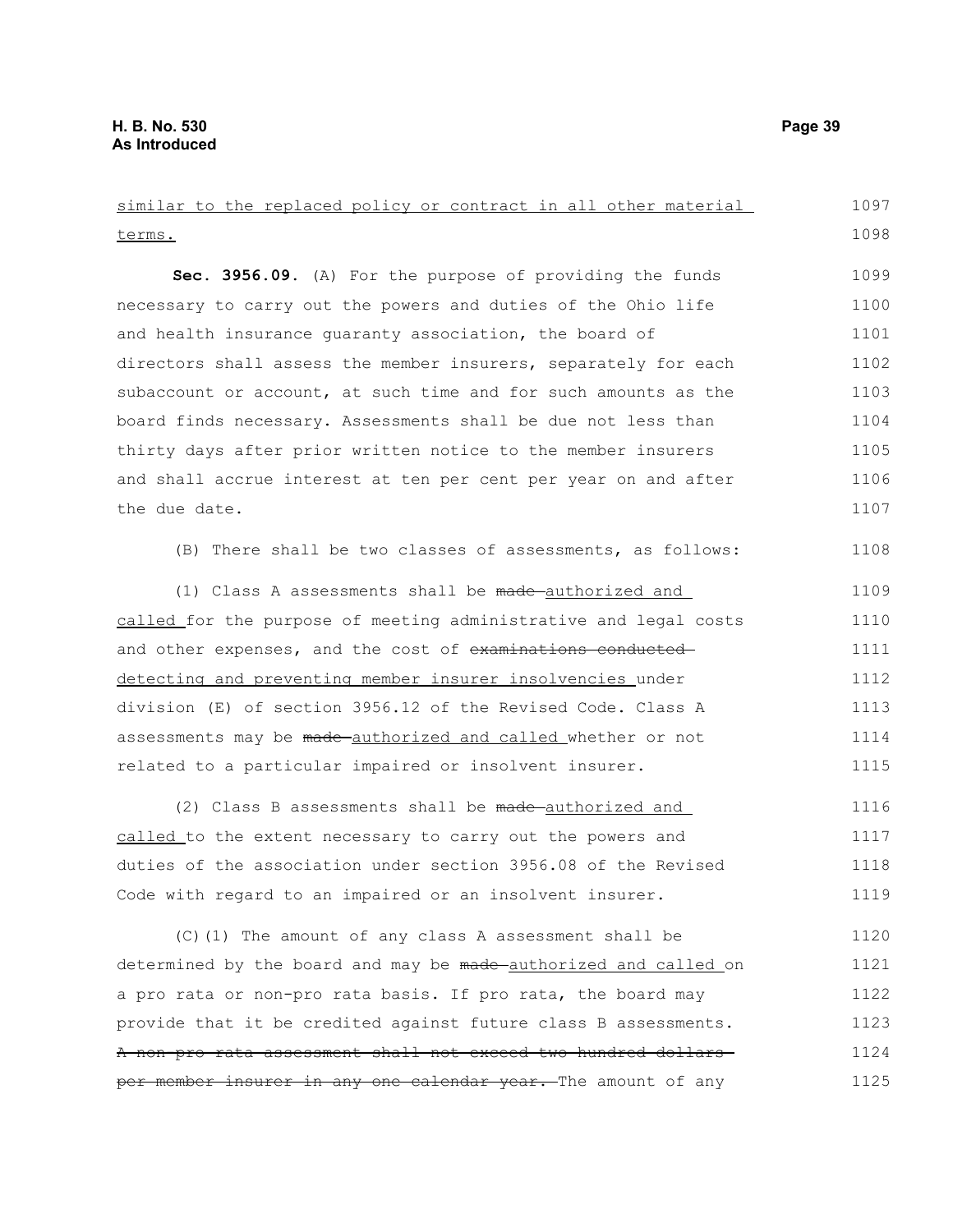similar to the replaced policy or contract in all other material terms.

**Sec. 3956.09.** (A) For the purpose of providing the funds necessary to carry out the powers and duties of the Ohio life and health insurance guaranty association, the board of directors shall assess the member insurers, separately for each subaccount or account, at such time and for such amounts as the board finds necessary. Assessments shall be due not less than thirty days after prior written notice to the member insurers and shall accrue interest at ten per cent per year on and after the due date.

(B) There shall be two classes of assessments, as follows:

(1) Class A assessments shall be ~~made~~ authorized and called for the purpose of meeting administrative and legal costs and other expenses, and the cost of ~~examinations conducted~~ detecting and preventing member insurer insolvencies under division (E) of section 3956.12 of the Revised Code. Class A assessments may be ~~made~~ authorized and called whether or not related to a particular impaired or insolvent insurer.

(2) Class B assessments shall be ~~made~~ authorized and called to the extent necessary to carry out the powers and duties of the association under section 3956.08 of the Revised Code with regard to an impaired or an insolvent insurer.

(C)(1) The amount of any class A assessment shall be determined by the board and may be ~~made~~ authorized and called on a pro rata or non-pro rata basis. If pro rata, the board may provide that it be credited against future class B assessments. ~~A non-pro rata assessment shall not exceed two hundred dollars per member insurer in any one calendar year.~~ The amount of any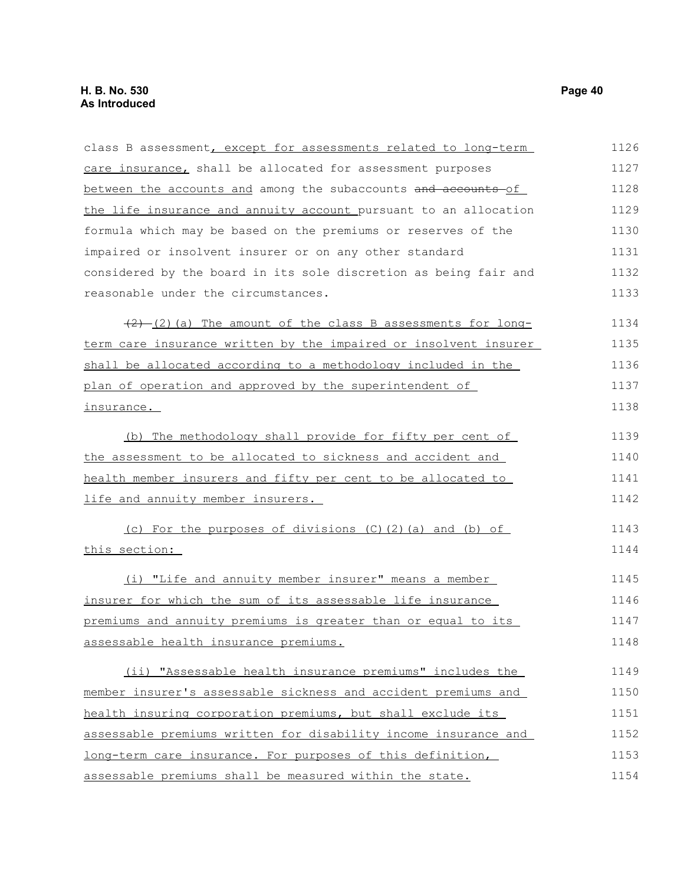class B assessment, except for assessments related to long-term care insurance, shall be allocated for assessment purposes between the accounts and among the subaccounts and accounts of the life insurance and annuity account pursuant to an allocation formula which may be based on the premiums or reserves of the impaired or insolvent insurer or on any other standard considered by the board in its sole discretion as being fair and reasonable under the circumstances.

(2) (2)(a) The amount of the class B assessments for long-term care insurance written by the impaired or insolvent insurer shall be allocated according to a methodology included in the plan of operation and approved by the superintendent of insurance.

(b) The methodology shall provide for fifty per cent of the assessment to be allocated to sickness and accident and health member insurers and fifty per cent to be allocated to life and annuity member insurers.

(c) For the purposes of divisions (C)(2)(a) and (b) of this section:

(i) "Life and annuity member insurer" means a member insurer for which the sum of its assessable life insurance premiums and annuity premiums is greater than or equal to its assessable health insurance premiums.

(ii) "Assessable health insurance premiums" includes the member insurer's assessable sickness and accident premiums and health insuring corporation premiums, but shall exclude its assessable premiums written for disability income insurance and long-term care insurance. For purposes of this definition, assessable premiums shall be measured within the state.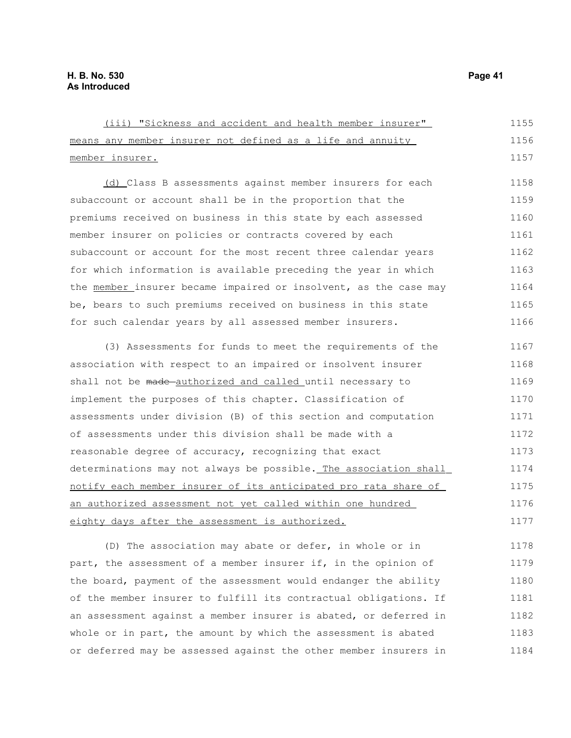(iii) "Sickness and accident and health member insurer" means any member insurer not defined as a life and annuity member insurer.

(d) Class B assessments against member insurers for each subaccount or account shall be in the proportion that the premiums received on business in this state by each assessed member insurer on policies or contracts covered by each subaccount or account for the most recent three calendar years for which information is available preceding the year in which the member insurer became impaired or insolvent, as the case may be, bears to such premiums received on business in this state for such calendar years by all assessed member insurers.

(3) Assessments for funds to meet the requirements of the association with respect to an impaired or insolvent insurer shall not be ~~made~~ authorized and called until necessary to implement the purposes of this chapter. Classification of assessments under division (B) of this section and computation of assessments under this division shall be made with a reasonable degree of accuracy, recognizing that exact determinations may not always be possible. The association shall notify each member insurer of its anticipated pro rata share of an authorized assessment not yet called within one hundred eighty days after the assessment is authorized.

(D) The association may abate or defer, in whole or in part, the assessment of a member insurer if, in the opinion of the board, payment of the assessment would endanger the ability of the member insurer to fulfill its contractual obligations. If an assessment against a member insurer is abated, or deferred in whole or in part, the amount by which the assessment is abated or deferred may be assessed against the other member insurers in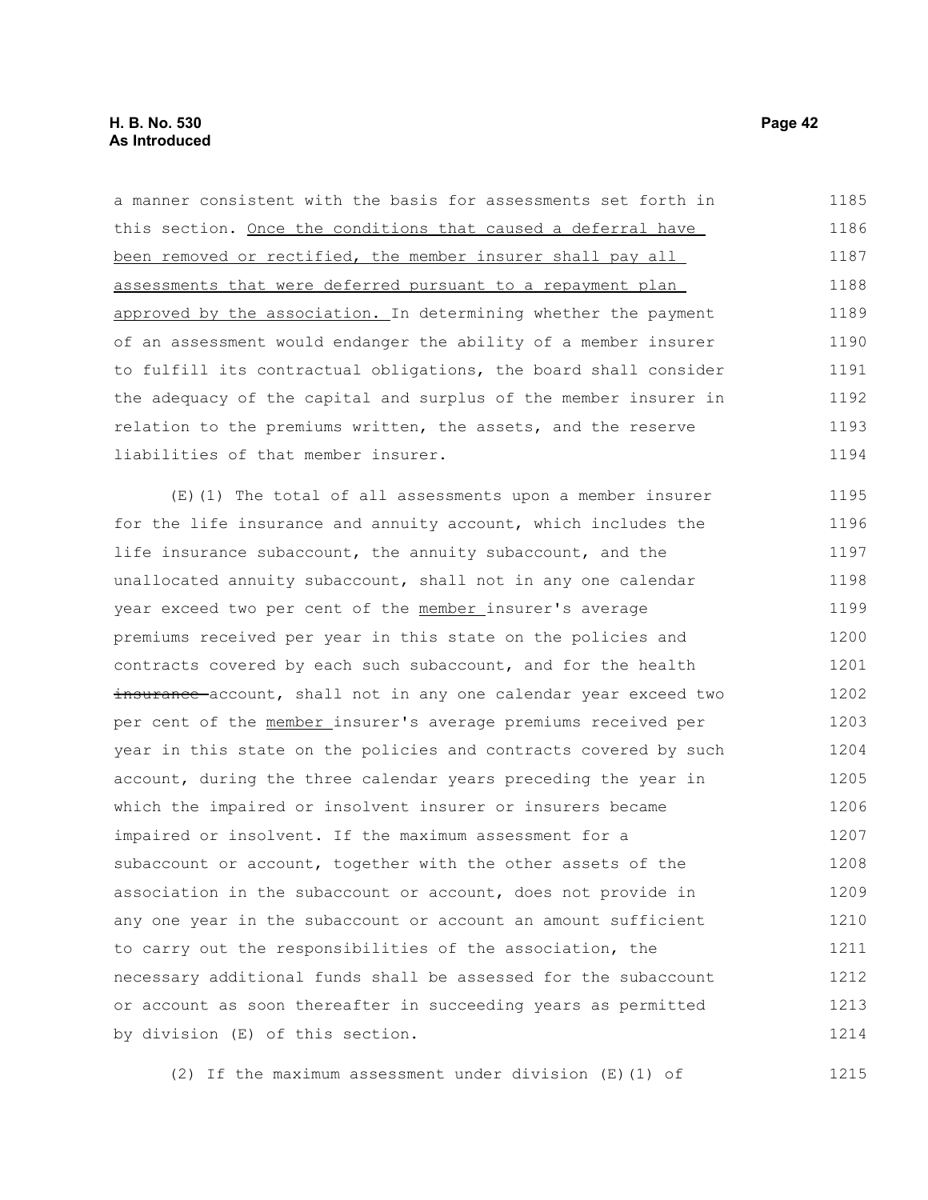a manner consistent with the basis for assessments set forth in this section. Once the conditions that caused a deferral have been removed or rectified, the member insurer shall pay all assessments that were deferred pursuant to a repayment plan approved by the association. In determining whether the payment of an assessment would endanger the ability of a member insurer to fulfill its contractual obligations, the board shall consider the adequacy of the capital and surplus of the member insurer in relation to the premiums written, the assets, and the reserve liabilities of that member insurer.

(E)(1) The total of all assessments upon a member insurer for the life insurance and annuity account, which includes the life insurance subaccount, the annuity subaccount, and the unallocated annuity subaccount, shall not in any one calendar year exceed two per cent of the member insurer's average premiums received per year in this state on the policies and contracts covered by each such subaccount, and for the health ~~insurance~~ account, shall not in any one calendar year exceed two per cent of the member insurer's average premiums received per year in this state on the policies and contracts covered by such account, during the three calendar years preceding the year in which the impaired or insolvent insurer or insurers became impaired or insolvent. If the maximum assessment for a subaccount or account, together with the other assets of the association in the subaccount or account, does not provide in any one year in the subaccount or account an amount sufficient to carry out the responsibilities of the association, the necessary additional funds shall be assessed for the subaccount or account as soon thereafter in succeeding years as permitted by division (E) of this section.

(2) If the maximum assessment under division (E)(1) of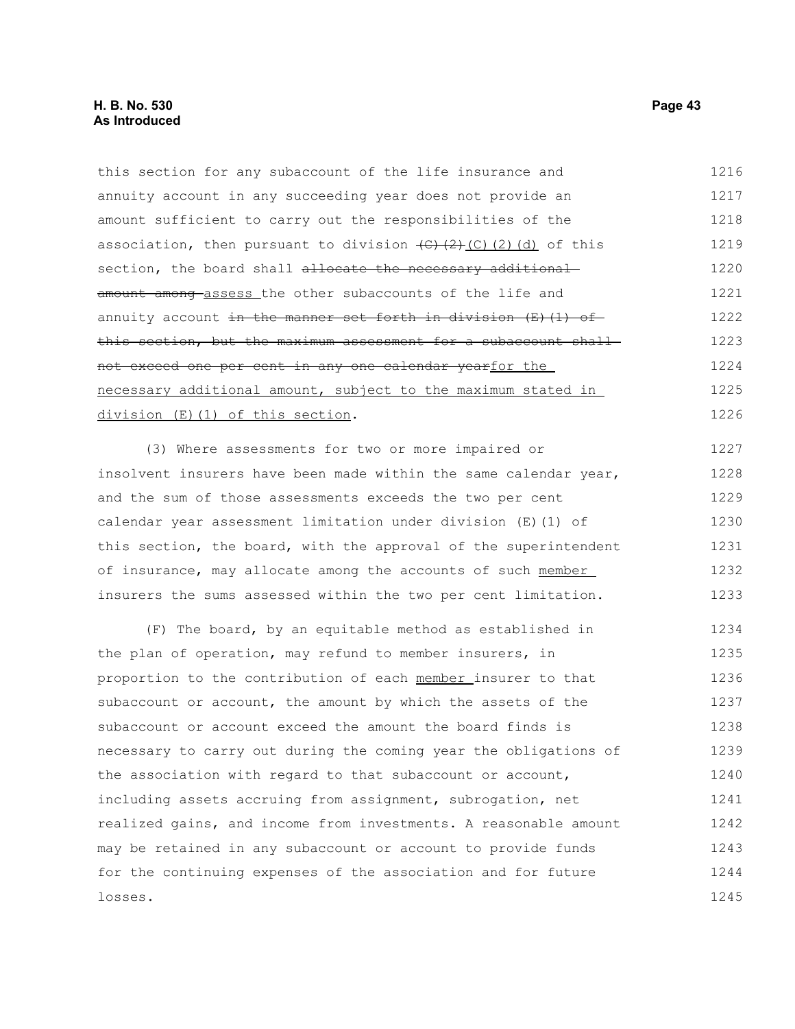this section for any subaccount of the life insurance and annuity account in any succeeding year does not provide an amount sufficient to carry out the responsibilities of the association, then pursuant to division ~~(C)(2)~~ (C)(2)(d) of this section, the board shall ~~allocate the necessary additional amount among~~ assess the other subaccounts of the life and annuity account ~~in the manner set forth in division (E)(1) of this section, but the maximum assessment for a subaccount shall not exceed one per cent in any one calendar year~~for the necessary additional amount, subject to the maximum stated in division (E)(1) of this section.

(3) Where assessments for two or more impaired or insolvent insurers have been made within the same calendar year, and the sum of those assessments exceeds the two per cent calendar year assessment limitation under division (E)(1) of this section, the board, with the approval of the superintendent of insurance, may allocate among the accounts of such member insurers the sums assessed within the two per cent limitation.

(F) The board, by an equitable method as established in the plan of operation, may refund to member insurers, in proportion to the contribution of each member insurer to that subaccount or account, the amount by which the assets of the subaccount or account exceed the amount the board finds is necessary to carry out during the coming year the obligations of the association with regard to that subaccount or account, including assets accruing from assignment, subrogation, net realized gains, and income from investments. A reasonable amount may be retained in any subaccount or account to provide funds for the continuing expenses of the association and for future losses.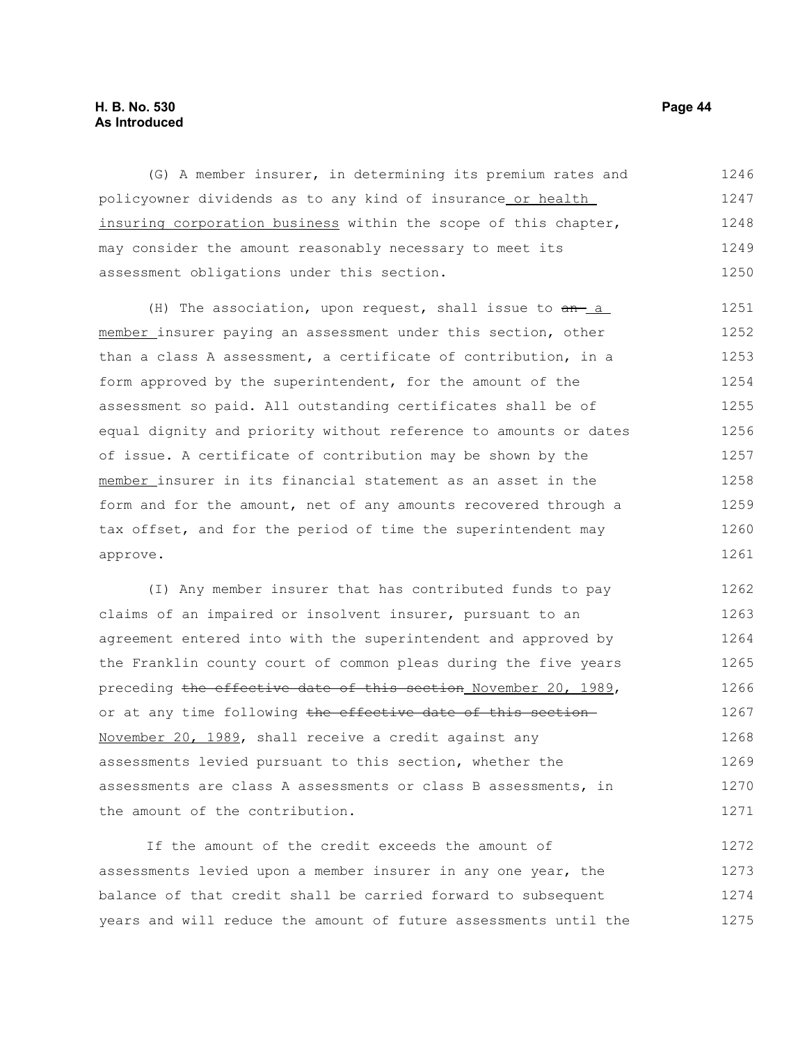(G) A member insurer, in determining its premium rates and policyowner dividends as to any kind of insurance or health insuring corporation business within the scope of this chapter, may consider the amount reasonably necessary to meet its assessment obligations under this section.

(H) The association, upon request, shall issue to ~~an~~ a member insurer paying an assessment under this section, other than a class A assessment, a certificate of contribution, in a form approved by the superintendent, for the amount of the assessment so paid. All outstanding certificates shall be of equal dignity and priority without reference to amounts or dates of issue. A certificate of contribution may be shown by the member insurer in its financial statement as an asset in the form and for the amount, net of any amounts recovered through a tax offset, and for the period of time the superintendent may approve.

(I) Any member insurer that has contributed funds to pay claims of an impaired or insolvent insurer, pursuant to an agreement entered into with the superintendent and approved by the Franklin county court of common pleas during the five years preceding ~~the effective date of this section~~ November 20, 1989, or at any time following ~~the effective date of this section~~ November 20, 1989, shall receive a credit against any assessments levied pursuant to this section, whether the assessments are class A assessments or class B assessments, in the amount of the contribution.

If the amount of the credit exceeds the amount of assessments levied upon a member insurer in any one year, the balance of that credit shall be carried forward to subsequent years and will reduce the amount of future assessments until the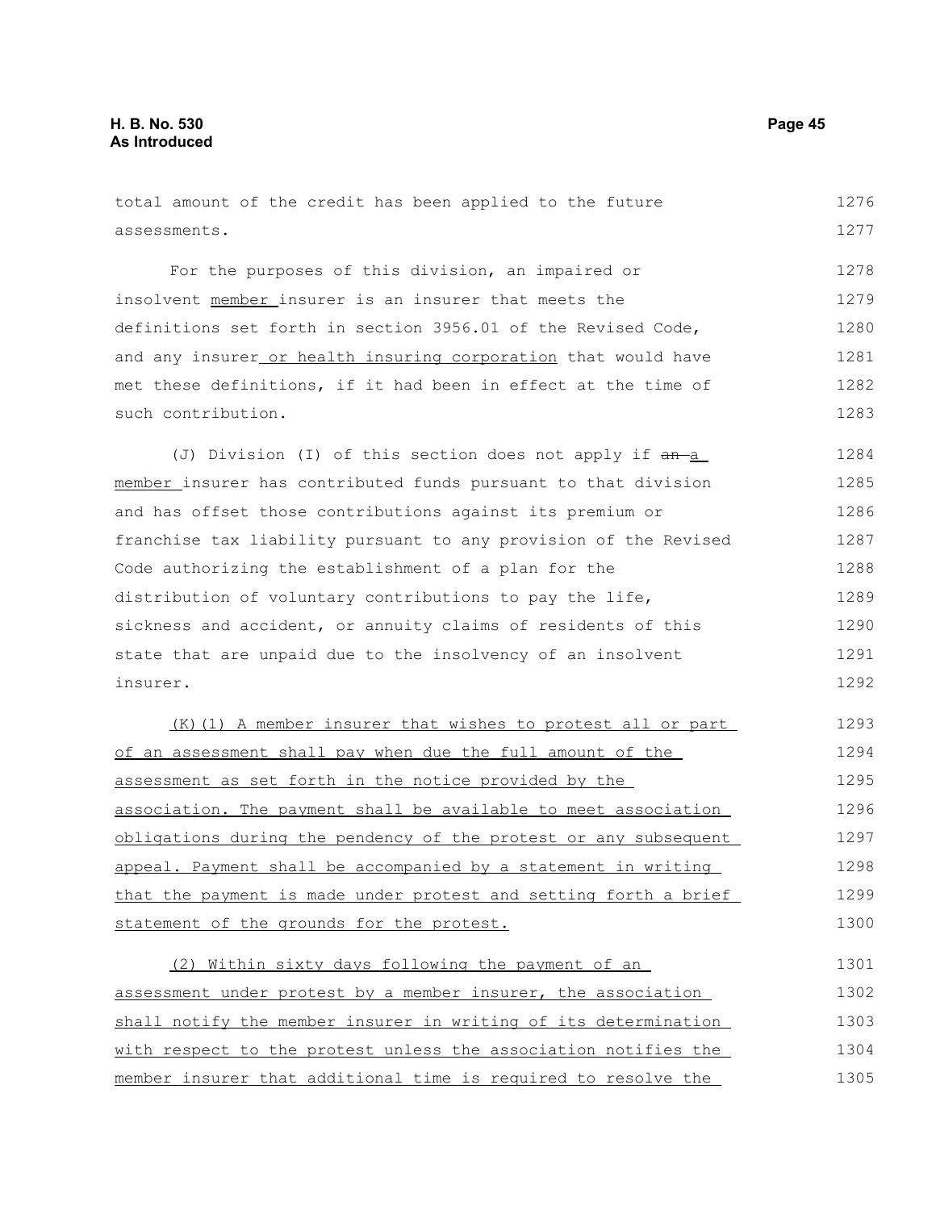total amount of the credit has been applied to the future assessments.

For the purposes of this division, an impaired or insolvent member insurer is an insurer that meets the definitions set forth in section 3956.01 of the Revised Code, and any insurer or health insuring corporation that would have met these definitions, if it had been in effect at the time of such contribution.

(J) Division (I) of this section does not apply if ~~an~~ a member insurer has contributed funds pursuant to that division and has offset those contributions against its premium or franchise tax liability pursuant to any provision of the Revised Code authorizing the establishment of a plan for the distribution of voluntary contributions to pay the life, sickness and accident, or annuity claims of residents of this state that are unpaid due to the insolvency of an insolvent insurer.

(K)(1) A member insurer that wishes to protest all or part of an assessment shall pay when due the full amount of the assessment as set forth in the notice provided by the association. The payment shall be available to meet association obligations during the pendency of the protest or any subsequent appeal. Payment shall be accompanied by a statement in writing that the payment is made under protest and setting forth a brief statement of the grounds for the protest.

(2) Within sixty days following the payment of an assessment under protest by a member insurer, the association shall notify the member insurer in writing of its determination with respect to the protest unless the association notifies the member insurer that additional time is required to resolve the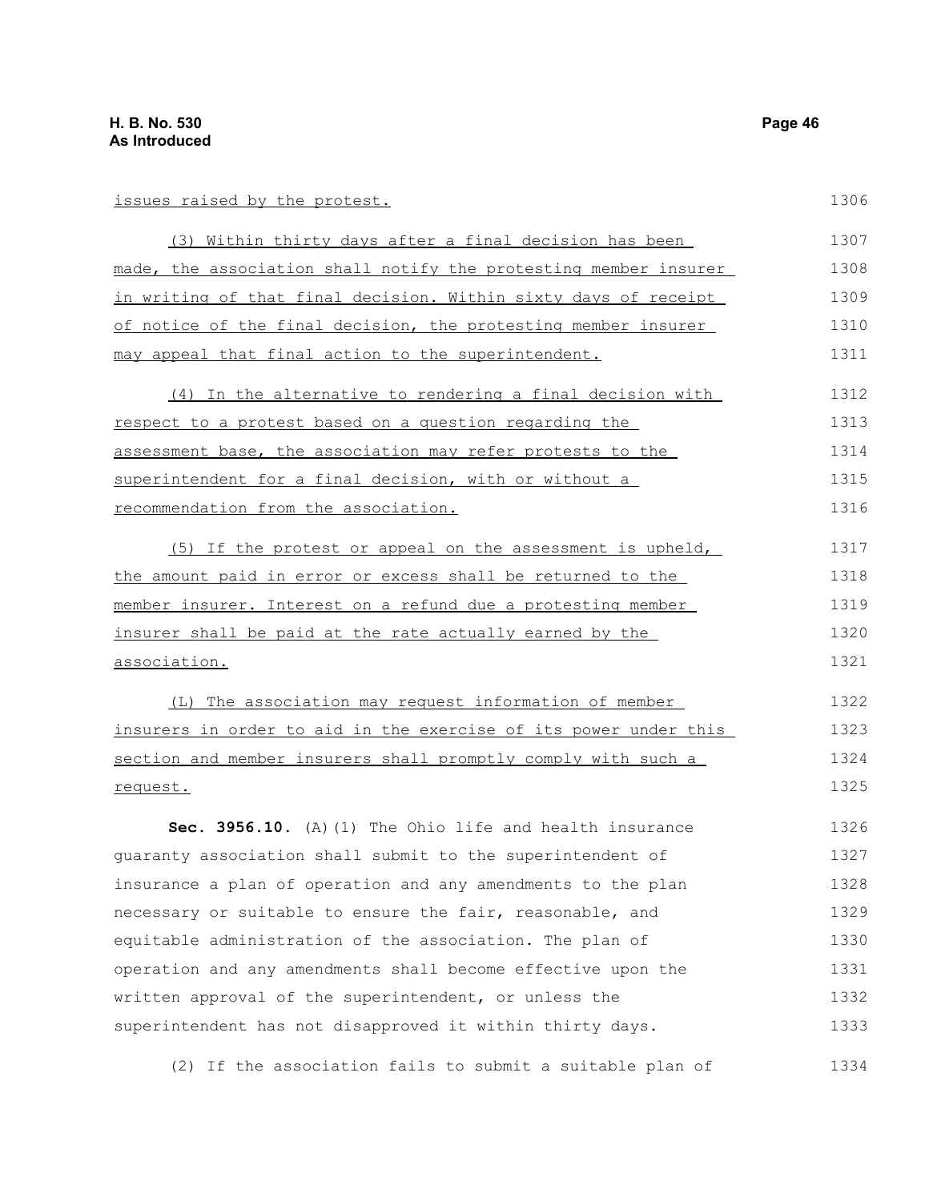issues raised by the protest.

(3) Within thirty days after a final decision has been made, the association shall notify the protesting member insurer in writing of that final decision. Within sixty days of receipt of notice of the final decision, the protesting member insurer may appeal that final action to the superintendent.

(4) In the alternative to rendering a final decision with respect to a protest based on a question regarding the assessment base, the association may refer protests to the superintendent for a final decision, with or without a recommendation from the association.

(5) If the protest or appeal on the assessment is upheld, the amount paid in error or excess shall be returned to the member insurer. Interest on a refund due a protesting member insurer shall be paid at the rate actually earned by the association.

(L) The association may request information of member insurers in order to aid in the exercise of its power under this section and member insurers shall promptly comply with such a request.

**Sec. 3956.10.** (A)(1) The Ohio life and health insurance guaranty association shall submit to the superintendent of insurance a plan of operation and any amendments to the plan necessary or suitable to ensure the fair, reasonable, and equitable administration of the association. The plan of operation and any amendments shall become effective upon the written approval of the superintendent, or unless the superintendent has not disapproved it within thirty days.

(2) If the association fails to submit a suitable plan of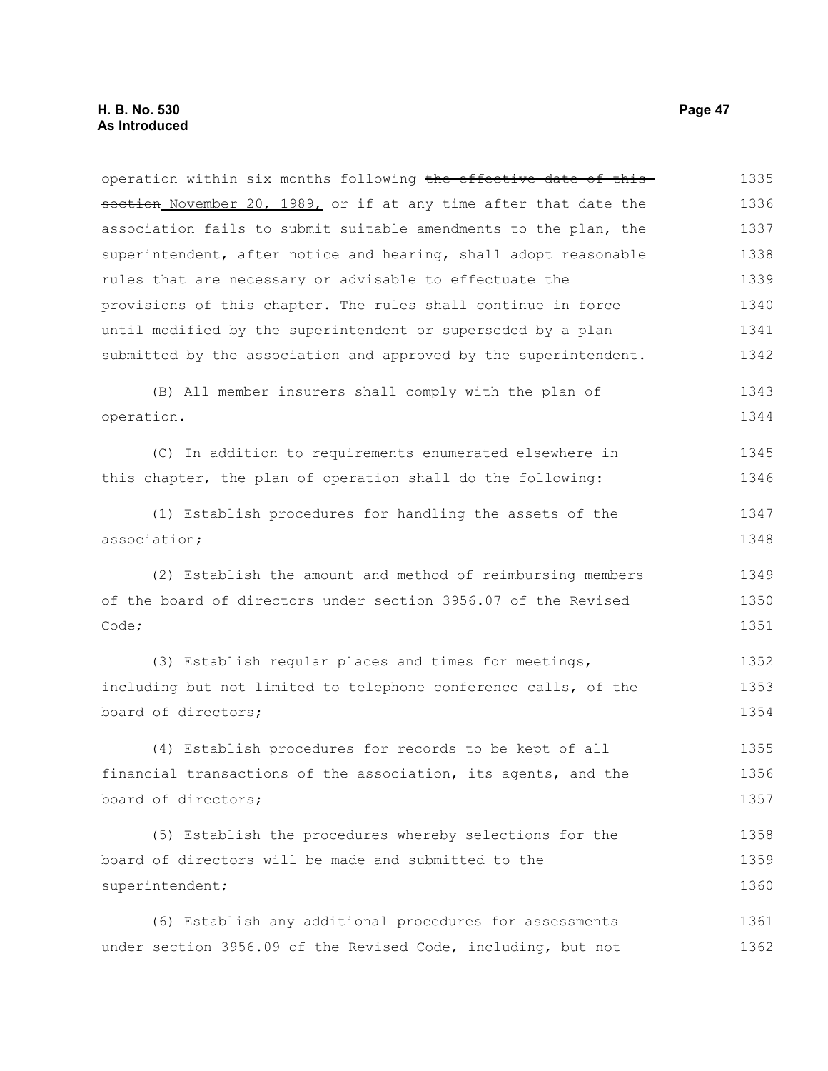operation within six months following ~~the effective date of this section~~ November 20, 1989, or if at any time after that date the association fails to submit suitable amendments to the plan, the superintendent, after notice and hearing, shall adopt reasonable rules that are necessary or advisable to effectuate the provisions of this chapter. The rules shall continue in force until modified by the superintendent or superseded by a plan submitted by the association and approved by the superintendent.

(B) All member insurers shall comply with the plan of operation.

(C) In addition to requirements enumerated elsewhere in this chapter, the plan of operation shall do the following:

(1) Establish procedures for handling the assets of the association;

(2) Establish the amount and method of reimbursing members of the board of directors under section 3956.07 of the Revised Code;

(3) Establish regular places and times for meetings, including but not limited to telephone conference calls, of the board of directors;

(4) Establish procedures for records to be kept of all financial transactions of the association, its agents, and the board of directors;

(5) Establish the procedures whereby selections for the board of directors will be made and submitted to the superintendent;

(6) Establish any additional procedures for assessments under section 3956.09 of the Revised Code, including, but not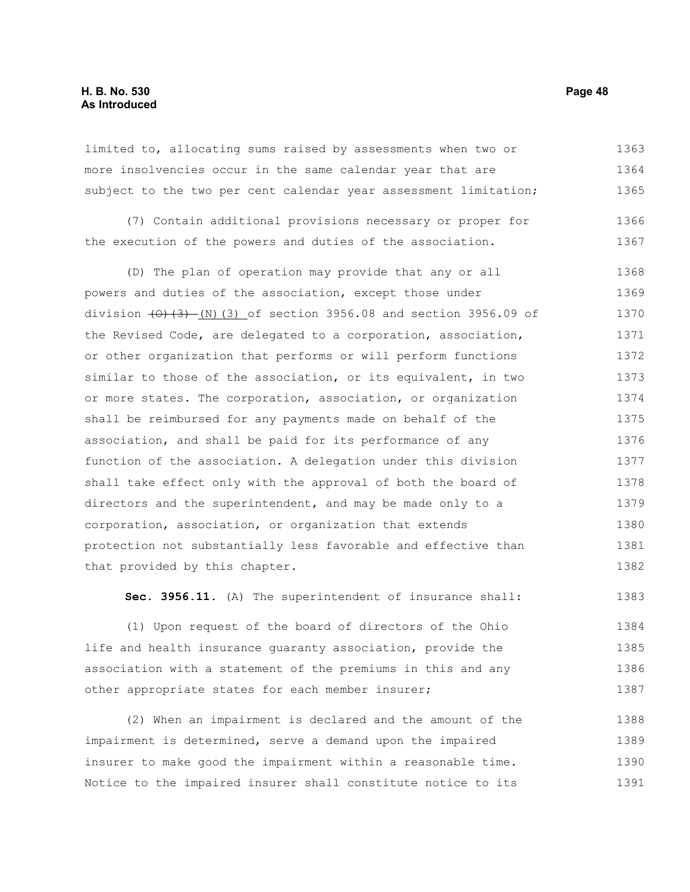limited to, allocating sums raised by assessments when two or more insolvencies occur in the same calendar year that are subject to the two per cent calendar year assessment limitation;

(7) Contain additional provisions necessary or proper for the execution of the powers and duties of the association.

(D) The plan of operation may provide that any or all powers and duties of the association, except those under division ~~(O)(3)~~ (N)(3) of section 3956.08 and section 3956.09 of the Revised Code, are delegated to a corporation, association, or other organization that performs or will perform functions similar to those of the association, or its equivalent, in two or more states. The corporation, association, or organization shall be reimbursed for any payments made on behalf of the association, and shall be paid for its performance of any function of the association. A delegation under this division shall take effect only with the approval of both the board of directors and the superintendent, and may be made only to a corporation, association, or organization that extends protection not substantially less favorable and effective than that provided by this chapter.

**Sec. 3956.11.** (A) The superintendent of insurance shall:

(1) Upon request of the board of directors of the Ohio life and health insurance guaranty association, provide the association with a statement of the premiums in this and any other appropriate states for each member insurer;

(2) When an impairment is declared and the amount of the impairment is determined, serve a demand upon the impaired insurer to make good the impairment within a reasonable time. Notice to the impaired insurer shall constitute notice to its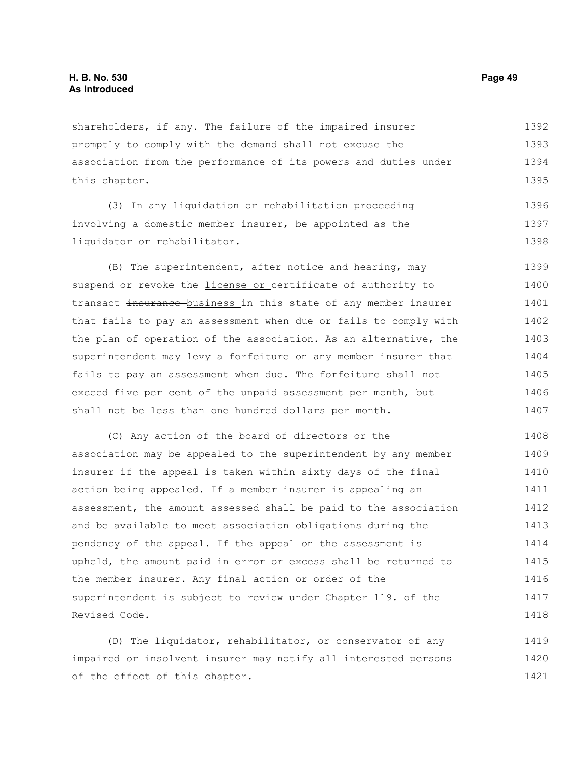shareholders, if any. The failure of the impaired insurer promptly to comply with the demand shall not excuse the association from the performance of its powers and duties under this chapter.

(3) In any liquidation or rehabilitation proceeding involving a domestic member insurer, be appointed as the liquidator or rehabilitator.

(B) The superintendent, after notice and hearing, may suspend or revoke the license or certificate of authority to transact ~~insurance~~ business in this state of any member insurer that fails to pay an assessment when due or fails to comply with the plan of operation of the association. As an alternative, the superintendent may levy a forfeiture on any member insurer that fails to pay an assessment when due. The forfeiture shall not exceed five per cent of the unpaid assessment per month, but shall not be less than one hundred dollars per month.

(C) Any action of the board of directors or the association may be appealed to the superintendent by any member insurer if the appeal is taken within sixty days of the final action being appealed. If a member insurer is appealing an assessment, the amount assessed shall be paid to the association and be available to meet association obligations during the pendency of the appeal. If the appeal on the assessment is upheld, the amount paid in error or excess shall be returned to the member insurer. Any final action or order of the superintendent is subject to review under Chapter 119. of the Revised Code.

(D) The liquidator, rehabilitator, or conservator of any impaired or insolvent insurer may notify all interested persons of the effect of this chapter.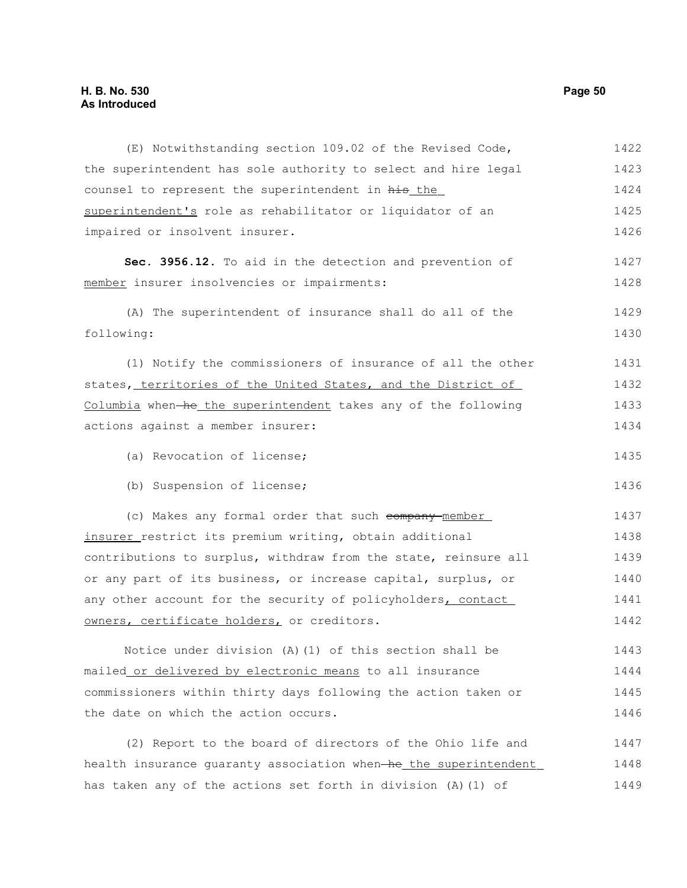(E) Notwithstanding section 109.02 of the Revised Code, the superintendent has sole authority to select and hire legal counsel to represent the superintendent in ~~his~~ the superintendent's role as rehabilitator or liquidator of an impaired or insolvent insurer.

**Sec. 3956.12.** To aid in the detection and prevention of member insurer insolvencies or impairments:

(A) The superintendent of insurance shall do all of the following:

(1) Notify the commissioners of insurance of all the other states, territories of the United States, and the District of Columbia when ~~he~~ the superintendent takes any of the following actions against a member insurer:

(a) Revocation of license;

(b) Suspension of license;

(c) Makes any formal order that such ~~company~~ member insurer restrict its premium writing, obtain additional contributions to surplus, withdraw from the state, reinsure all or any part of its business, or increase capital, surplus, or any other account for the security of policyholders, contact owners, certificate holders, or creditors.

Notice under division (A)(1) of this section shall be mailed or delivered by electronic means to all insurance commissioners within thirty days following the action taken or the date on which the action occurs.

(2) Report to the board of directors of the Ohio life and health insurance guaranty association when ~~he~~ the superintendent has taken any of the actions set forth in division (A)(1) of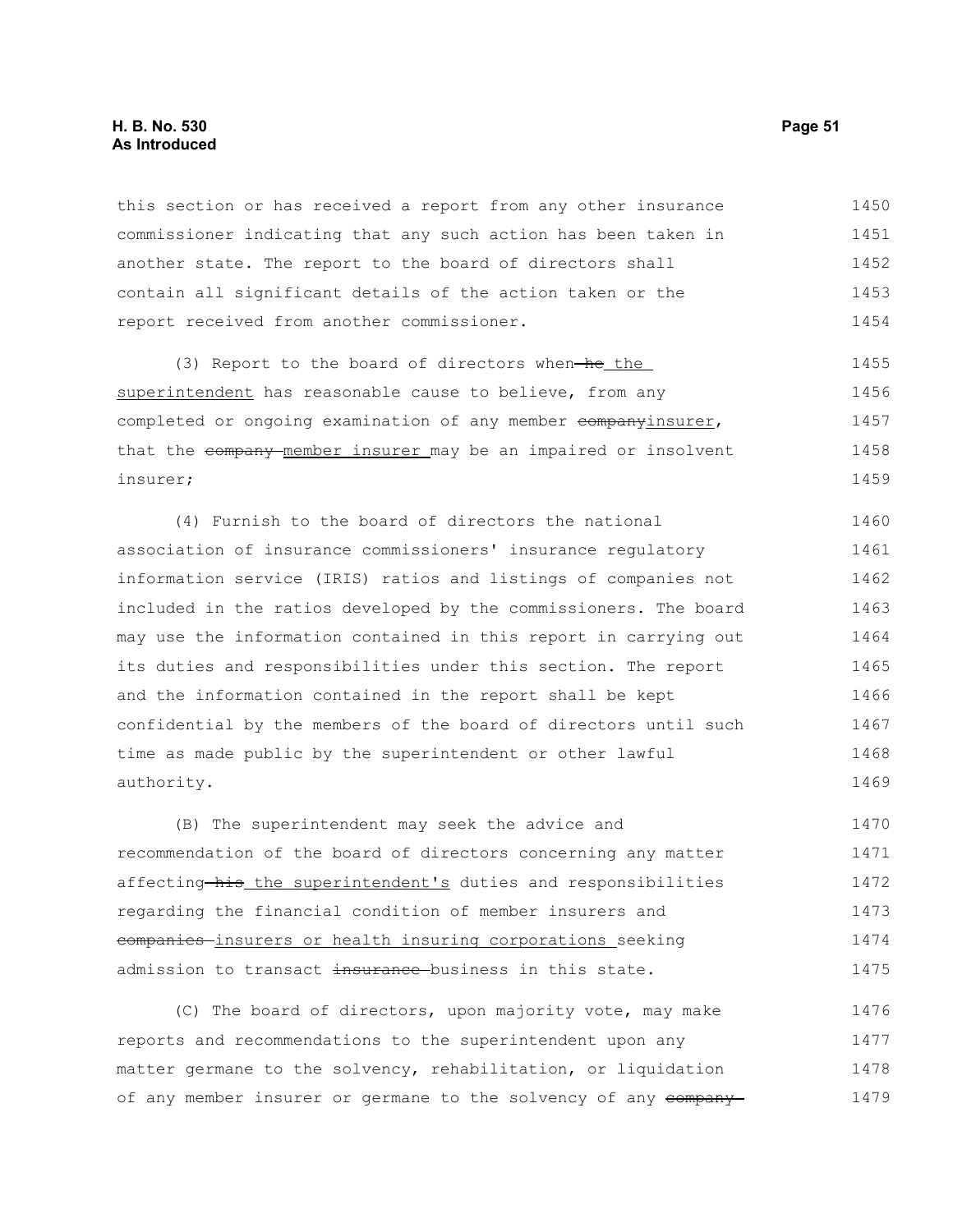this section or has received a report from any other insurance commissioner indicating that any such action has been taken in another state. The report to the board of directors shall contain all significant details of the action taken or the report received from another commissioner.

(3) Report to the board of directors when ~~he~~ the superintendent has reasonable cause to believe, from any completed or ongoing examination of any member ~~company~~insurer, that the ~~company~~ member insurer may be an impaired or insolvent insurer;

(4) Furnish to the board of directors the national association of insurance commissioners' insurance regulatory information service (IRIS) ratios and listings of companies not included in the ratios developed by the commissioners. The board may use the information contained in this report in carrying out its duties and responsibilities under this section. The report and the information contained in the report shall be kept confidential by the members of the board of directors until such time as made public by the superintendent or other lawful authority.

(B) The superintendent may seek the advice and recommendation of the board of directors concerning any matter affecting ~~his~~ the superintendent's duties and responsibilities regarding the financial condition of member insurers and ~~companies~~ insurers or health insuring corporations seeking admission to transact ~~insurance~~ business in this state.

(C) The board of directors, upon majority vote, may make reports and recommendations to the superintendent upon any matter germane to the solvency, rehabilitation, or liquidation of any member insurer or germane to the solvency of any ~~company~~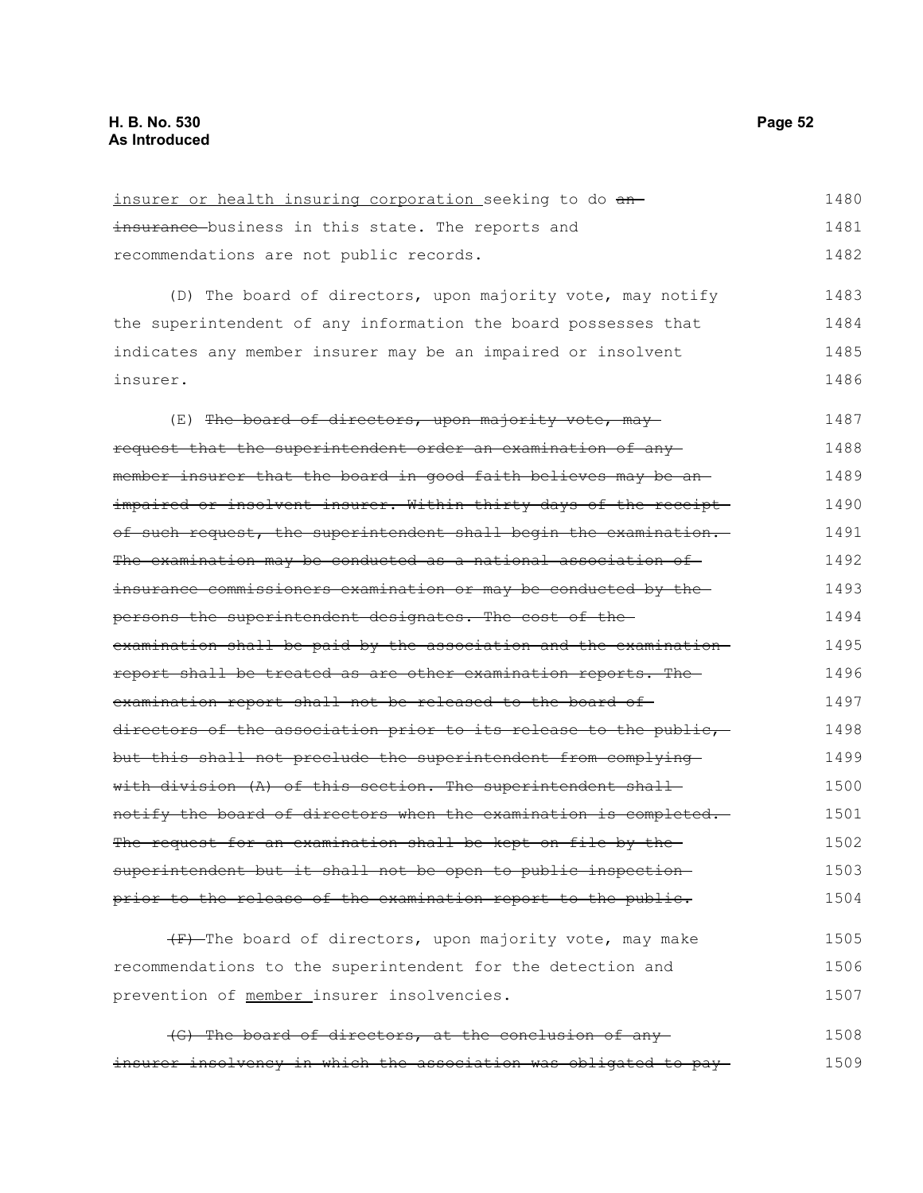insurer or health insuring corporation seeking to do ~~an insurance~~ business in this state. The reports and recommendations are not public records.

(D) The board of directors, upon majority vote, may notify the superintendent of any information the board possesses that indicates any member insurer may be an impaired or insolvent insurer.

(E) ~~The board of directors, upon majority vote, may request that the superintendent order an examination of any member insurer that the board in good faith believes may be an impaired or insolvent insurer. Within thirty days of the receipt of such request, the superintendent shall begin the examination. The examination may be conducted as a national association of insurance commissioners examination or may be conducted by the persons the superintendent designates. The cost of the examination shall be paid by the association and the examination report shall be treated as are other examination reports. The examination report shall not be released to the board of directors of the association prior to its release to the public, but this shall not preclude the superintendent from complying with division (A) of this section. The superintendent shall notify the board of directors when the examination is completed. The request for an examination shall be kept on file by the superintendent but it shall not be open to public inspection prior to the release of the examination report to the public.~~

~~(F)~~ The board of directors, upon majority vote, may make recommendations to the superintendent for the detection and prevention of member insurer insolvencies.

~~(G) The board of directors, at the conclusion of any insurer insolvency in which the association was obligated to pay~~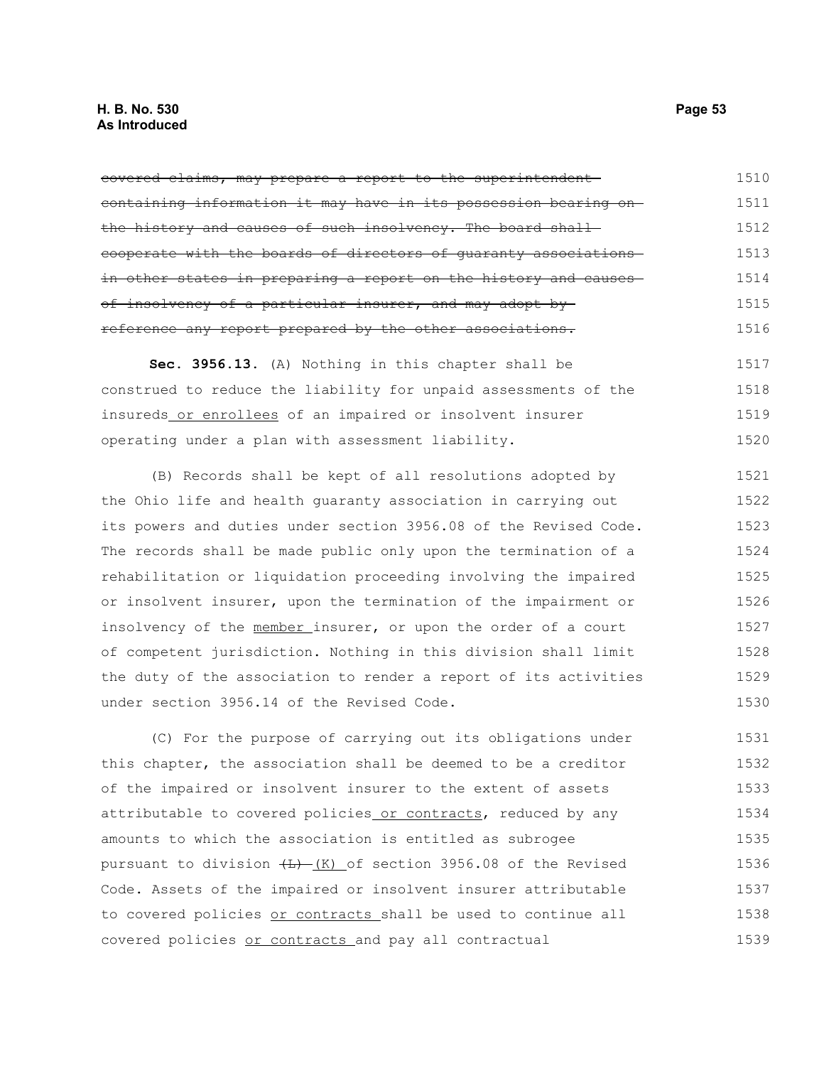~~covered claims, may prepare a report to the superintendent containing information it may have in its possession bearing on the history and causes of such insolvency. The board shall cooperate with the boards of directors of guaranty associations in other states in preparing a report on the history and causes of insolvency of a particular insurer, and may adopt by reference any report prepared by the other associations.~~

**Sec. 3956.13.** (A) Nothing in this chapter shall be construed to reduce the liability for unpaid assessments of the insureds <u>or enrollees</u> of an impaired or insolvent insurer operating under a plan with assessment liability.

(B) Records shall be kept of all resolutions adopted by the Ohio life and health guaranty association in carrying out its powers and duties under section 3956.08 of the Revised Code. The records shall be made public only upon the termination of a rehabilitation or liquidation proceeding involving the impaired or insolvent insurer, upon the termination of the impairment or insolvency of the <u>member</u> insurer, or upon the order of a court of competent jurisdiction. Nothing in this division shall limit the duty of the association to render a report of its activities under section 3956.14 of the Revised Code.

(C) For the purpose of carrying out its obligations under this chapter, the association shall be deemed to be a creditor of the impaired or insolvent insurer to the extent of assets attributable to covered policies <u>or contracts</u>, reduced by any amounts to which the association is entitled as subrogee pursuant to division ~~(L)~~ <u>(K)</u> of section 3956.08 of the Revised Code. Assets of the impaired or insolvent insurer attributable to covered policies <u>or contracts</u> shall be used to continue all covered policies <u>or contracts</u> and pay all contractual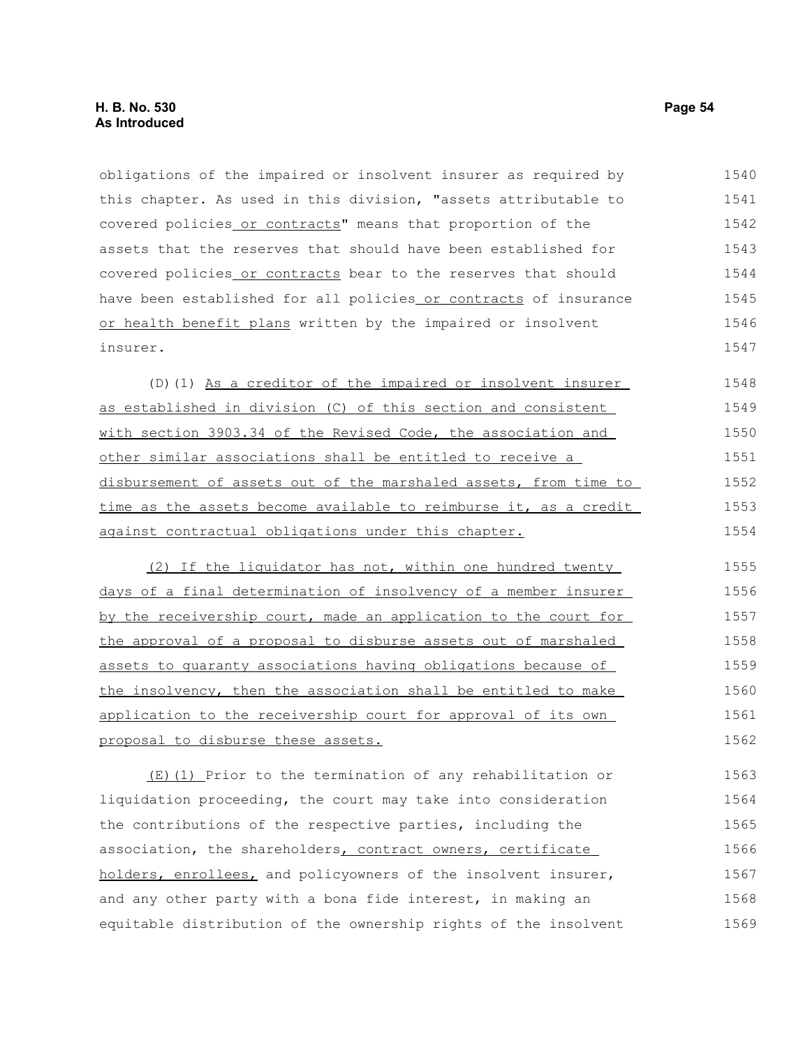obligations of the impaired or insolvent insurer as required by this chapter. As used in this division, "assets attributable to covered policies or contracts" means that proportion of the assets that the reserves that should have been established for covered policies or contracts bear to the reserves that should have been established for all policies or contracts of insurance or health benefit plans written by the impaired or insolvent insurer.

(D)(1) As a creditor of the impaired or insolvent insurer as established in division (C) of this section and consistent with section 3903.34 of the Revised Code, the association and other similar associations shall be entitled to receive a disbursement of assets out of the marshaled assets, from time to time as the assets become available to reimburse it, as a credit against contractual obligations under this chapter.

(2) If the liquidator has not, within one hundred twenty days of a final determination of insolvency of a member insurer by the receivership court, made an application to the court for the approval of a proposal to disburse assets out of marshaled assets to guaranty associations having obligations because of the insolvency, then the association shall be entitled to make application to the receivership court for approval of its own proposal to disburse these assets.

(E)(1) Prior to the termination of any rehabilitation or liquidation proceeding, the court may take into consideration the contributions of the respective parties, including the association, the shareholders, contract owners, certificate holders, enrollees, and policyowners of the insolvent insurer, and any other party with a bona fide interest, in making an equitable distribution of the ownership rights of the insolvent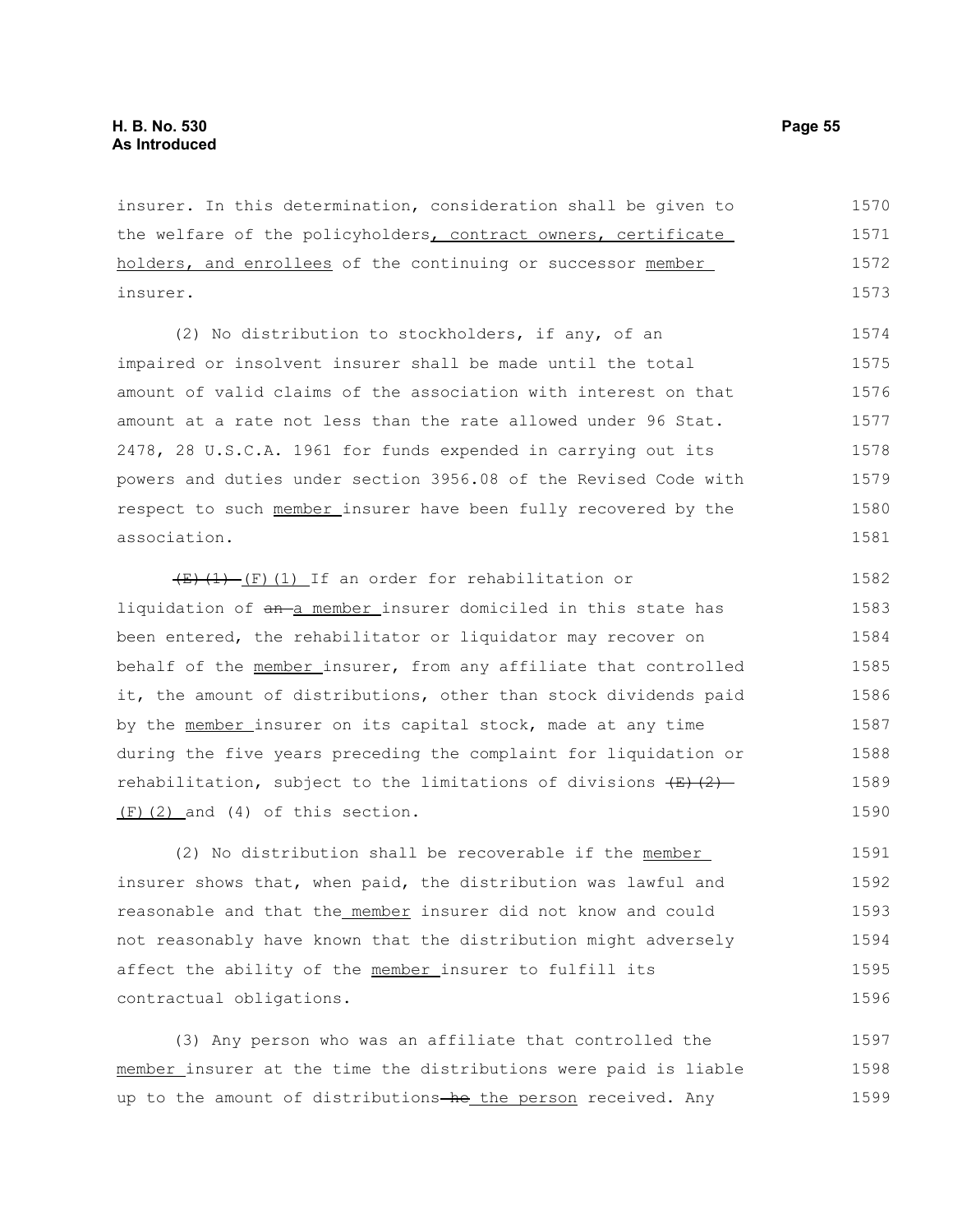insurer. In this determination, consideration shall be given to the welfare of the policyholders, contract owners, certificate holders, and enrollees of the continuing or successor member insurer.

(2) No distribution to stockholders, if any, of an impaired or insolvent insurer shall be made until the total amount of valid claims of the association with interest on that amount at a rate not less than the rate allowed under 96 Stat. 2478, 28 U.S.C.A. 1961 for funds expended in carrying out its powers and duties under section 3956.08 of the Revised Code with respect to such member insurer have been fully recovered by the association.

~~(E)(1)~~ (F)(1) If an order for rehabilitation or liquidation of ~~an~~ a member insurer domiciled in this state has been entered, the rehabilitator or liquidator may recover on behalf of the member insurer, from any affiliate that controlled it, the amount of distributions, other than stock dividends paid by the member insurer on its capital stock, made at any time during the five years preceding the complaint for liquidation or rehabilitation, subject to the limitations of divisions ~~(E)(2)~~ (F)(2) and (4) of this section.

(2) No distribution shall be recoverable if the member insurer shows that, when paid, the distribution was lawful and reasonable and that the member insurer did not know and could not reasonably have known that the distribution might adversely affect the ability of the member insurer to fulfill its contractual obligations.

(3) Any person who was an affiliate that controlled the member insurer at the time the distributions were paid is liable up to the amount of distributions ~~he~~ the person received. Any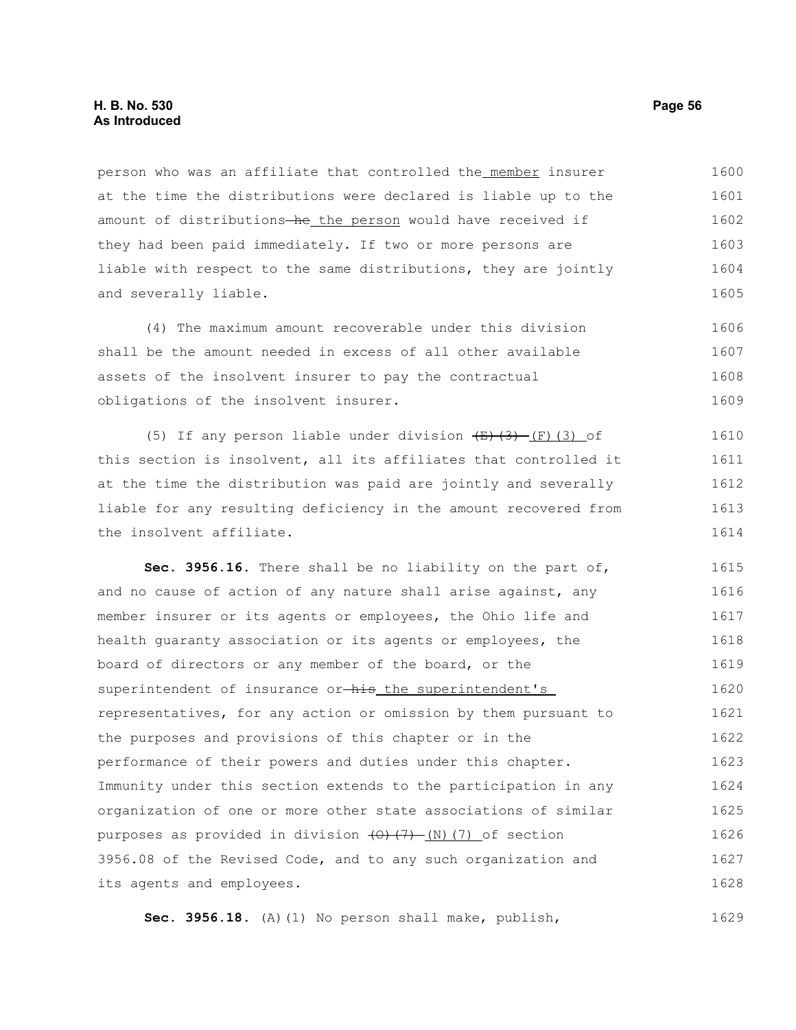person who was an affiliate that controlled the member insurer at the time the distributions were declared is liable up to the amount of distributions he the person would have received if they had been paid immediately. If two or more persons are liable with respect to the same distributions, they are jointly and severally liable.

(4) The maximum amount recoverable under this division shall be the amount needed in excess of all other available assets of the insolvent insurer to pay the contractual obligations of the insolvent insurer.

(5) If any person liable under division (E)(3) (F)(3) of this section is insolvent, all its affiliates that controlled it at the time the distribution was paid are jointly and severally liable for any resulting deficiency in the amount recovered from the insolvent affiliate.

**Sec. 3956.16.** There shall be no liability on the part of, and no cause of action of any nature shall arise against, any member insurer or its agents or employees, the Ohio life and health guaranty association or its agents or employees, the board of directors or any member of the board, or the superintendent of insurance or his the superintendent's representatives, for any action or omission by them pursuant to the purposes and provisions of this chapter or in the performance of their powers and duties under this chapter. Immunity under this section extends to the participation in any organization of one or more other state associations of similar purposes as provided in division (O)(7) (N)(7) of section 3956.08 of the Revised Code, and to any such organization and its agents and employees.

**Sec. 3956.18.** (A)(1) No person shall make, publish,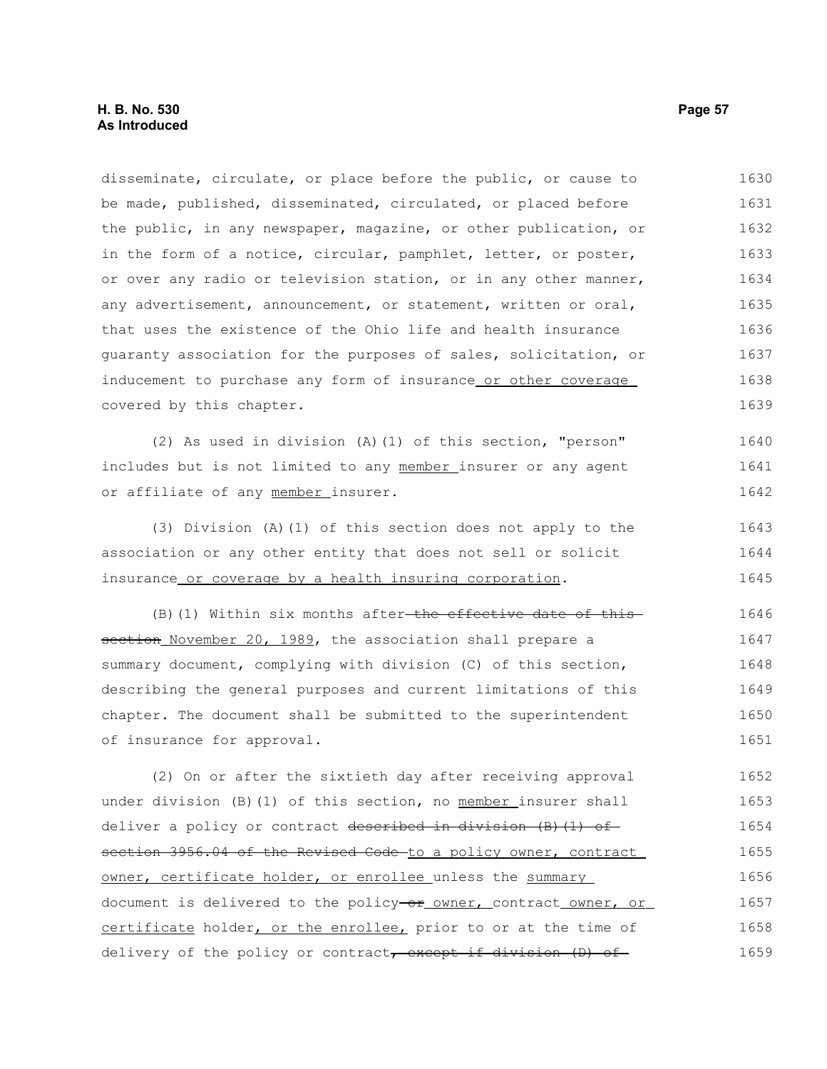disseminate, circulate, or place before the public, or cause to be made, published, disseminated, circulated, or placed before the public, in any newspaper, magazine, or other publication, or in the form of a notice, circular, pamphlet, letter, or poster, or over any radio or television station, or in any other manner, any advertisement, announcement, or statement, written or oral, that uses the existence of the Ohio life and health insurance guaranty association for the purposes of sales, solicitation, or inducement to purchase any form of insurance or other coverage covered by this chapter.

(2) As used in division (A)(1) of this section, "person" includes but is not limited to any member insurer or any agent or affiliate of any member insurer.

(3) Division (A)(1) of this section does not apply to the association or any other entity that does not sell or solicit insurance or coverage by a health insuring corporation.

(B)(1) Within six months after ~~the effective date of this section~~ November 20, 1989, the association shall prepare a summary document, complying with division (C) of this section, describing the general purposes and current limitations of this chapter. The document shall be submitted to the superintendent of insurance for approval.

(2) On or after the sixtieth day after receiving approval under division (B)(1) of this section, no member insurer shall deliver a policy or contract ~~described in division (B)(1) of section 3956.04 of the Revised Code~~ to a policy owner, contract owner, certificate holder, or enrollee unless the summary document is delivered to the policy ~~or~~ owner, contract owner, or certificate holder, or the enrollee, prior to or at the time of delivery of the policy or contract~~, except if division (D) of~~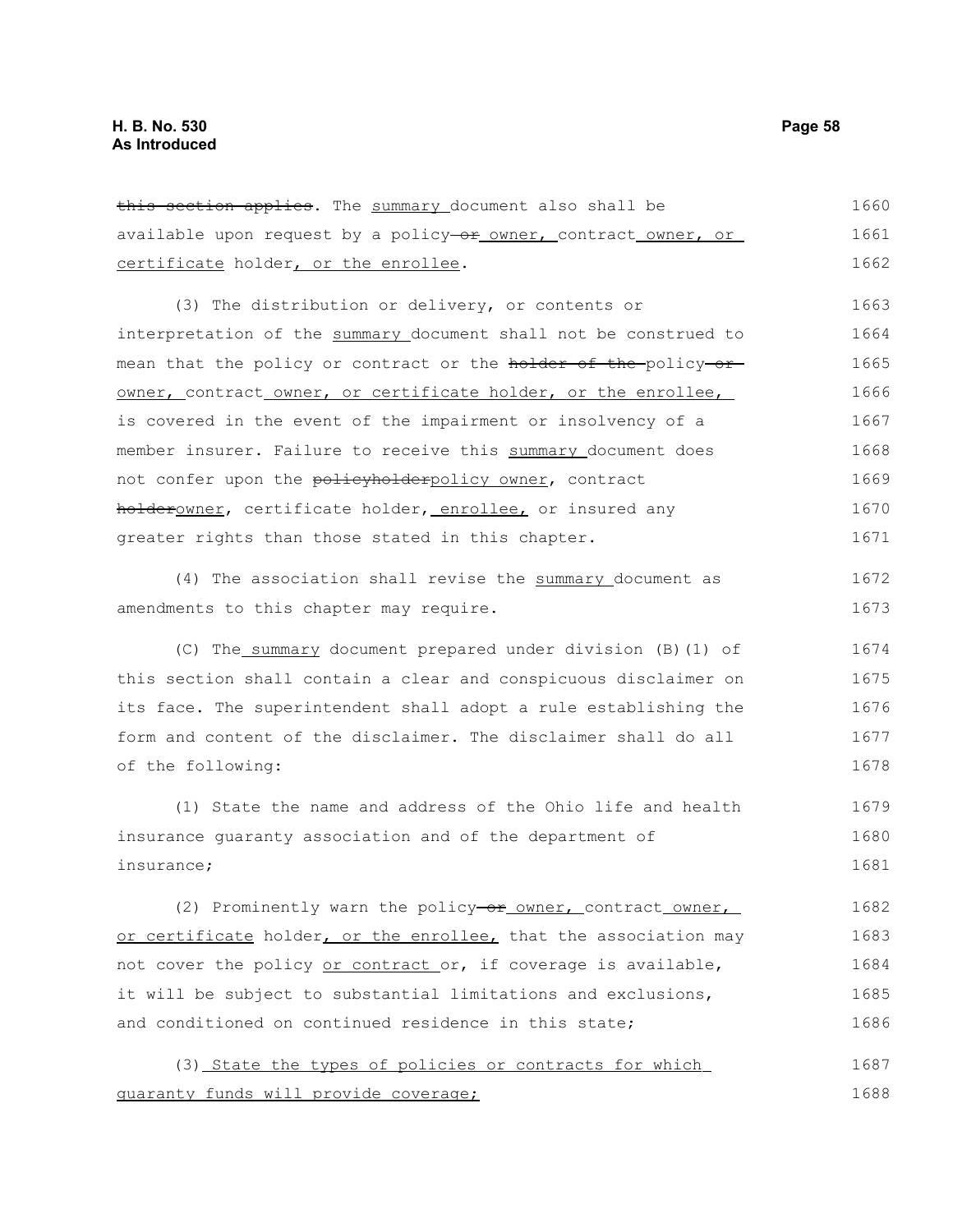this section applies. The summary document also shall be available upon request by a policy or owner, contract owner, or certificate holder, or the enrollee.

(3) The distribution or delivery, or contents or interpretation of the summary document shall not be construed to mean that the policy or contract or the holder of the policy or owner, contract owner, or certificate holder, or the enrollee, is covered in the event of the impairment or insolvency of a member insurer. Failure to receive this summary document does not confer upon the policyholderpolicy owner, contract holderowner, certificate holder, enrollee, or insured any greater rights than those stated in this chapter.

(4) The association shall revise the summary document as amendments to this chapter may require.

(C) The summary document prepared under division (B)(1) of this section shall contain a clear and conspicuous disclaimer on its face. The superintendent shall adopt a rule establishing the form and content of the disclaimer. The disclaimer shall do all of the following:

(1) State the name and address of the Ohio life and health insurance guaranty association and of the department of insurance;

(2) Prominently warn the policy or owner, contract owner, or certificate holder, or the enrollee, that the association may not cover the policy or contract or, if coverage is available, it will be subject to substantial limitations and exclusions, and conditioned on continued residence in this state;

(3) State the types of policies or contracts for which guaranty funds will provide coverage;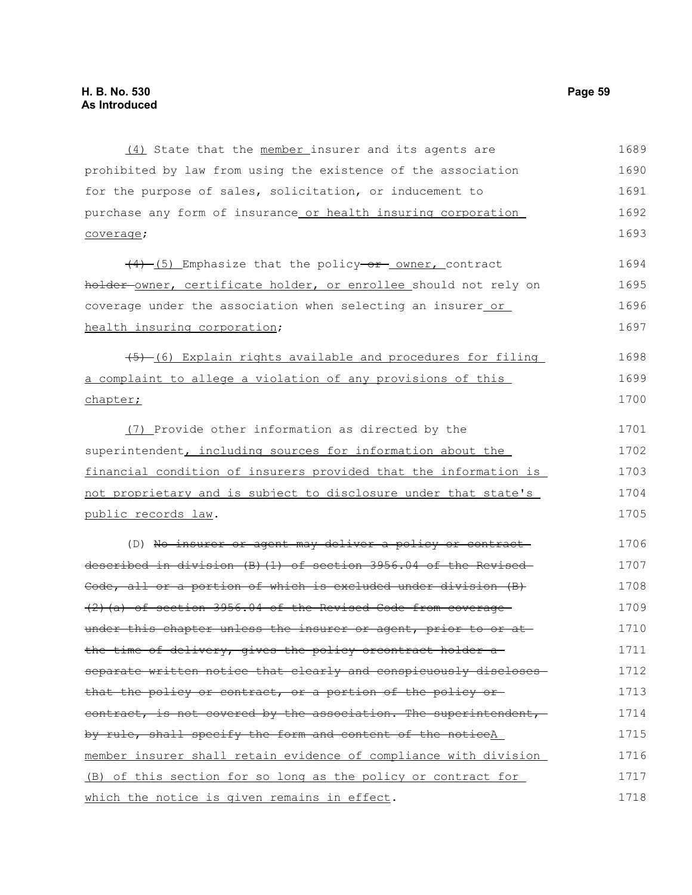<u>(4)</u> State that the <u>member</u> insurer and its agents are prohibited by law from using the existence of the association for the purpose of sales, solicitation, or inducement to purchase any form of insurance<u> or health insuring corporation coverage</u>;

~~(4)~~ <u>(5)</u> Emphasize that the policy ~~or~~ <u>owner,</u> contract ~~holder~~ <u>owner, certificate holder, or enrollee</u> should not rely on coverage under the association when selecting an insurer<u> or health insuring corporation</u>;

~~(5)~~ <u>(6) Explain rights available and procedures for filing a complaint to allege a violation of any provisions of this chapter;</u>

<u>(7)</u> Provide other information as directed by the superintendent<u>, including sources for information about the financial condition of insurers provided that the information is not proprietary and is subject to disclosure under that state's public records law</u>.

(D) ~~No insurer or agent may deliver a policy or contract described in division (B)(1) of section 3956.04 of the Revised Code, all or a portion of which is excluded under division (B)(2)(a) of section 3956.04 of the Revised Code from coverage under this chapter unless the insurer or agent, prior to or at the time of delivery, gives the policy orcontract holder a separate written notice that clearly and conspicuously discloses that the policy or contract, or a portion of the policy or contract, is not covered by the association. The superintendent, by rule, shall specify the form and content of the notice~~<u>A member insurer shall retain evidence of compliance with division (B) of this section for so long as the policy or contract for which the notice is given remains in effect</u>.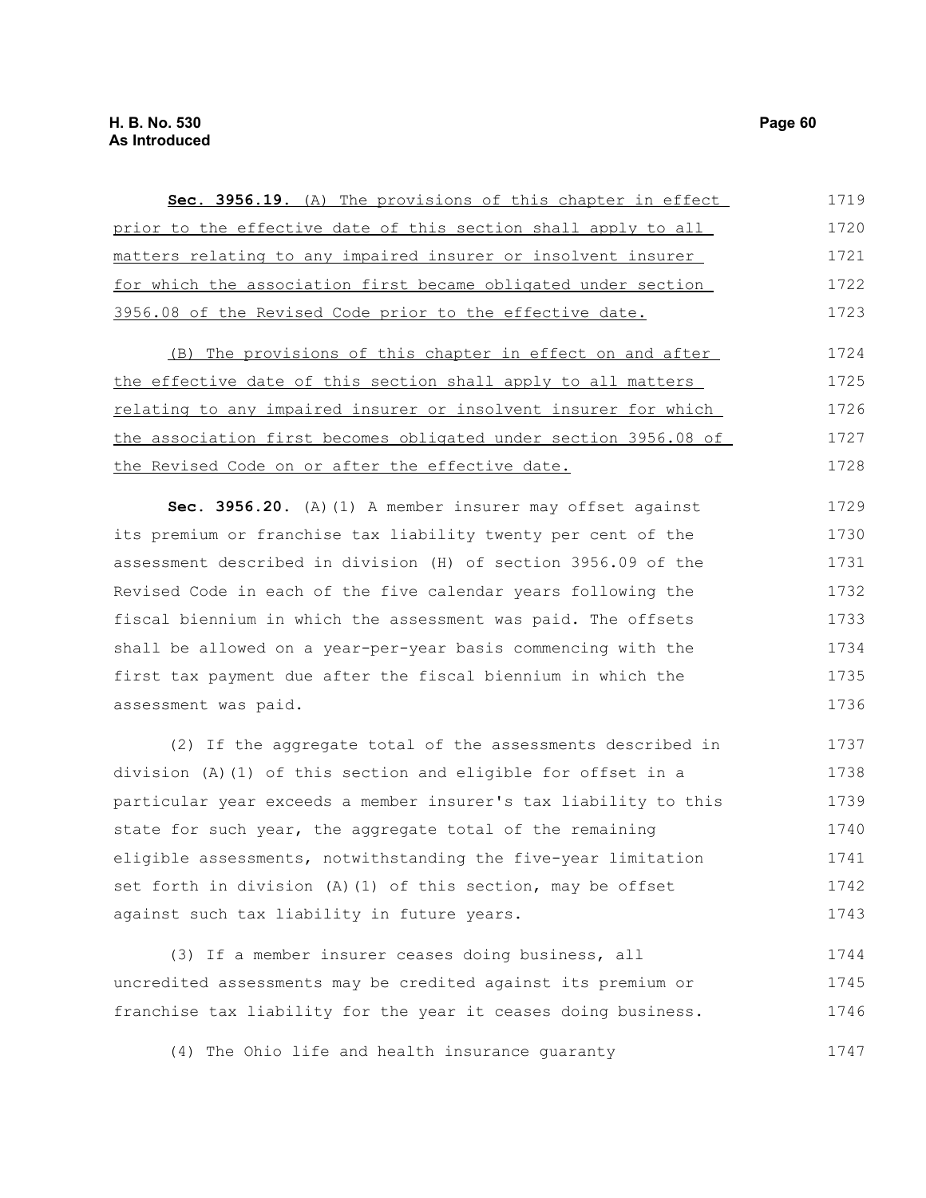**Sec. 3956.19.** (A) The provisions of this chapter in effect prior to the effective date of this section shall apply to all matters relating to any impaired insurer or insolvent insurer for which the association first became obligated under section 3956.08 of the Revised Code prior to the effective date.

(B) The provisions of this chapter in effect on and after the effective date of this section shall apply to all matters relating to any impaired insurer or insolvent insurer for which the association first becomes obligated under section 3956.08 of the Revised Code on or after the effective date.

**Sec. 3956.20.** (A)(1) A member insurer may offset against its premium or franchise tax liability twenty per cent of the assessment described in division (H) of section 3956.09 of the Revised Code in each of the five calendar years following the fiscal biennium in which the assessment was paid. The offsets shall be allowed on a year-per-year basis commencing with the first tax payment due after the fiscal biennium in which the assessment was paid.

(2) If the aggregate total of the assessments described in division (A)(1) of this section and eligible for offset in a particular year exceeds a member insurer's tax liability to this state for such year, the aggregate total of the remaining eligible assessments, notwithstanding the five-year limitation set forth in division (A)(1) of this section, may be offset against such tax liability in future years.

(3) If a member insurer ceases doing business, all uncredited assessments may be credited against its premium or franchise tax liability for the year it ceases doing business.

(4) The Ohio life and health insurance guaranty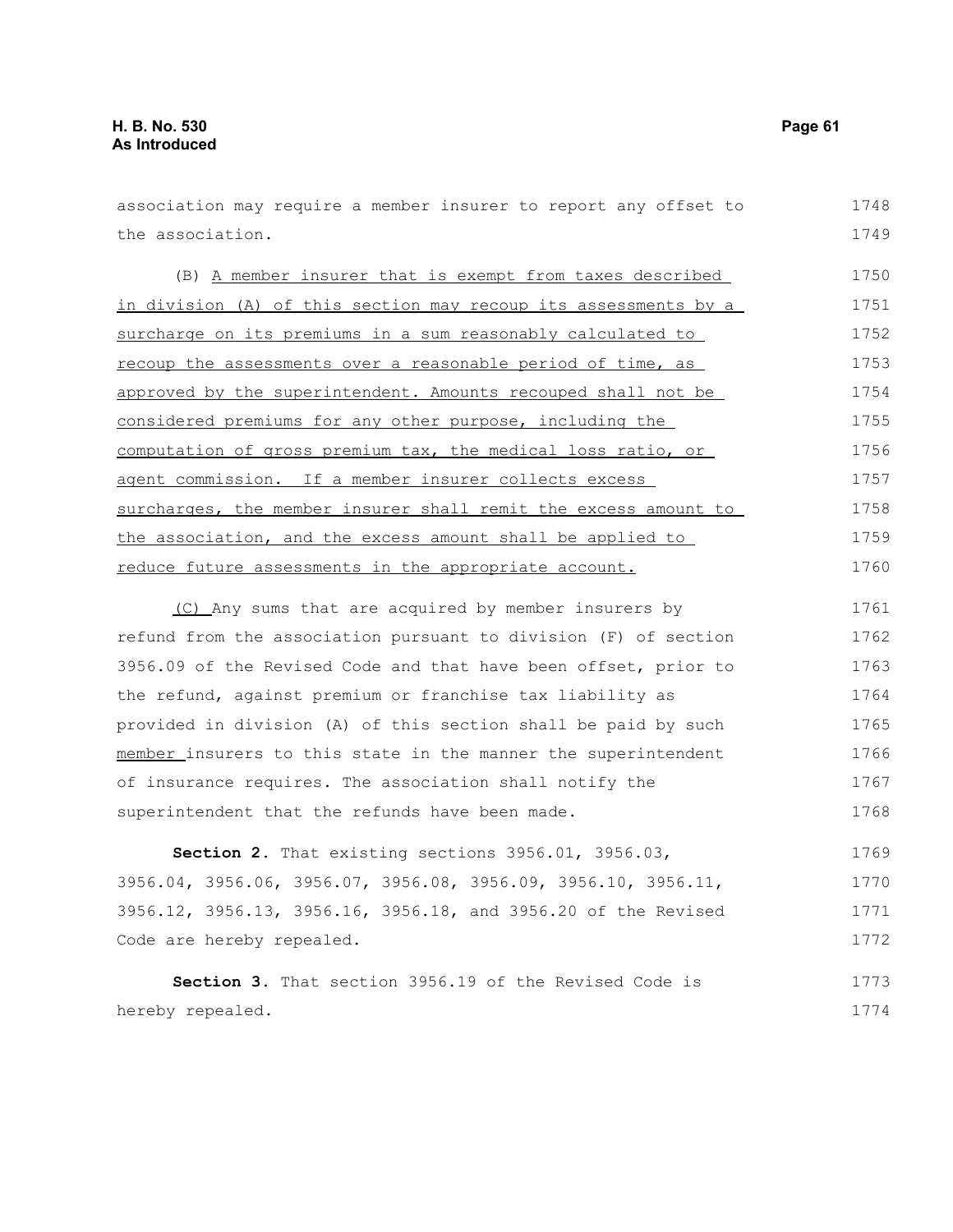association may require a member insurer to report any offset to the association.

(B) A member insurer that is exempt from taxes described in division (A) of this section may recoup its assessments by a surcharge on its premiums in a sum reasonably calculated to recoup the assessments over a reasonable period of time, as approved by the superintendent. Amounts recouped shall not be considered premiums for any other purpose, including the computation of gross premium tax, the medical loss ratio, or agent commission. If a member insurer collects excess surcharges, the member insurer shall remit the excess amount to the association, and the excess amount shall be applied to reduce future assessments in the appropriate account.

(C) Any sums that are acquired by member insurers by refund from the association pursuant to division (F) of section 3956.09 of the Revised Code and that have been offset, prior to the refund, against premium or franchise tax liability as provided in division (A) of this section shall be paid by such member insurers to this state in the manner the superintendent of insurance requires. The association shall notify the superintendent that the refunds have been made.

**Section 2.** That existing sections 3956.01, 3956.03, 3956.04, 3956.06, 3956.07, 3956.08, 3956.09, 3956.10, 3956.11, 3956.12, 3956.13, 3956.16, 3956.18, and 3956.20 of the Revised Code are hereby repealed.

**Section 3.** That section 3956.19 of the Revised Code is hereby repealed.